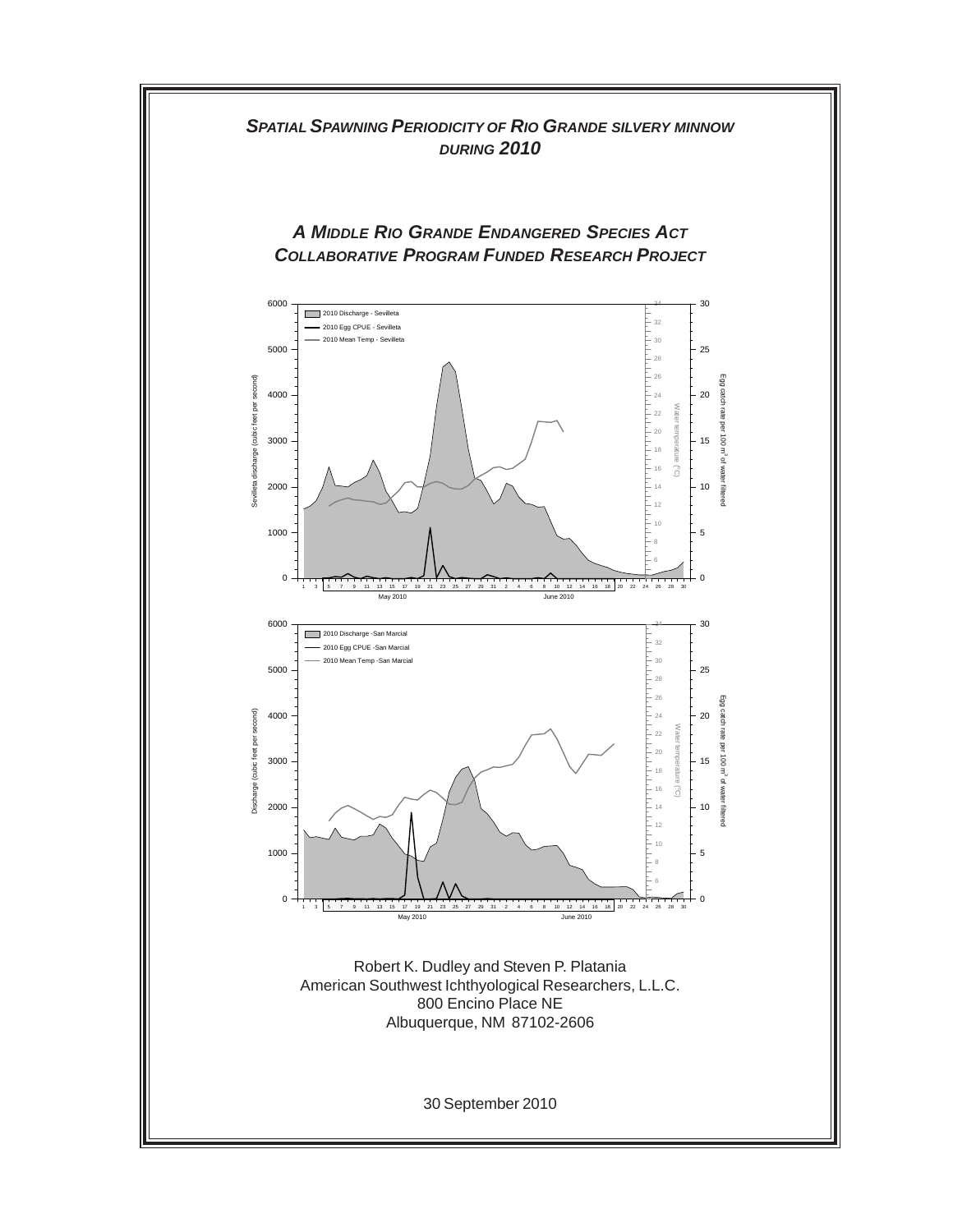# *SPATIAL SPAWNING PERIODICITY OF RIO GRANDE SILVERY MINNOW DURING 2010*

## *A MIDDLE RIO GRANDE ENDANGERED SPECIES ACT COLLABORATIVE PROGRAM FUNDED RESEARCH PROJECT*

Robert K. Dudley and Steven P. Platania
American Southwest Ichthyological Researchers, L.L.C.
800 Encino Place NE
Albuquerque, NM 87102-2606

30 September 2010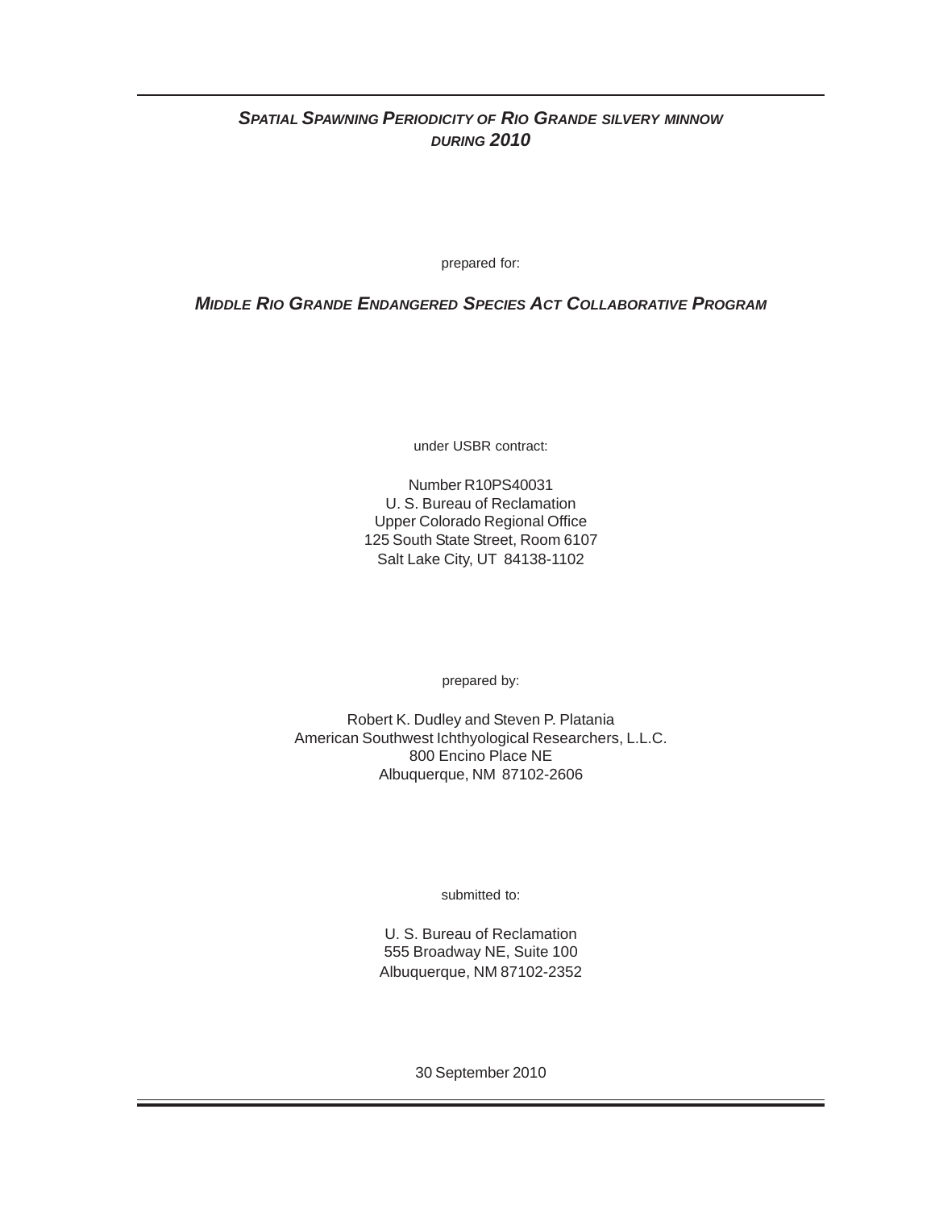# *Spatial Spawning Periodicity of Rio Grande silvery minnow during 2010*

prepared for:

***Middle Rio Grande Endangered Species Act Collaborative Program***

under USBR contract:

Number R10PS40031
U. S. Bureau of Reclamation
Upper Colorado Regional Office
125 South State Street, Room 6107
Salt Lake City, UT 84138-1102

prepared by:

Robert K. Dudley and Steven P. Platania
American Southwest Ichthyological Researchers, L.L.C.
800 Encino Place NE
Albuquerque, NM 87102-2606

submitted to:

U. S. Bureau of Reclamation
555 Broadway NE, Suite 100
Albuquerque, NM 87102-2352

30 September 2010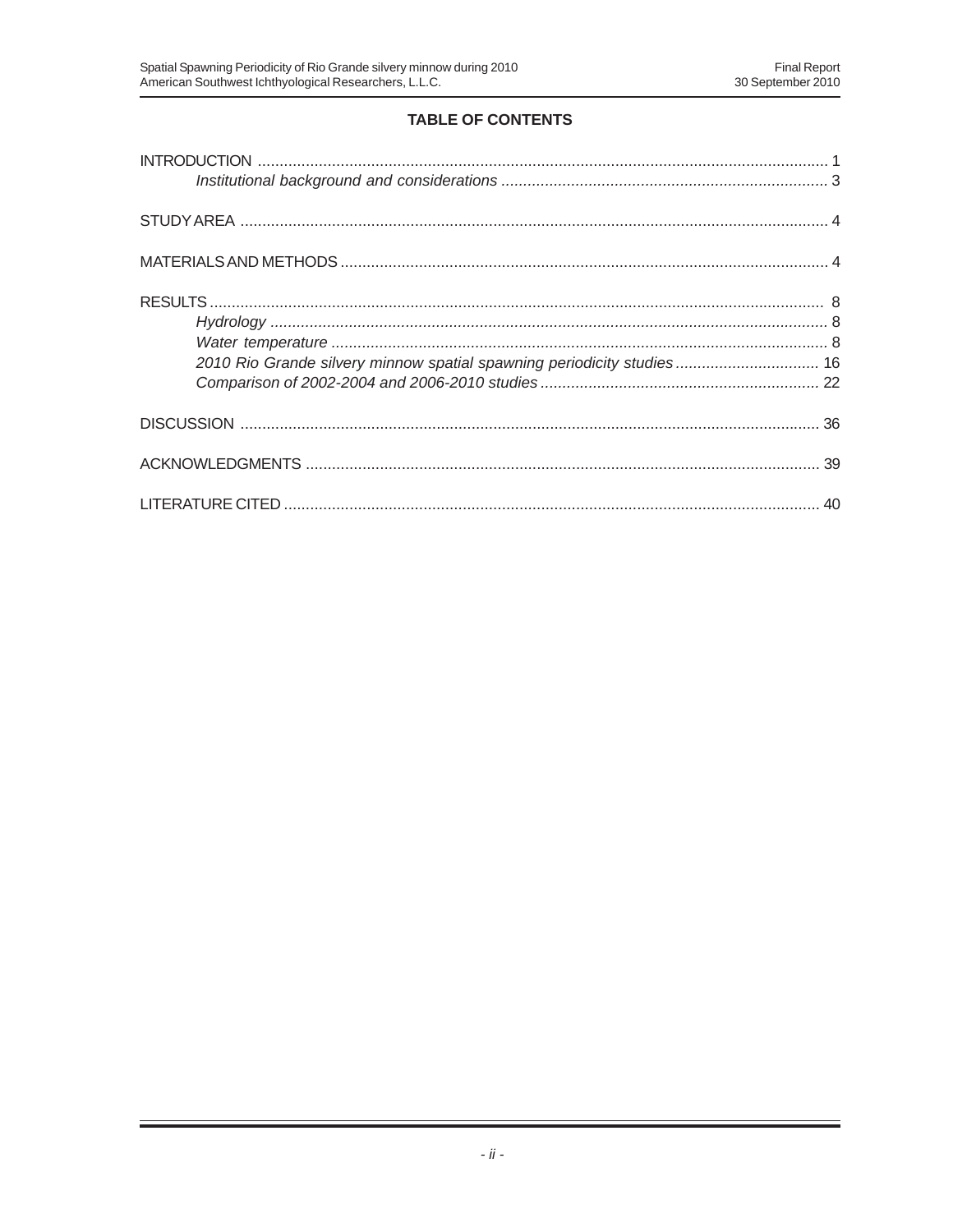## TABLE OF CONTENTS

INTRODUCTION ........ 1
&nbsp;&nbsp;&nbsp;&nbsp;*Institutional background and considerations* ........ 3

STUDY AREA ........ 4

MATERIALS AND METHODS ........ 4

RESULTS ........ 8
&nbsp;&nbsp;&nbsp;&nbsp;*Hydrology* ........ 8
&nbsp;&nbsp;&nbsp;&nbsp;*Water temperature* ........ 8
&nbsp;&nbsp;&nbsp;&nbsp;*2010 Rio Grande silvery minnow spatial spawning periodicity studies* ........ 16
&nbsp;&nbsp;&nbsp;&nbsp;*Comparison of 2002-2004 and 2006-2010 studies* ........ 22

DISCUSSION ........ 36

ACKNOWLEDGMENTS ........ 39

LITERATURE CITED ........ 40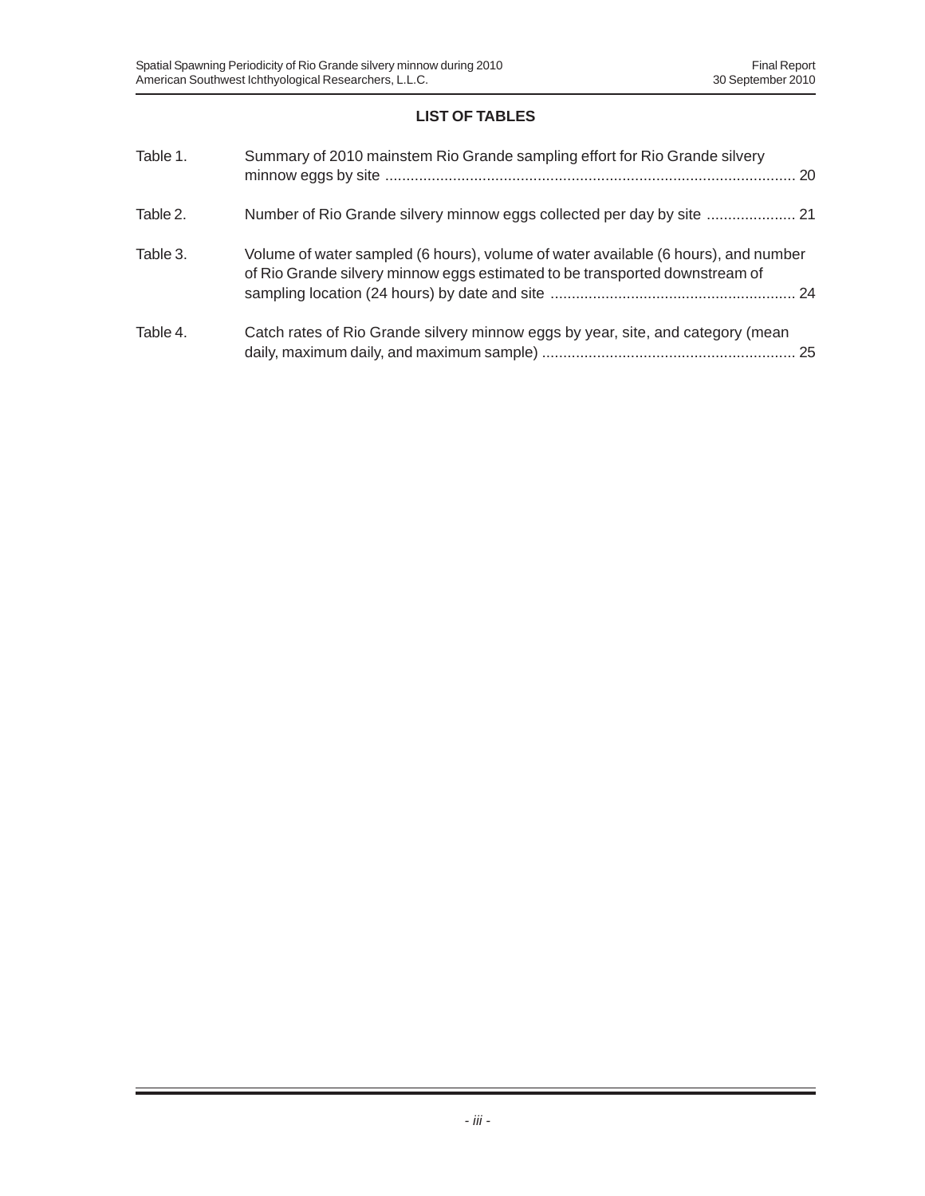## LIST OF TABLES

| | | |
|---|---|---|
| Table 1. | Summary of 2010 mainstem Rio Grande sampling effort for Rio Grande silvery minnow eggs by site | 20 |
| Table 2. | Number of Rio Grande silvery minnow eggs collected per day by site | 21 |
| Table 3. | Volume of water sampled (6 hours), volume of water available (6 hours), and number of Rio Grande silvery minnow eggs estimated to be transported downstream of sampling location (24 hours) by date and site | 24 |
| Table 4. | Catch rates of Rio Grande silvery minnow eggs by year, site, and category (mean daily, maximum daily, and maximum sample) | 25 |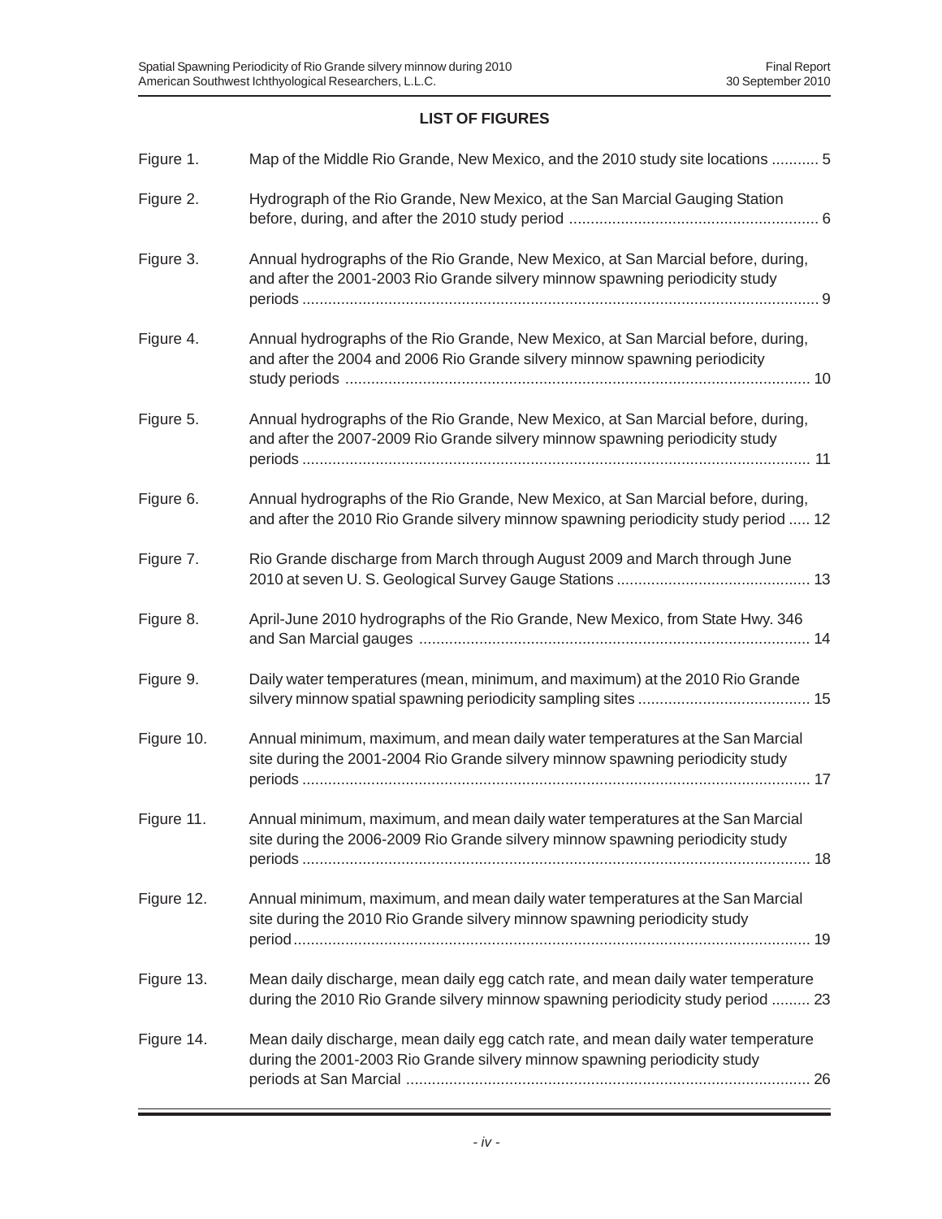## LIST OF FIGURES

| | | |
|---|---|---|
| Figure 1. | Map of the Middle Rio Grande, New Mexico, and the 2010 study site locations | 5 |
| Figure 2. | Hydrograph of the Rio Grande, New Mexico, at the San Marcial Gauging Station before, during, and after the 2010 study period | 6 |
| Figure 3. | Annual hydrographs of the Rio Grande, New Mexico, at San Marcial before, during, and after the 2001-2003 Rio Grande silvery minnow spawning periodicity study periods | 9 |
| Figure 4. | Annual hydrographs of the Rio Grande, New Mexico, at San Marcial before, during, and after the 2004 and 2006 Rio Grande silvery minnow spawning periodicity study periods | 10 |
| Figure 5. | Annual hydrographs of the Rio Grande, New Mexico, at San Marcial before, during, and after the 2007-2009 Rio Grande silvery minnow spawning periodicity study periods | 11 |
| Figure 6. | Annual hydrographs of the Rio Grande, New Mexico, at San Marcial before, during, and after the 2010 Rio Grande silvery minnow spawning periodicity study period | 12 |
| Figure 7. | Rio Grande discharge from March through August 2009 and March through June 2010 at seven U. S. Geological Survey Gauge Stations | 13 |
| Figure 8. | April-June 2010 hydrographs of the Rio Grande, New Mexico, from State Hwy. 346 and San Marcial gauges | 14 |
| Figure 9. | Daily water temperatures (mean, minimum, and maximum) at the 2010 Rio Grande silvery minnow spatial spawning periodicity sampling sites | 15 |
| Figure 10. | Annual minimum, maximum, and mean daily water temperatures at the San Marcial site during the 2001-2004 Rio Grande silvery minnow spawning periodicity study periods | 17 |
| Figure 11. | Annual minimum, maximum, and mean daily water temperatures at the San Marcial site during the 2006-2009 Rio Grande silvery minnow spawning periodicity study periods | 18 |
| Figure 12. | Annual minimum, maximum, and mean daily water temperatures at the San Marcial site during the 2010 Rio Grande silvery minnow spawning periodicity study period | 19 |
| Figure 13. | Mean daily discharge, mean daily egg catch rate, and mean daily water temperature during the 2010 Rio Grande silvery minnow spawning periodicity study period | 23 |
| Figure 14. | Mean daily discharge, mean daily egg catch rate, and mean daily water temperature during the 2001-2003 Rio Grande silvery minnow spawning periodicity study periods at San Marcial | 26 |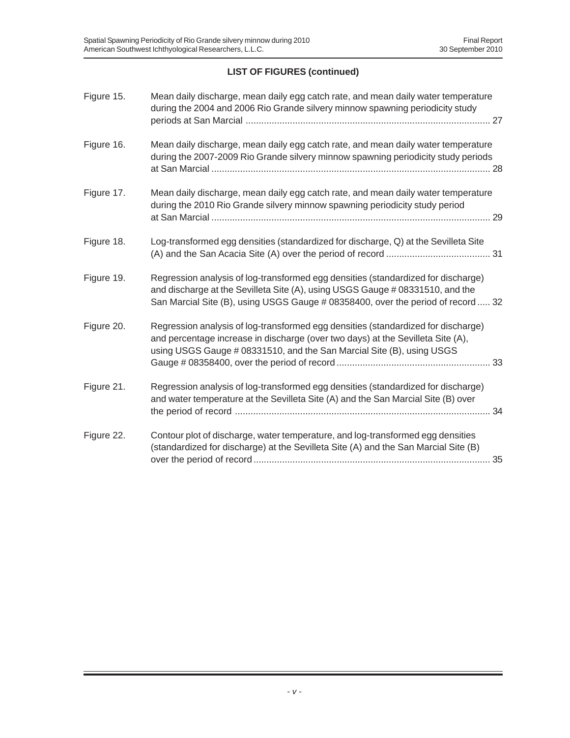## LIST OF FIGURES (continued)

Figure 15. Mean daily discharge, mean daily egg catch rate, and mean daily water temperature during the 2004 and 2006 Rio Grande silvery minnow spawning periodicity study periods at San Marcial .............................................................................................. 27

Figure 16. Mean daily discharge, mean daily egg catch rate, and mean daily water temperature during the 2007-2009 Rio Grande silvery minnow spawning periodicity study periods at San Marcial ........................................................................................................... 28

Figure 17. Mean daily discharge, mean daily egg catch rate, and mean daily water temperature during the 2010 Rio Grande silvery minnow spawning periodicity study period at San Marcial ........................................................................................................... 29

Figure 18. Log-transformed egg densities (standardized for discharge, Q) at the Sevilleta Site (A) and the San Acacia Site (A) over the period of record ........................................ 31

Figure 19. Regression analysis of log-transformed egg densities (standardized for discharge) and discharge at the Sevilleta Site (A), using USGS Gauge # 08331510, and the San Marcial Site (B), using USGS Gauge # 08358400, over the period of record ..... 32

Figure 20. Regression analysis of log-transformed egg densities (standardized for discharge) and percentage increase in discharge (over two days) at the Sevilleta Site (A), using USGS Gauge # 08331510, and the San Marcial Site (B), using USGS Gauge # 08358400, over the period of record ........................................................... 33

Figure 21. Regression analysis of log-transformed egg densities (standardized for discharge) and water temperature at the Sevilleta Site (A) and the San Marcial Site (B) over the period of record .................................................................................................. 34

Figure 22. Contour plot of discharge, water temperature, and log-transformed egg densities (standardized for discharge) at the Sevilleta Site (A) and the San Marcial Site (B) over the period of record ........................................................................................... 35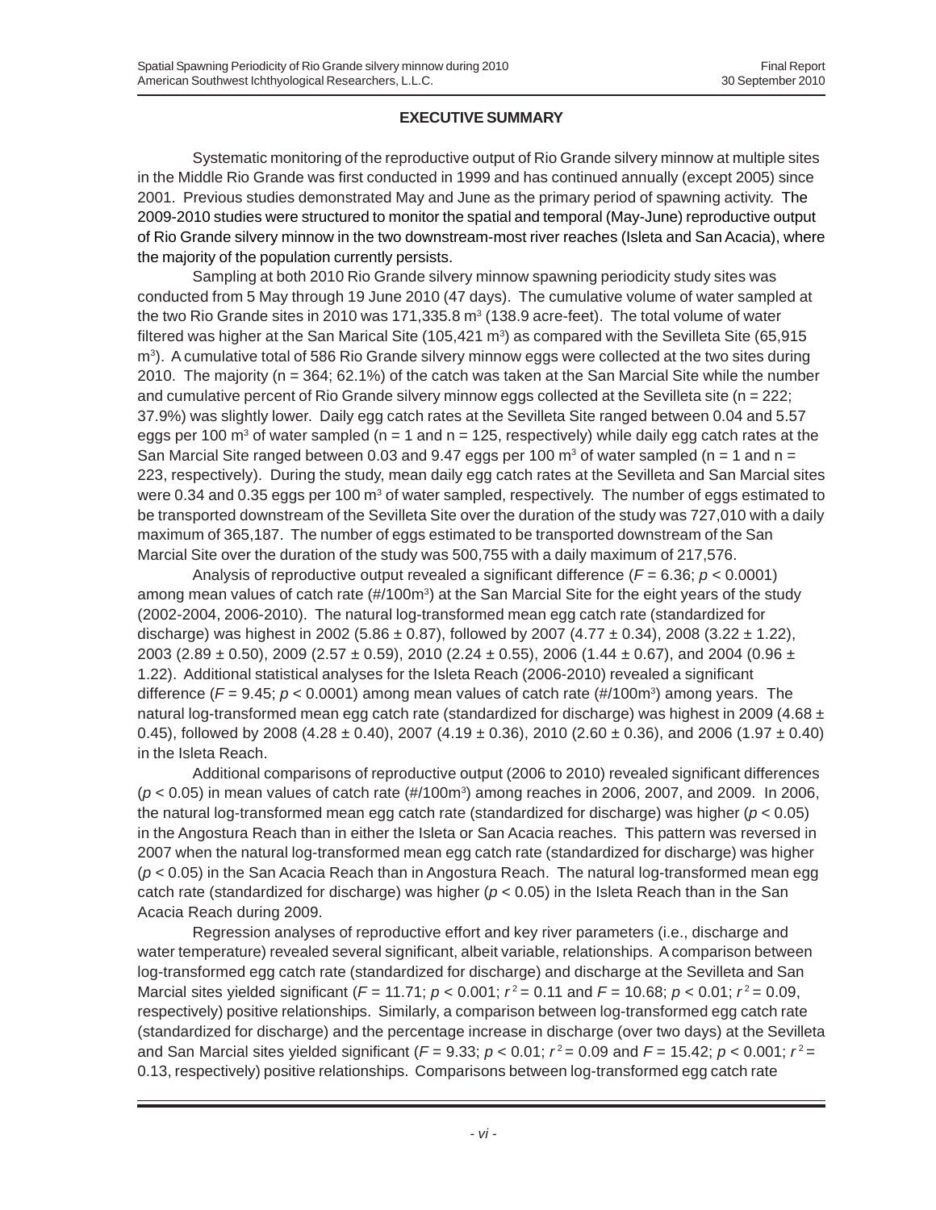## EXECUTIVE SUMMARY

Systematic monitoring of the reproductive output of Rio Grande silvery minnow at multiple sites in the Middle Rio Grande was first conducted in 1999 and has continued annually (except 2005) since 2001. Previous studies demonstrated May and June as the primary period of spawning activity. The 2009-2010 studies were structured to monitor the spatial and temporal (May-June) reproductive output of Rio Grande silvery minnow in the two downstream-most river reaches (Isleta and San Acacia), where the majority of the population currently persists.

Sampling at both 2010 Rio Grande silvery minnow spawning periodicity study sites was conducted from 5 May through 19 June 2010 (47 days). The cumulative volume of water sampled at the two Rio Grande sites in 2010 was 171,335.8 $m^3$ (138.9 acre-feet). The total volume of water filtered was higher at the San Marical Site (105,421 $m^3$) as compared with the Sevilleta Site (65,915 $m^3$). A cumulative total of 586 Rio Grande silvery minnow eggs were collected at the two sites during 2010. The majority (n = 364; 62.1%) of the catch was taken at the San Marcial Site while the number and cumulative percent of Rio Grande silvery minnow eggs collected at the Sevilleta site (n = 222; 37.9%) was slightly lower. Daily egg catch rates at the Sevilleta Site ranged between 0.04 and 5.57 eggs per 100 $m^3$ of water sampled (n = 1 and n = 125, respectively) while daily egg catch rates at the San Marcial Site ranged between 0.03 and 9.47 eggs per 100 $m^3$ of water sampled (n = 1 and n = 223, respectively). During the study, mean daily egg catch rates at the Sevilleta and San Marcial sites were 0.34 and 0.35 eggs per 100 $m^3$ of water sampled, respectively. The number of eggs estimated to be transported downstream of the Sevilleta Site over the duration of the study was 727,010 with a daily maximum of 365,187. The number of eggs estimated to be transported downstream of the San Marcial Site over the duration of the study was 500,755 with a daily maximum of 217,576.

Analysis of reproductive output revealed a significant difference ($F = 6.36$; $p < 0.0001$) among mean values of catch rate (#/100$m^3$) at the San Marcial Site for the eight years of the study (2002-2004, 2006-2010). The natural log-transformed mean egg catch rate (standardized for discharge) was highest in 2002 (5.86 ± 0.87), followed by 2007 (4.77 ± 0.34), 2008 (3.22 ± 1.22), 2003 (2.89 ± 0.50), 2009 (2.57 ± 0.59), 2010 (2.24 ± 0.55), 2006 (1.44 ± 0.67), and 2004 (0.96 ± 1.22). Additional statistical analyses for the Isleta Reach (2006-2010) revealed a significant difference ($F = 9.45$; $p < 0.0001$) among mean values of catch rate (#/100$m^3$) among years. The natural log-transformed mean egg catch rate (standardized for discharge) was highest in 2009 (4.68 ± 0.45), followed by 2008 (4.28 ± 0.40), 2007 (4.19 ± 0.36), 2010 (2.60 ± 0.36), and 2006 (1.97 ± 0.40) in the Isleta Reach.

Additional comparisons of reproductive output (2006 to 2010) revealed significant differences ($p < 0.05$) in mean values of catch rate (#/100$m^3$) among reaches in 2006, 2007, and 2009. In 2006, the natural log-transformed mean egg catch rate (standardized for discharge) was higher ($p < 0.05$) in the Angostura Reach than in either the Isleta or San Acacia reaches. This pattern was reversed in 2007 when the natural log-transformed mean egg catch rate (standardized for discharge) was higher ($p < 0.05$) in the San Acacia Reach than in Angostura Reach. The natural log-transformed mean egg catch rate (standardized for discharge) was higher ($p < 0.05$) in the Isleta Reach than in the San Acacia Reach during 2009.

Regression analyses of reproductive effort and key river parameters (i.e., discharge and water temperature) revealed several significant, albeit variable, relationships. A comparison between log-transformed egg catch rate (standardized for discharge) and discharge at the Sevilleta and San Marcial sites yielded significant ($F = 11.71$; $p < 0.001$; $r^2 = 0.11$ and $F = 10.68$; $p < 0.01$; $r^2 = 0.09$, respectively) positive relationships. Similarly, a comparison between log-transformed egg catch rate (standardized for discharge) and the percentage increase in discharge (over two days) at the Sevilleta and San Marcial sites yielded significant ($F = 9.33$; $p < 0.01$; $r^2 = 0.09$ and $F = 15.42$; $p < 0.001$; $r^2 = 0.13$, respectively) positive relationships. Comparisons between log-transformed egg catch rate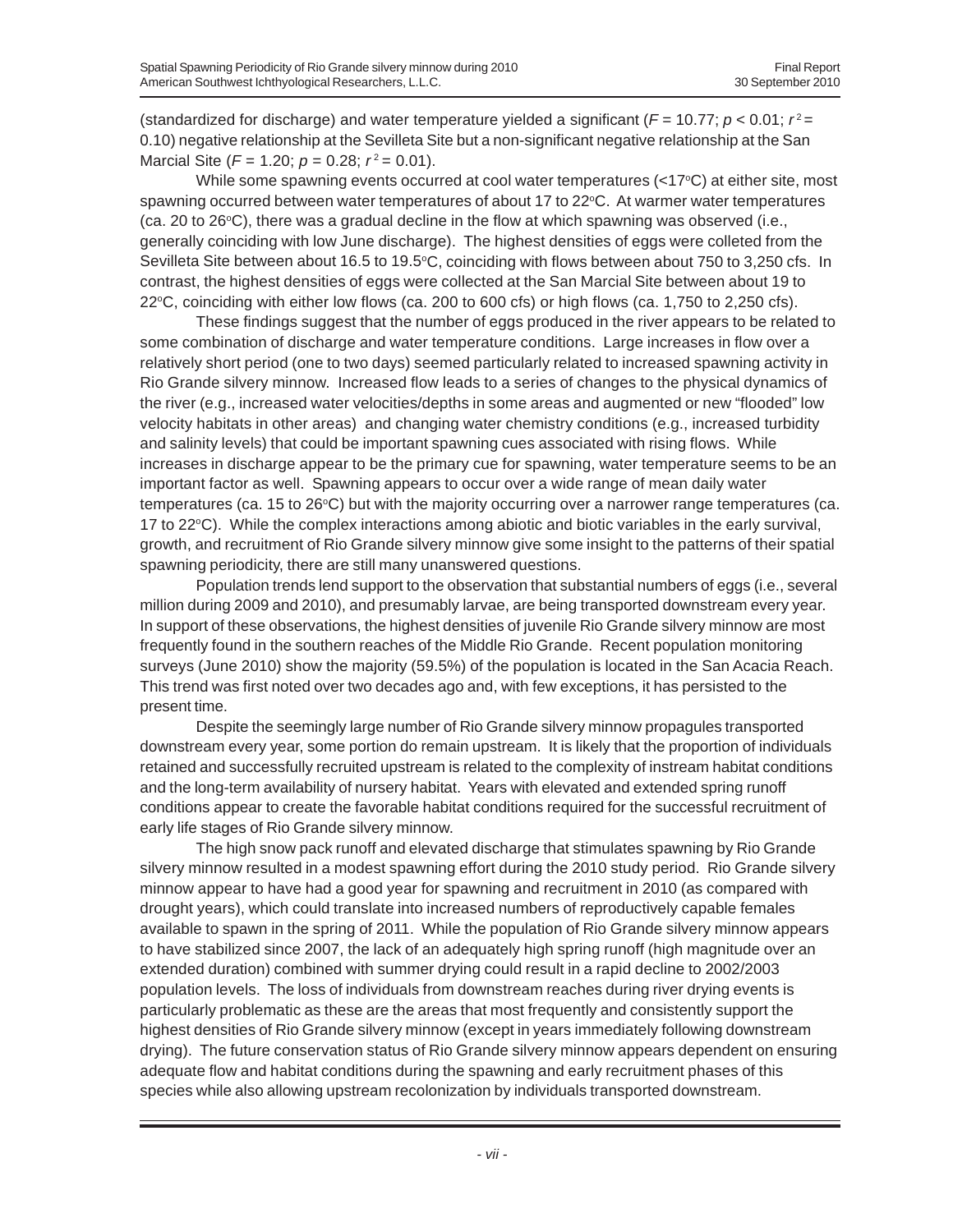(standardized for discharge) and water temperature yielded a significant ($F = 10.77$; $p < 0.01$; $r^2 = 0.10$) negative relationship at the Sevilleta Site but a non-significant negative relationship at the San Marcial Site ($F = 1.20$; $p = 0.28$; $r^2 = 0.01$).

While some spawning events occurred at cool water temperatures (<17°C) at either site, most spawning occurred between water temperatures of about 17 to 22°C. At warmer water temperatures (ca. 20 to 26°C), there was a gradual decline in the flow at which spawning was observed (i.e., generally coinciding with low June discharge). The highest densities of eggs were colleted from the Sevilleta Site between about 16.5 to 19.5°C, coinciding with flows between about 750 to 3,250 cfs. In contrast, the highest densities of eggs were collected at the San Marcial Site between about 19 to 22°C, coinciding with either low flows (ca. 200 to 600 cfs) or high flows (ca. 1,750 to 2,250 cfs).

These findings suggest that the number of eggs produced in the river appears to be related to some combination of discharge and water temperature conditions. Large increases in flow over a relatively short period (one to two days) seemed particularly related to increased spawning activity in Rio Grande silvery minnow. Increased flow leads to a series of changes to the physical dynamics of the river (e.g., increased water velocities/depths in some areas and augmented or new "flooded" low velocity habitats in other areas) and changing water chemistry conditions (e.g., increased turbidity and salinity levels) that could be important spawning cues associated with rising flows. While increases in discharge appear to be the primary cue for spawning, water temperature seems to be an important factor as well. Spawning appears to occur over a wide range of mean daily water temperatures (ca. 15 to 26°C) but with the majority occurring over a narrower range temperatures (ca. 17 to 22°C). While the complex interactions among abiotic and biotic variables in the early survival, growth, and recruitment of Rio Grande silvery minnow give some insight to the patterns of their spatial spawning periodicity, there are still many unanswered questions.

Population trends lend support to the observation that substantial numbers of eggs (i.e., several million during 2009 and 2010), and presumably larvae, are being transported downstream every year. In support of these observations, the highest densities of juvenile Rio Grande silvery minnow are most frequently found in the southern reaches of the Middle Rio Grande. Recent population monitoring surveys (June 2010) show the majority (59.5%) of the population is located in the San Acacia Reach. This trend was first noted over two decades ago and, with few exceptions, it has persisted to the present time.

Despite the seemingly large number of Rio Grande silvery minnow propagules transported downstream every year, some portion do remain upstream. It is likely that the proportion of individuals retained and successfully recruited upstream is related to the complexity of instream habitat conditions and the long-term availability of nursery habitat. Years with elevated and extended spring runoff conditions appear to create the favorable habitat conditions required for the successful recruitment of early life stages of Rio Grande silvery minnow.

The high snow pack runoff and elevated discharge that stimulates spawning by Rio Grande silvery minnow resulted in a modest spawning effort during the 2010 study period. Rio Grande silvery minnow appear to have had a good year for spawning and recruitment in 2010 (as compared with drought years), which could translate into increased numbers of reproductively capable females available to spawn in the spring of 2011. While the population of Rio Grande silvery minnow appears to have stabilized since 2007, the lack of an adequately high spring runoff (high magnitude over an extended duration) combined with summer drying could result in a rapid decline to 2002/2003 population levels. The loss of individuals from downstream reaches during river drying events is particularly problematic as these are the areas that most frequently and consistently support the highest densities of Rio Grande silvery minnow (except in years immediately following downstream drying). The future conservation status of Rio Grande silvery minnow appears dependent on ensuring adequate flow and habitat conditions during the spawning and early recruitment phases of this species while also allowing upstream recolonization by individuals transported downstream.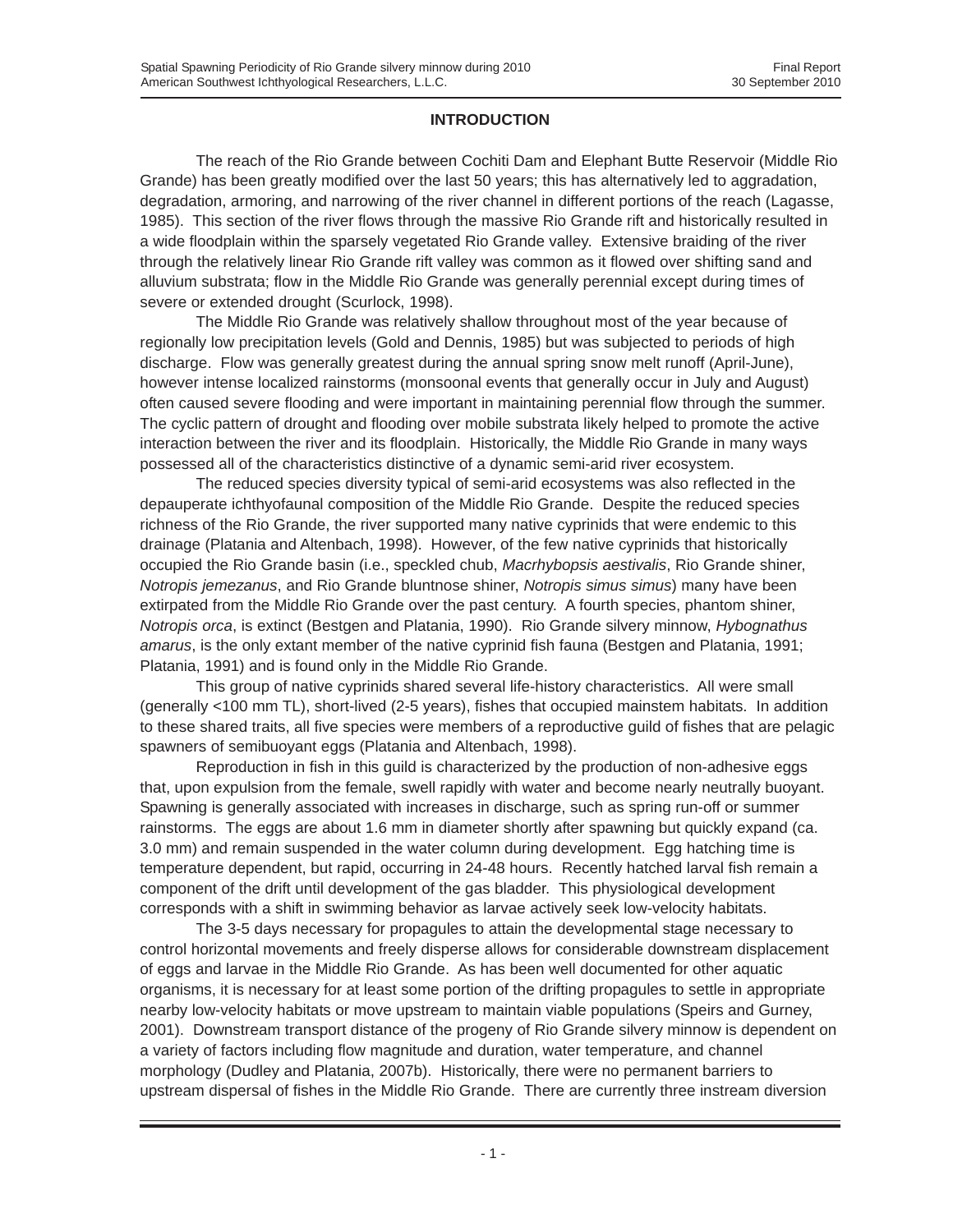## INTRODUCTION

The reach of the Rio Grande between Cochiti Dam and Elephant Butte Reservoir (Middle Rio Grande) has been greatly modified over the last 50 years; this has alternatively led to aggradation, degradation, armoring, and narrowing of the river channel in different portions of the reach (Lagasse, 1985). This section of the river flows through the massive Rio Grande rift and historically resulted in a wide floodplain within the sparsely vegetated Rio Grande valley. Extensive braiding of the river through the relatively linear Rio Grande rift valley was common as it flowed over shifting sand and alluvium substrata; flow in the Middle Rio Grande was generally perennial except during times of severe or extended drought (Scurlock, 1998).

The Middle Rio Grande was relatively shallow throughout most of the year because of regionally low precipitation levels (Gold and Dennis, 1985) but was subjected to periods of high discharge. Flow was generally greatest during the annual spring snow melt runoff (April-June), however intense localized rainstorms (monsoonal events that generally occur in July and August) often caused severe flooding and were important in maintaining perennial flow through the summer. The cyclic pattern of drought and flooding over mobile substrata likely helped to promote the active interaction between the river and its floodplain. Historically, the Middle Rio Grande in many ways possessed all of the characteristics distinctive of a dynamic semi-arid river ecosystem.

The reduced species diversity typical of semi-arid ecosystems was also reflected in the depauperate ichthyofaunal composition of the Middle Rio Grande. Despite the reduced species richness of the Rio Grande, the river supported many native cyprinids that were endemic to this drainage (Platania and Altenbach, 1998). However, of the few native cyprinids that historically occupied the Rio Grande basin (i.e., speckled chub, *Macrhybopsis aestivalis*, Rio Grande shiner, *Notropis jemezanus*, and Rio Grande bluntnose shiner, *Notropis simus simus*) many have been extirpated from the Middle Rio Grande over the past century. A fourth species, phantom shiner, *Notropis orca*, is extinct (Bestgen and Platania, 1990). Rio Grande silvery minnow, *Hybognathus amarus*, is the only extant member of the native cyprinid fish fauna (Bestgen and Platania, 1991; Platania, 1991) and is found only in the Middle Rio Grande.

This group of native cyprinids shared several life-history characteristics. All were small (generally <100 mm TL), short-lived (2-5 years), fishes that occupied mainstem habitats. In addition to these shared traits, all five species were members of a reproductive guild of fishes that are pelagic spawners of semibuoyant eggs (Platania and Altenbach, 1998).

Reproduction in fish in this guild is characterized by the production of non-adhesive eggs that, upon expulsion from the female, swell rapidly with water and become nearly neutrally buoyant. Spawning is generally associated with increases in discharge, such as spring run-off or summer rainstorms. The eggs are about 1.6 mm in diameter shortly after spawning but quickly expand (ca. 3.0 mm) and remain suspended in the water column during development. Egg hatching time is temperature dependent, but rapid, occurring in 24-48 hours. Recently hatched larval fish remain a component of the drift until development of the gas bladder. This physiological development corresponds with a shift in swimming behavior as larvae actively seek low-velocity habitats.

The 3-5 days necessary for propagules to attain the developmental stage necessary to control horizontal movements and freely disperse allows for considerable downstream displacement of eggs and larvae in the Middle Rio Grande. As has been well documented for other aquatic organisms, it is necessary for at least some portion of the drifting propagules to settle in appropriate nearby low-velocity habitats or move upstream to maintain viable populations (Speirs and Gurney, 2001). Downstream transport distance of the progeny of Rio Grande silvery minnow is dependent on a variety of factors including flow magnitude and duration, water temperature, and channel morphology (Dudley and Platania, 2007b). Historically, there were no permanent barriers to upstream dispersal of fishes in the Middle Rio Grande. There are currently three instream diversion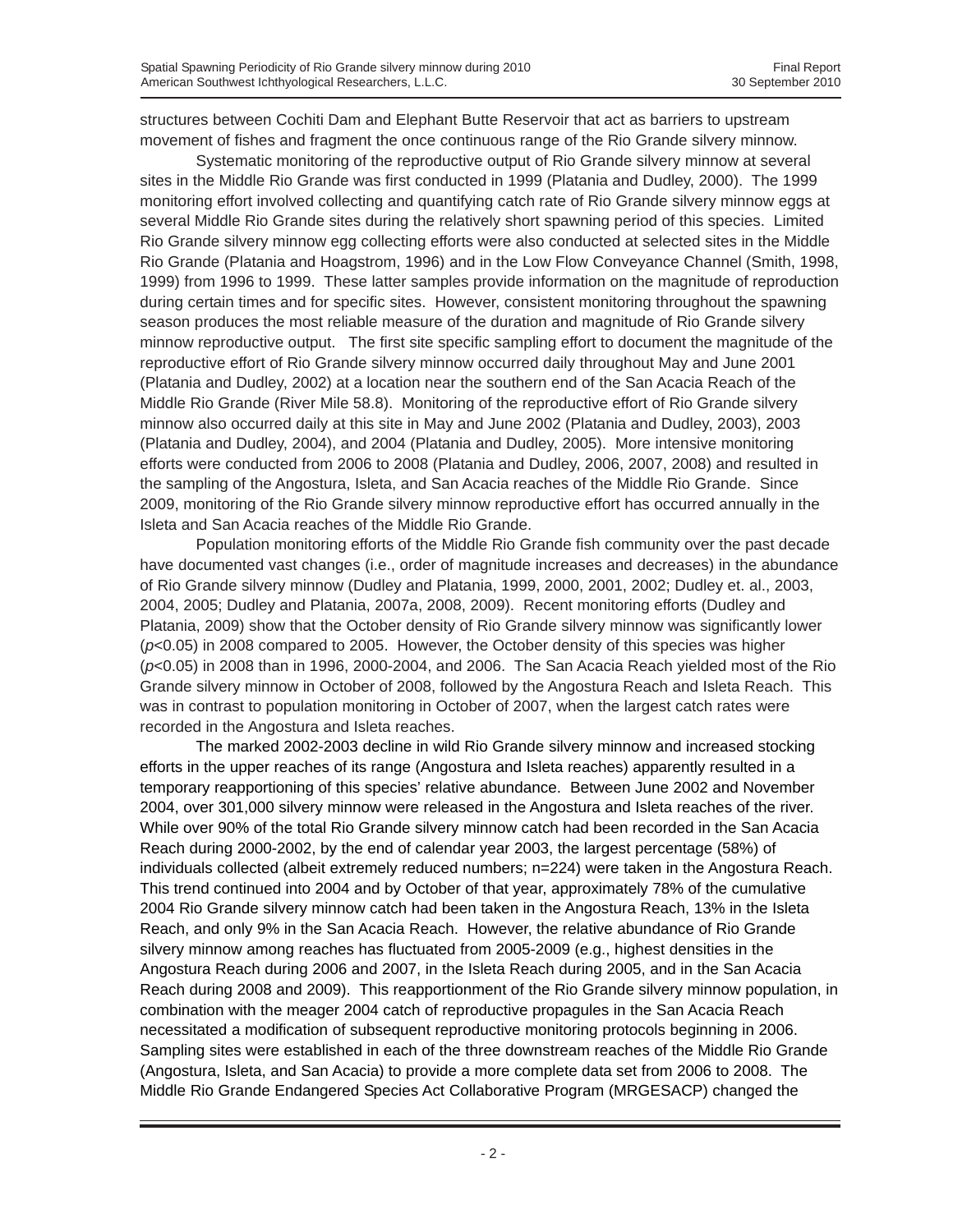structures between Cochiti Dam and Elephant Butte Reservoir that act as barriers to upstream movement of fishes and fragment the once continuous range of the Rio Grande silvery minnow.

Systematic monitoring of the reproductive output of Rio Grande silvery minnow at several sites in the Middle Rio Grande was first conducted in 1999 (Platania and Dudley, 2000). The 1999 monitoring effort involved collecting and quantifying catch rate of Rio Grande silvery minnow eggs at several Middle Rio Grande sites during the relatively short spawning period of this species. Limited Rio Grande silvery minnow egg collecting efforts were also conducted at selected sites in the Middle Rio Grande (Platania and Hoagstrom, 1996) and in the Low Flow Conveyance Channel (Smith, 1998, 1999) from 1996 to 1999. These latter samples provide information on the magnitude of reproduction during certain times and for specific sites. However, consistent monitoring throughout the spawning season produces the most reliable measure of the duration and magnitude of Rio Grande silvery minnow reproductive output. The first site specific sampling effort to document the magnitude of the reproductive effort of Rio Grande silvery minnow occurred daily throughout May and June 2001 (Platania and Dudley, 2002) at a location near the southern end of the San Acacia Reach of the Middle Rio Grande (River Mile 58.8). Monitoring of the reproductive effort of Rio Grande silvery minnow also occurred daily at this site in May and June 2002 (Platania and Dudley, 2003), 2003 (Platania and Dudley, 2004), and 2004 (Platania and Dudley, 2005). More intensive monitoring efforts were conducted from 2006 to 2008 (Platania and Dudley, 2006, 2007, 2008) and resulted in the sampling of the Angostura, Isleta, and San Acacia reaches of the Middle Rio Grande. Since 2009, monitoring of the Rio Grande silvery minnow reproductive effort has occurred annually in the Isleta and San Acacia reaches of the Middle Rio Grande.

Population monitoring efforts of the Middle Rio Grande fish community over the past decade have documented vast changes (i.e., order of magnitude increases and decreases) in the abundance of Rio Grande silvery minnow (Dudley and Platania, 1999, 2000, 2001, 2002; Dudley et. al., 2003, 2004, 2005; Dudley and Platania, 2007a, 2008, 2009). Recent monitoring efforts (Dudley and Platania, 2009) show that the October density of Rio Grande silvery minnow was significantly lower ($p$<0.05) in 2008 compared to 2005. However, the October density of this species was higher ($p$<0.05) in 2008 than in 1996, 2000-2004, and 2006. The San Acacia Reach yielded most of the Rio Grande silvery minnow in October of 2008, followed by the Angostura Reach and Isleta Reach. This was in contrast to population monitoring in October of 2007, when the largest catch rates were recorded in the Angostura and Isleta reaches.

The marked 2002-2003 decline in wild Rio Grande silvery minnow and increased stocking efforts in the upper reaches of its range (Angostura and Isleta reaches) apparently resulted in a temporary reapportioning of this species' relative abundance. Between June 2002 and November 2004, over 301,000 silvery minnow were released in the Angostura and Isleta reaches of the river. While over 90% of the total Rio Grande silvery minnow catch had been recorded in the San Acacia Reach during 2000-2002, by the end of calendar year 2003, the largest percentage (58%) of individuals collected (albeit extremely reduced numbers; n=224) were taken in the Angostura Reach. This trend continued into 2004 and by October of that year, approximately 78% of the cumulative 2004 Rio Grande silvery minnow catch had been taken in the Angostura Reach, 13% in the Isleta Reach, and only 9% in the San Acacia Reach. However, the relative abundance of Rio Grande silvery minnow among reaches has fluctuated from 2005-2009 (e.g., highest densities in the Angostura Reach during 2006 and 2007, in the Isleta Reach during 2005, and in the San Acacia Reach during 2008 and 2009). This reapportionment of the Rio Grande silvery minnow population, in combination with the meager 2004 catch of reproductive propagules in the San Acacia Reach necessitated a modification of subsequent reproductive monitoring protocols beginning in 2006. Sampling sites were established in each of the three downstream reaches of the Middle Rio Grande (Angostura, Isleta, and San Acacia) to provide a more complete data set from 2006 to 2008. The Middle Rio Grande Endangered Species Act Collaborative Program (MRGESACP) changed the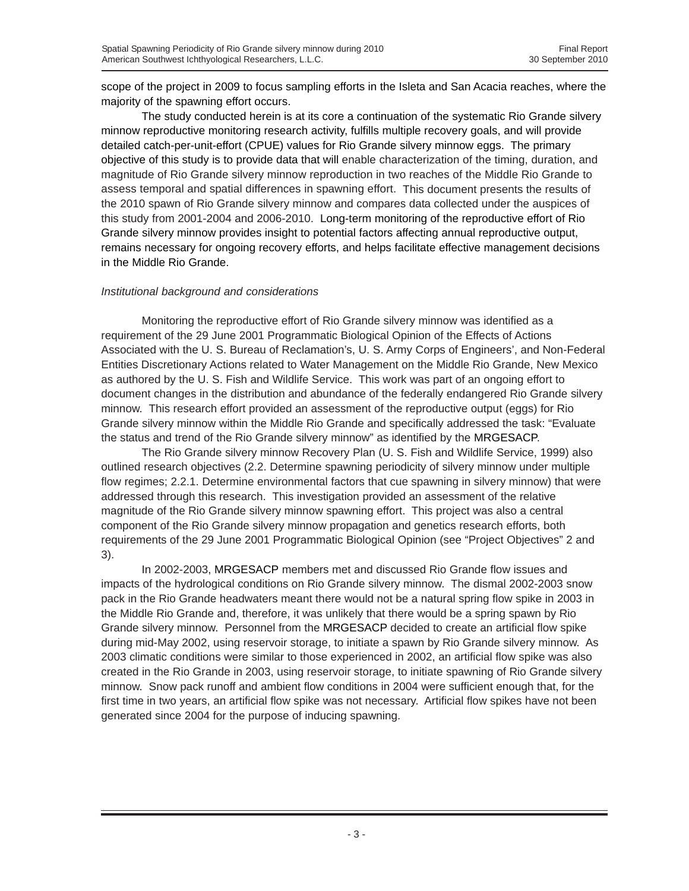scope of the project in 2009 to focus sampling efforts in the Isleta and San Acacia reaches, where the majority of the spawning effort occurs.

The study conducted herein is at its core a continuation of the systematic Rio Grande silvery minnow reproductive monitoring research activity, fulfills multiple recovery goals, and will provide detailed catch-per-unit-effort (CPUE) values for Rio Grande silvery minnow eggs. The primary objective of this study is to provide data that will enable characterization of the timing, duration, and magnitude of Rio Grande silvery minnow reproduction in two reaches of the Middle Rio Grande to assess temporal and spatial differences in spawning effort. This document presents the results of the 2010 spawn of Rio Grande silvery minnow and compares data collected under the auspices of this study from 2001-2004 and 2006-2010. Long-term monitoring of the reproductive effort of Rio Grande silvery minnow provides insight to potential factors affecting annual reproductive output, remains necessary for ongoing recovery efforts, and helps facilitate effective management decisions in the Middle Rio Grande.

*Institutional background and considerations*

Monitoring the reproductive effort of Rio Grande silvery minnow was identified as a requirement of the 29 June 2001 Programmatic Biological Opinion of the Effects of Actions Associated with the U. S. Bureau of Reclamation's, U. S. Army Corps of Engineers', and Non-Federal Entities Discretionary Actions related to Water Management on the Middle Rio Grande, New Mexico as authored by the U. S. Fish and Wildlife Service. This work was part of an ongoing effort to document changes in the distribution and abundance of the federally endangered Rio Grande silvery minnow. This research effort provided an assessment of the reproductive output (eggs) for Rio Grande silvery minnow within the Middle Rio Grande and specifically addressed the task: "Evaluate the status and trend of the Rio Grande silvery minnow" as identified by the MRGESACP.

The Rio Grande silvery minnow Recovery Plan (U. S. Fish and Wildlife Service, 1999) also outlined research objectives (2.2. Determine spawning periodicity of silvery minnow under multiple flow regimes; 2.2.1. Determine environmental factors that cue spawning in silvery minnow) that were addressed through this research. This investigation provided an assessment of the relative magnitude of the Rio Grande silvery minnow spawning effort. This project was also a central component of the Rio Grande silvery minnow propagation and genetics research efforts, both requirements of the 29 June 2001 Programmatic Biological Opinion (see "Project Objectives" 2 and 3).

In 2002-2003, MRGESACP members met and discussed Rio Grande flow issues and impacts of the hydrological conditions on Rio Grande silvery minnow. The dismal 2002-2003 snow pack in the Rio Grande headwaters meant there would not be a natural spring flow spike in 2003 in the Middle Rio Grande and, therefore, it was unlikely that there would be a spring spawn by Rio Grande silvery minnow. Personnel from the MRGESACP decided to create an artificial flow spike during mid-May 2002, using reservoir storage, to initiate a spawn by Rio Grande silvery minnow. As 2003 climatic conditions were similar to those experienced in 2002, an artificial flow spike was also created in the Rio Grande in 2003, using reservoir storage, to initiate spawning of Rio Grande silvery minnow. Snow pack runoff and ambient flow conditions in 2004 were sufficient enough that, for the first time in two years, an artificial flow spike was not necessary. Artificial flow spikes have not been generated since 2004 for the purpose of inducing spawning.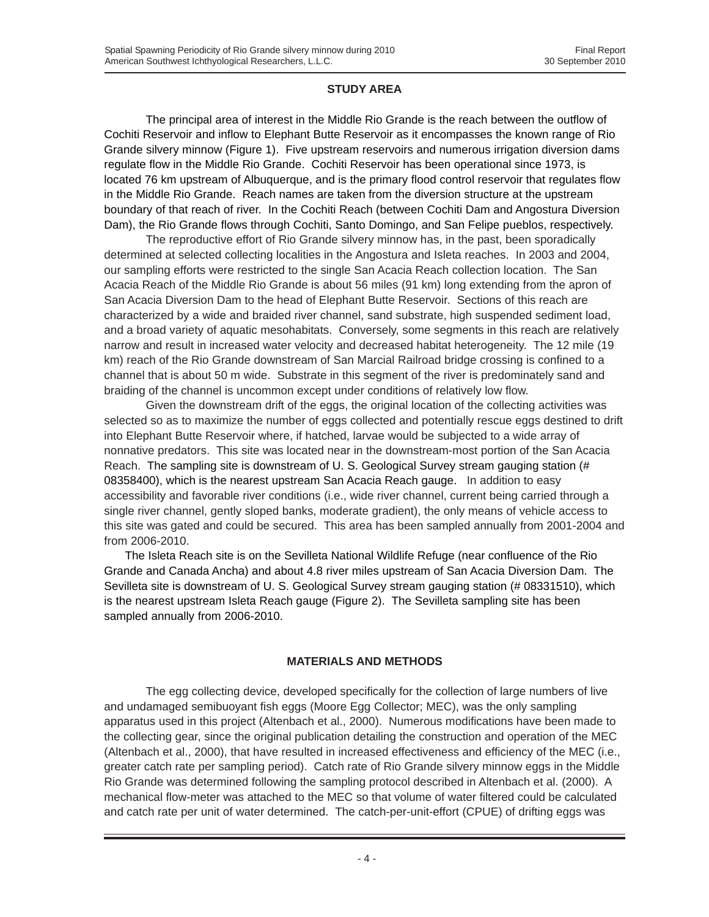## STUDY AREA

The principal area of interest in the Middle Rio Grande is the reach between the outflow of Cochiti Reservoir and inflow to Elephant Butte Reservoir as it encompasses the known range of Rio Grande silvery minnow (Figure 1). Five upstream reservoirs and numerous irrigation diversion dams regulate flow in the Middle Rio Grande. Cochiti Reservoir has been operational since 1973, is located 76 km upstream of Albuquerque, and is the primary flood control reservoir that regulates flow in the Middle Rio Grande. Reach names are taken from the diversion structure at the upstream boundary of that reach of river. In the Cochiti Reach (between Cochiti Dam and Angostura Diversion Dam), the Rio Grande flows through Cochiti, Santo Domingo, and San Felipe pueblos, respectively.

The reproductive effort of Rio Grande silvery minnow has, in the past, been sporadically determined at selected collecting localities in the Angostura and Isleta reaches. In 2003 and 2004, our sampling efforts were restricted to the single San Acacia Reach collection location. The San Acacia Reach of the Middle Rio Grande is about 56 miles (91 km) long extending from the apron of San Acacia Diversion Dam to the head of Elephant Butte Reservoir. Sections of this reach are characterized by a wide and braided river channel, sand substrate, high suspended sediment load, and a broad variety of aquatic mesohabitats. Conversely, some segments in this reach are relatively narrow and result in increased water velocity and decreased habitat heterogeneity. The 12 mile (19 km) reach of the Rio Grande downstream of San Marcial Railroad bridge crossing is confined to a channel that is about 50 m wide. Substrate in this segment of the river is predominately sand and braiding of the channel is uncommon except under conditions of relatively low flow.

Given the downstream drift of the eggs, the original location of the collecting activities was selected so as to maximize the number of eggs collected and potentially rescue eggs destined to drift into Elephant Butte Reservoir where, if hatched, larvae would be subjected to a wide array of nonnative predators. This site was located near in the downstream-most portion of the San Acacia Reach. The sampling site is downstream of U. S. Geological Survey stream gauging station (# 08358400), which is the nearest upstream San Acacia Reach gauge. In addition to easy accessibility and favorable river conditions (i.e., wide river channel, current being carried through a single river channel, gently sloped banks, moderate gradient), the only means of vehicle access to this site was gated and could be secured. This area has been sampled annually from 2001-2004 and from 2006-2010.

The Isleta Reach site is on the Sevilleta National Wildlife Refuge (near confluence of the Rio Grande and Canada Ancha) and about 4.8 river miles upstream of San Acacia Diversion Dam. The Sevilleta site is downstream of U. S. Geological Survey stream gauging station (# 08331510), which is the nearest upstream Isleta Reach gauge (Figure 2). The Sevilleta sampling site has been sampled annually from 2006-2010.

## MATERIALS AND METHODS

The egg collecting device, developed specifically for the collection of large numbers of live and undamaged semibuoyant fish eggs (Moore Egg Collector; MEC), was the only sampling apparatus used in this project (Altenbach et al., 2000). Numerous modifications have been made to the collecting gear, since the original publication detailing the construction and operation of the MEC (Altenbach et al., 2000), that have resulted in increased effectiveness and efficiency of the MEC (i.e., greater catch rate per sampling period). Catch rate of Rio Grande silvery minnow eggs in the Middle Rio Grande was determined following the sampling protocol described in Altenbach et al. (2000). A mechanical flow-meter was attached to the MEC so that volume of water filtered could be calculated and catch rate per unit of water determined. The catch-per-unit-effort (CPUE) of drifting eggs was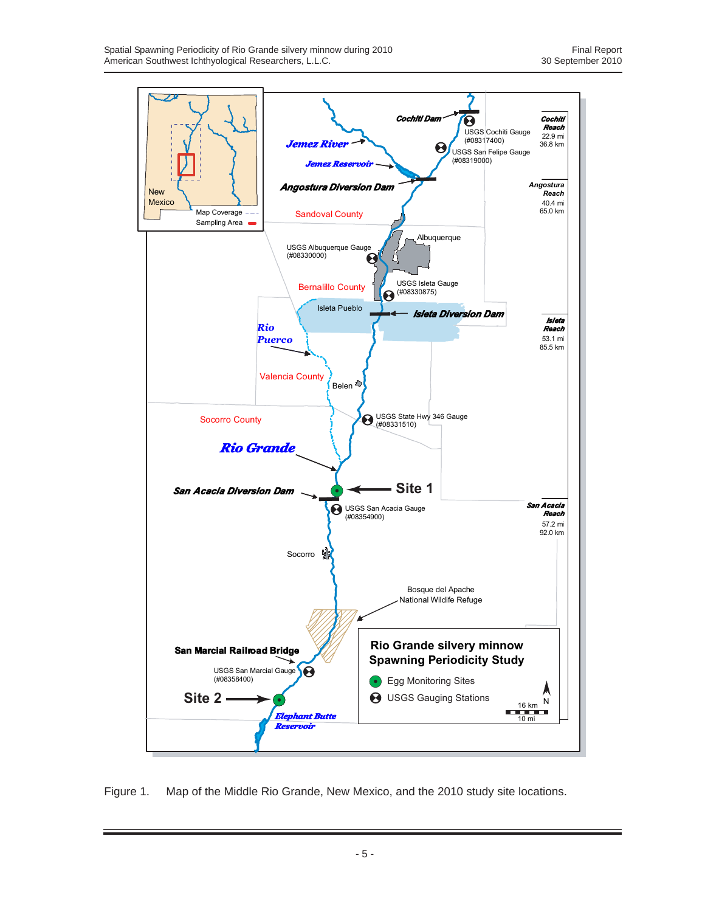Figure 1. Map of the Middle Rio Grande, New Mexico, and the 2010 study site locations.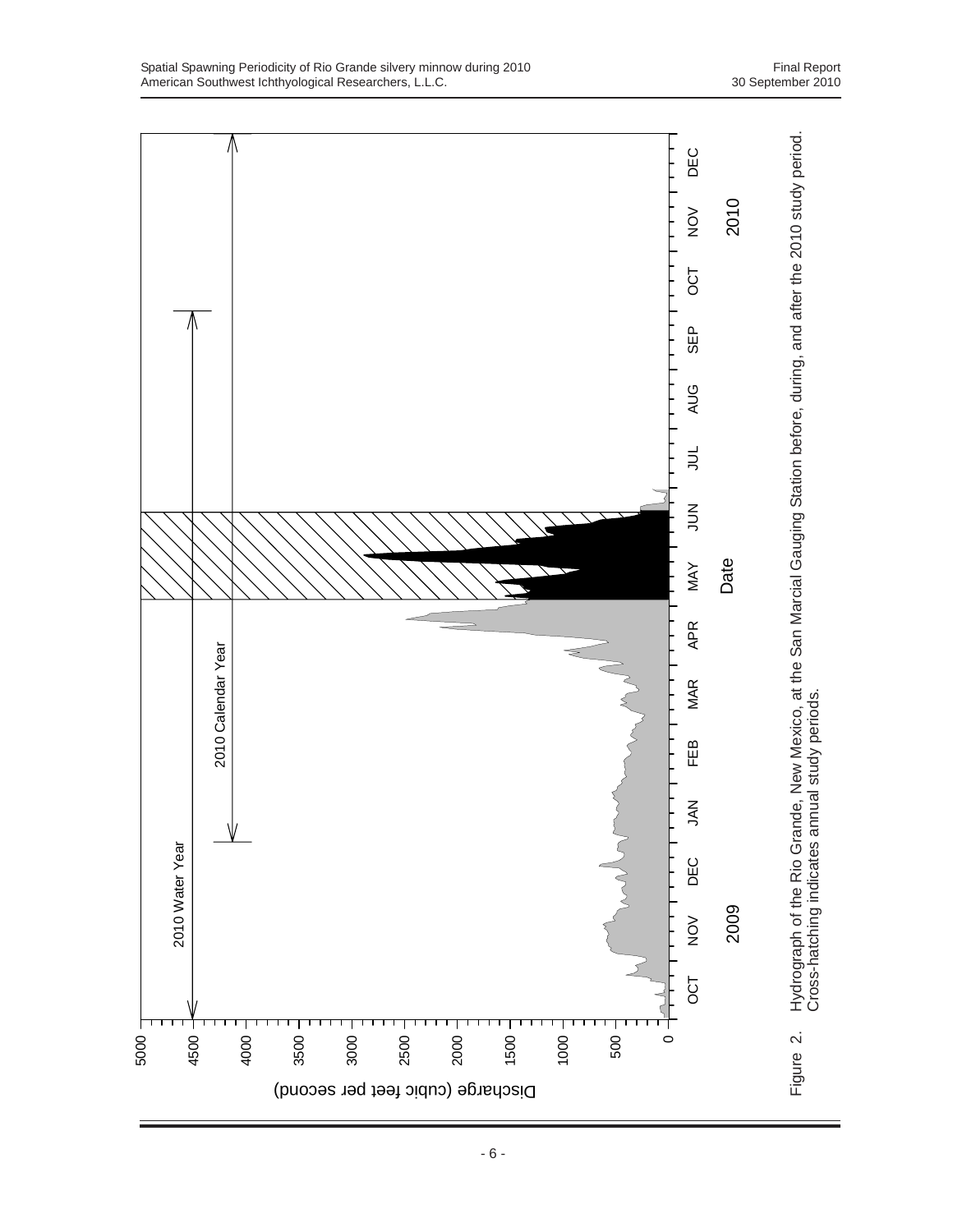Figure 2. Hydrograph of the Rio Grande, New Mexico, at the San Marcial Gauging Station before, during, and after the 2010 study period. Cross-hatching indicates annual study periods.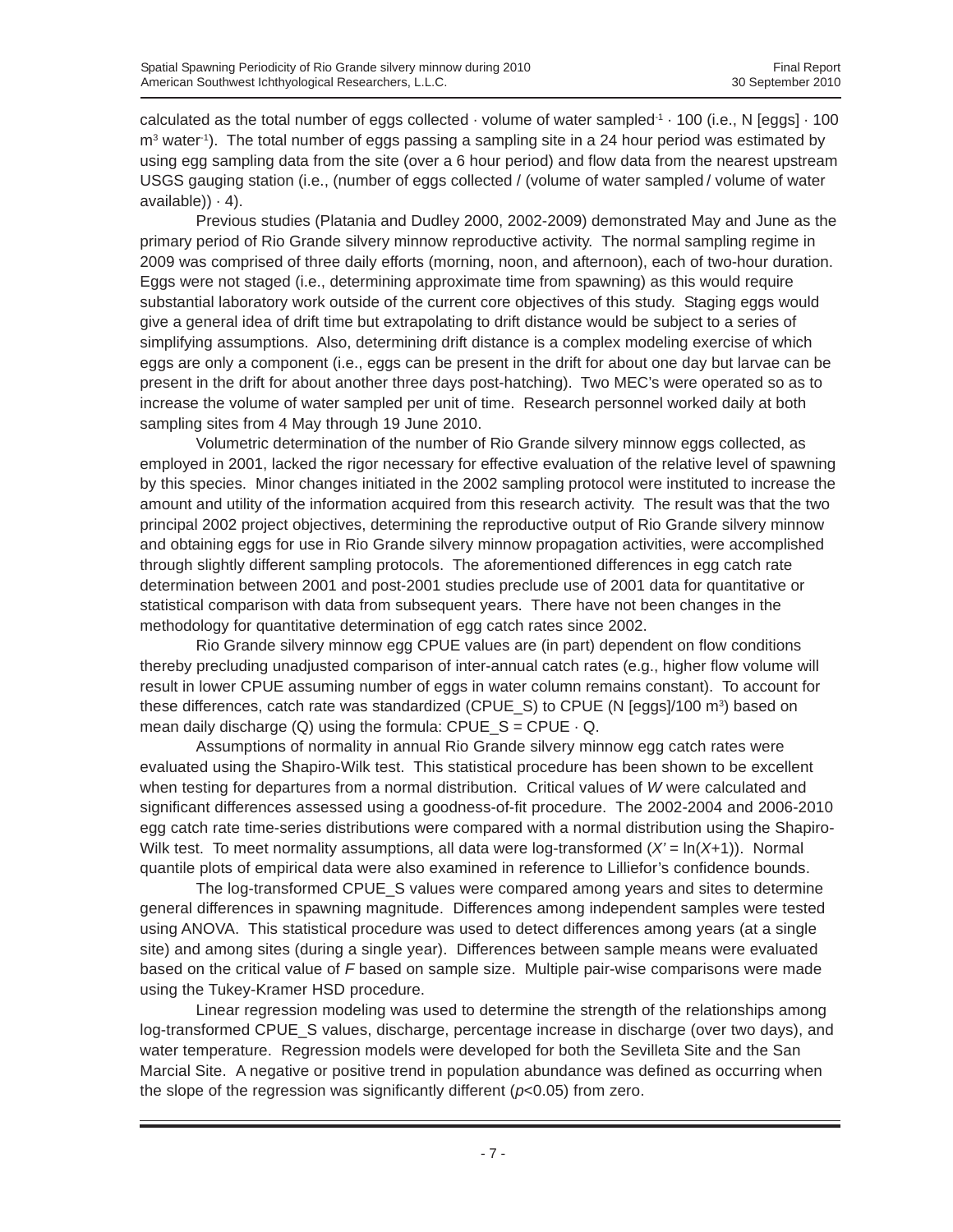calculated as the total number of eggs collected · volume of water sampled$^{-1}$ · 100 (i.e., N [eggs] · 100 $m^3$ water$^{-1}$). The total number of eggs passing a sampling site in a 24 hour period was estimated by using egg sampling data from the site (over a 6 hour period) and flow data from the nearest upstream USGS gauging station (i.e., (number of eggs collected / (volume of water sampled / volume of water available)) · 4).

Previous studies (Platania and Dudley 2000, 2002-2009) demonstrated May and June as the primary period of Rio Grande silvery minnow reproductive activity. The normal sampling regime in 2009 was comprised of three daily efforts (morning, noon, and afternoon), each of two-hour duration. Eggs were not staged (i.e., determining approximate time from spawning) as this would require substantial laboratory work outside of the current core objectives of this study. Staging eggs would give a general idea of drift time but extrapolating to drift distance would be subject to a series of simplifying assumptions. Also, determining drift distance is a complex modeling exercise of which eggs are only a component (i.e., eggs can be present in the drift for about one day but larvae can be present in the drift for about another three days post-hatching). Two MEC's were operated so as to increase the volume of water sampled per unit of time. Research personnel worked daily at both sampling sites from 4 May through 19 June 2010.

Volumetric determination of the number of Rio Grande silvery minnow eggs collected, as employed in 2001, lacked the rigor necessary for effective evaluation of the relative level of spawning by this species. Minor changes initiated in the 2002 sampling protocol were instituted to increase the amount and utility of the information acquired from this research activity. The result was that the two principal 2002 project objectives, determining the reproductive output of Rio Grande silvery minnow and obtaining eggs for use in Rio Grande silvery minnow propagation activities, were accomplished through slightly different sampling protocols. The aforementioned differences in egg catch rate determination between 2001 and post-2001 studies preclude use of 2001 data for quantitative or statistical comparison with data from subsequent years. There have not been changes in the methodology for quantitative determination of egg catch rates since 2002.

Rio Grande silvery minnow egg CPUE values are (in part) dependent on flow conditions thereby precluding unadjusted comparison of inter-annual catch rates (e.g., higher flow volume will result in lower CPUE assuming number of eggs in water column remains constant). To account for these differences, catch rate was standardized (CPUE_S) to CPUE (N [eggs]/100 $m^3$) based on mean daily discharge (Q) using the formula: CPUE_S = CPUE · Q.

Assumptions of normality in annual Rio Grande silvery minnow egg catch rates were evaluated using the Shapiro-Wilk test. This statistical procedure has been shown to be excellent when testing for departures from a normal distribution. Critical values of $W$ were calculated and significant differences assessed using a goodness-of-fit procedure. The 2002-2004 and 2006-2010 egg catch rate time-series distributions were compared with a normal distribution using the Shapiro-Wilk test. To meet normality assumptions, all data were log-transformed ($X' = \ln(X+1)$). Normal quantile plots of empirical data were also examined in reference to Lilliefor's confidence bounds.

The log-transformed CPUE_S values were compared among years and sites to determine general differences in spawning magnitude. Differences among independent samples were tested using ANOVA. This statistical procedure was used to detect differences among years (at a single site) and among sites (during a single year). Differences between sample means were evaluated based on the critical value of $F$ based on sample size. Multiple pair-wise comparisons were made using the Tukey-Kramer HSD procedure.

Linear regression modeling was used to determine the strength of the relationships among log-transformed CPUE_S values, discharge, percentage increase in discharge (over two days), and water temperature. Regression models were developed for both the Sevilleta Site and the San Marcial Site. A negative or positive trend in population abundance was defined as occurring when the slope of the regression was significantly different ($p<0.05$) from zero.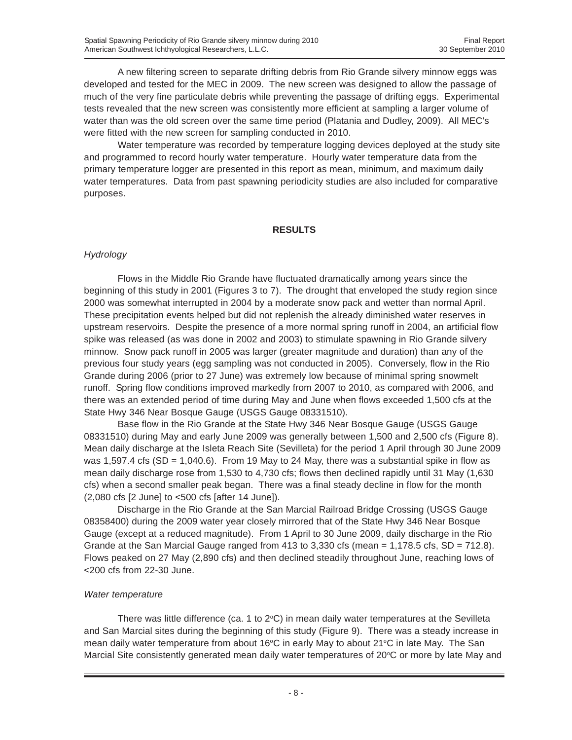A new filtering screen to separate drifting debris from Rio Grande silvery minnow eggs was developed and tested for the MEC in 2009. The new screen was designed to allow the passage of much of the very fine particulate debris while preventing the passage of drifting eggs. Experimental tests revealed that the new screen was consistently more efficient at sampling a larger volume of water than was the old screen over the same time period (Platania and Dudley, 2009). All MEC's were fitted with the new screen for sampling conducted in 2010.

Water temperature was recorded by temperature logging devices deployed at the study site and programmed to record hourly water temperature. Hourly water temperature data from the primary temperature logger are presented in this report as mean, minimum, and maximum daily water temperatures. Data from past spawning periodicity studies are also included for comparative purposes.

## RESULTS

### *Hydrology*

Flows in the Middle Rio Grande have fluctuated dramatically among years since the beginning of this study in 2001 (Figures 3 to 7). The drought that enveloped the study region since 2000 was somewhat interrupted in 2004 by a moderate snow pack and wetter than normal April. These precipitation events helped but did not replenish the already diminished water reserves in upstream reservoirs. Despite the presence of a more normal spring runoff in 2004, an artificial flow spike was released (as was done in 2002 and 2003) to stimulate spawning in Rio Grande silvery minnow. Snow pack runoff in 2005 was larger (greater magnitude and duration) than any of the previous four study years (egg sampling was not conducted in 2005). Conversely, flow in the Rio Grande during 2006 (prior to 27 June) was extremely low because of minimal spring snowmelt runoff. Spring flow conditions improved markedly from 2007 to 2010, as compared with 2006, and there was an extended period of time during May and June when flows exceeded 1,500 cfs at the State Hwy 346 Near Bosque Gauge (USGS Gauge 08331510).

Base flow in the Rio Grande at the State Hwy 346 Near Bosque Gauge (USGS Gauge 08331510) during May and early June 2009 was generally between 1,500 and 2,500 cfs (Figure 8). Mean daily discharge at the Isleta Reach Site (Sevilleta) for the period 1 April through 30 June 2009 was 1,597.4 cfs (SD = 1,040.6). From 19 May to 24 May, there was a substantial spike in flow as mean daily discharge rose from 1,530 to 4,730 cfs; flows then declined rapidly until 31 May (1,630 cfs) when a second smaller peak began. There was a final steady decline in flow for the month (2,080 cfs [2 June] to <500 cfs [after 14 June]).

Discharge in the Rio Grande at the San Marcial Railroad Bridge Crossing (USGS Gauge 08358400) during the 2009 water year closely mirrored that of the State Hwy 346 Near Bosque Gauge (except at a reduced magnitude). From 1 April to 30 June 2009, daily discharge in the Rio Grande at the San Marcial Gauge ranged from 413 to 3,330 cfs (mean = 1,178.5 cfs, SD = 712.8). Flows peaked on 27 May (2,890 cfs) and then declined steadily throughout June, reaching lows of <200 cfs from 22-30 June.

### *Water temperature*

There was little difference (ca. 1 to 2°C) in mean daily water temperatures at the Sevilleta and San Marcial sites during the beginning of this study (Figure 9). There was a steady increase in mean daily water temperature from about 16°C in early May to about 21°C in late May. The San Marcial Site consistently generated mean daily water temperatures of 20°C or more by late May and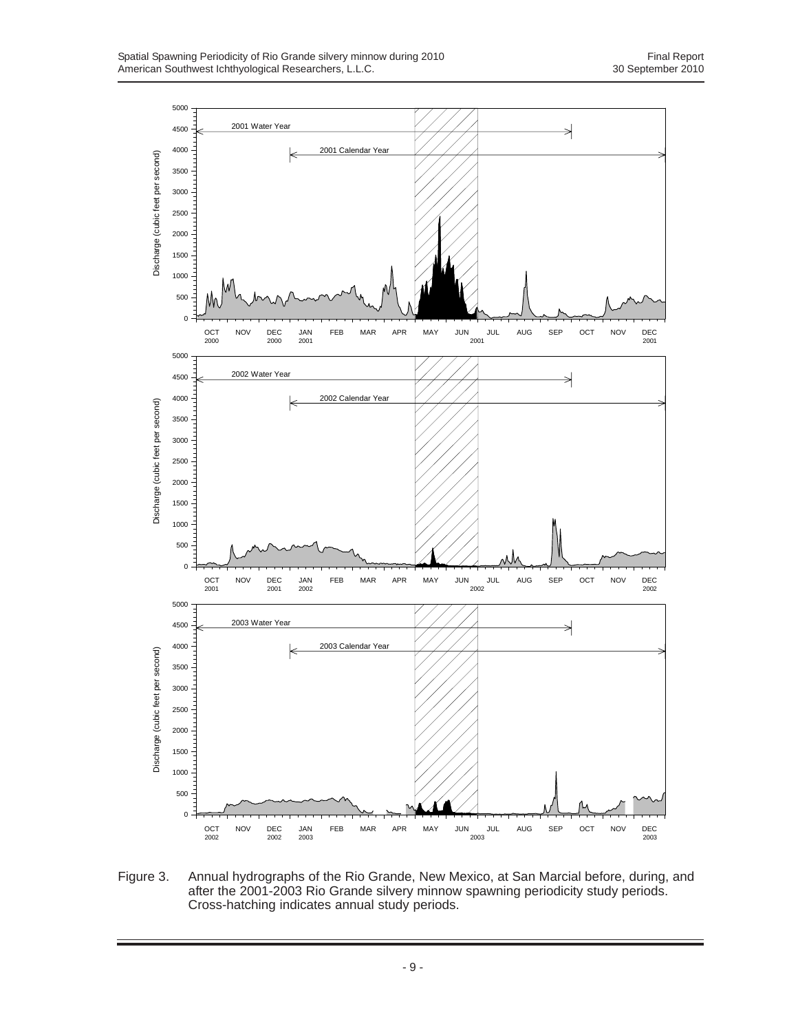Figure 3. Annual hydrographs of the Rio Grande, New Mexico, at San Marcial before, during, and after the 2001-2003 Rio Grande silvery minnow spawning periodicity study periods. Cross-hatching indicates annual study periods.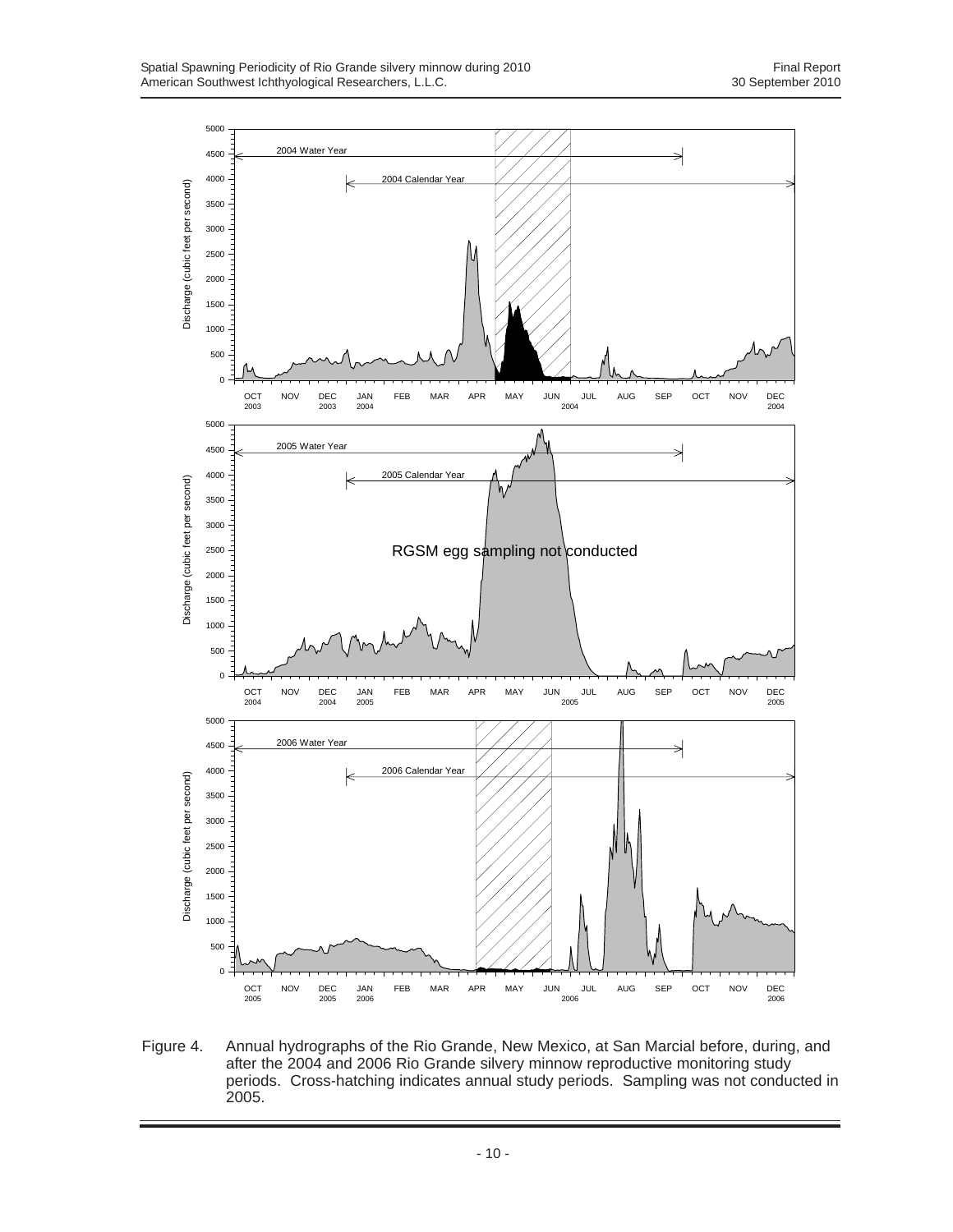Figure 4. Annual hydrographs of the Rio Grande, New Mexico, at San Marcial before, during, and after the 2004 and 2006 Rio Grande silvery minnow reproductive monitoring study periods. Cross-hatching indicates annual study periods. Sampling was not conducted in 2005.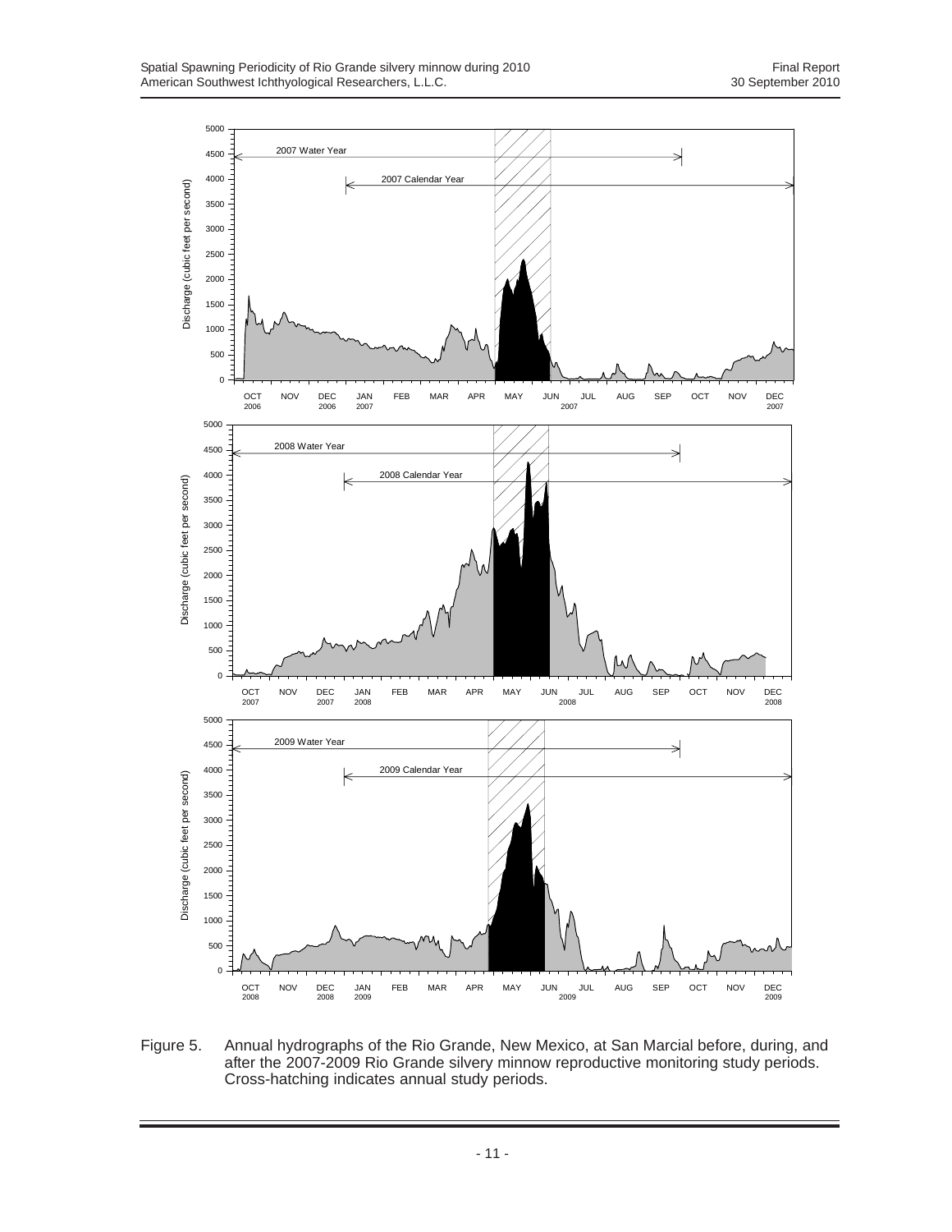Figure 5. Annual hydrographs of the Rio Grande, New Mexico, at San Marcial before, during, and after the 2007-2009 Rio Grande silvery minnow reproductive monitoring study periods. Cross-hatching indicates annual study periods.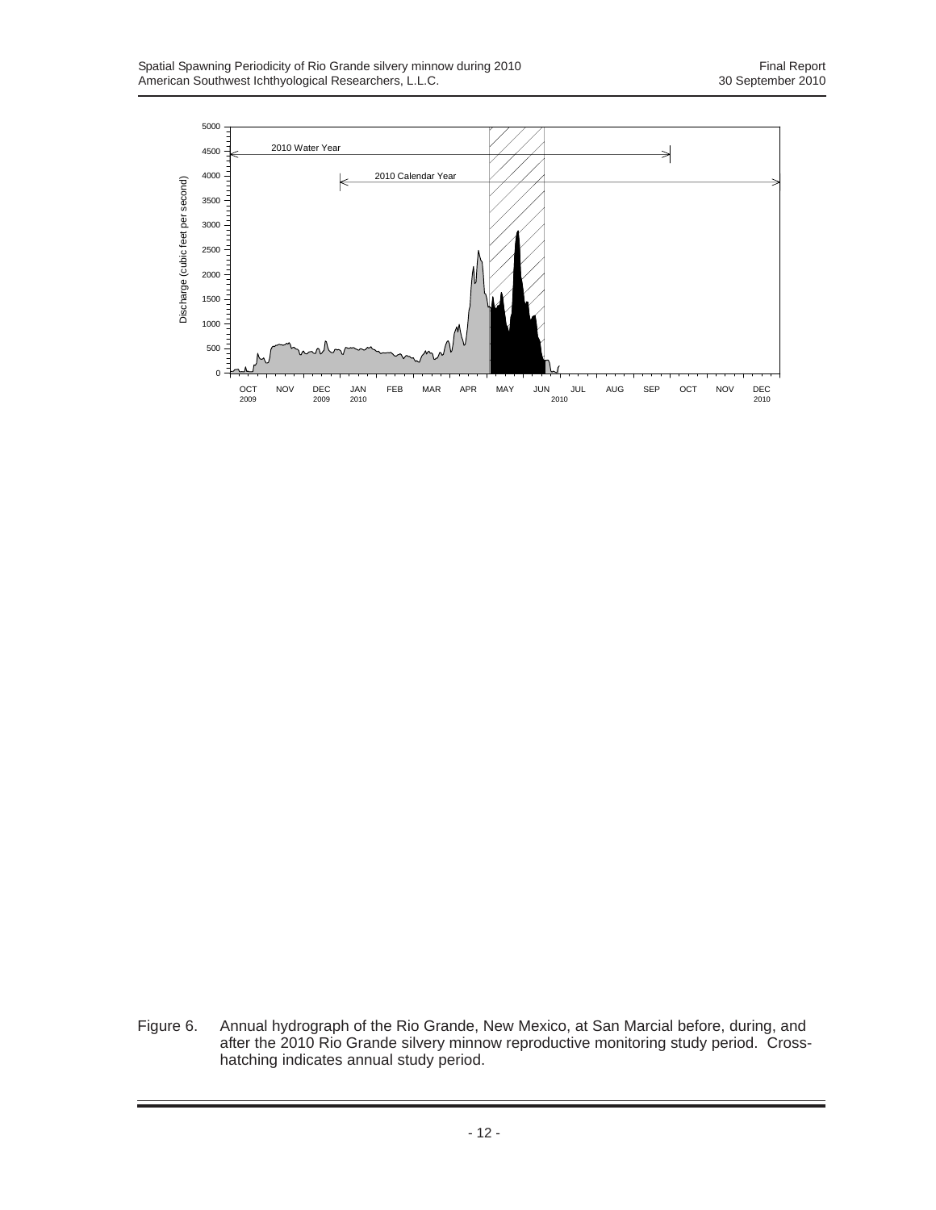Figure 6. Annual hydrograph of the Rio Grande, New Mexico, at San Marcial before, during, and after the 2010 Rio Grande silvery minnow reproductive monitoring study period. Cross-hatching indicates annual study period.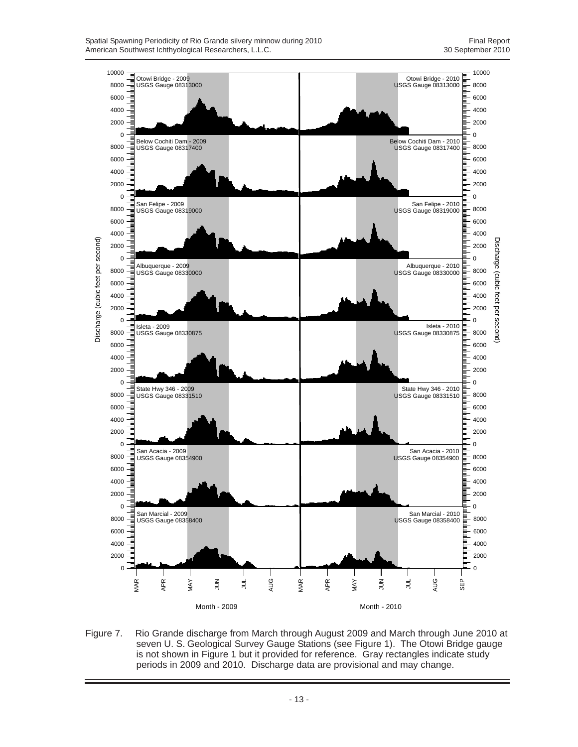Figure 7. Rio Grande discharge from March through August 2009 and March through June 2010 at seven U. S. Geological Survey Gauge Stations (see Figure 1). The Otowi Bridge gauge is not shown in Figure 1 but it provided for reference. Gray rectangles indicate study periods in 2009 and 2010. Discharge data are provisional and may change.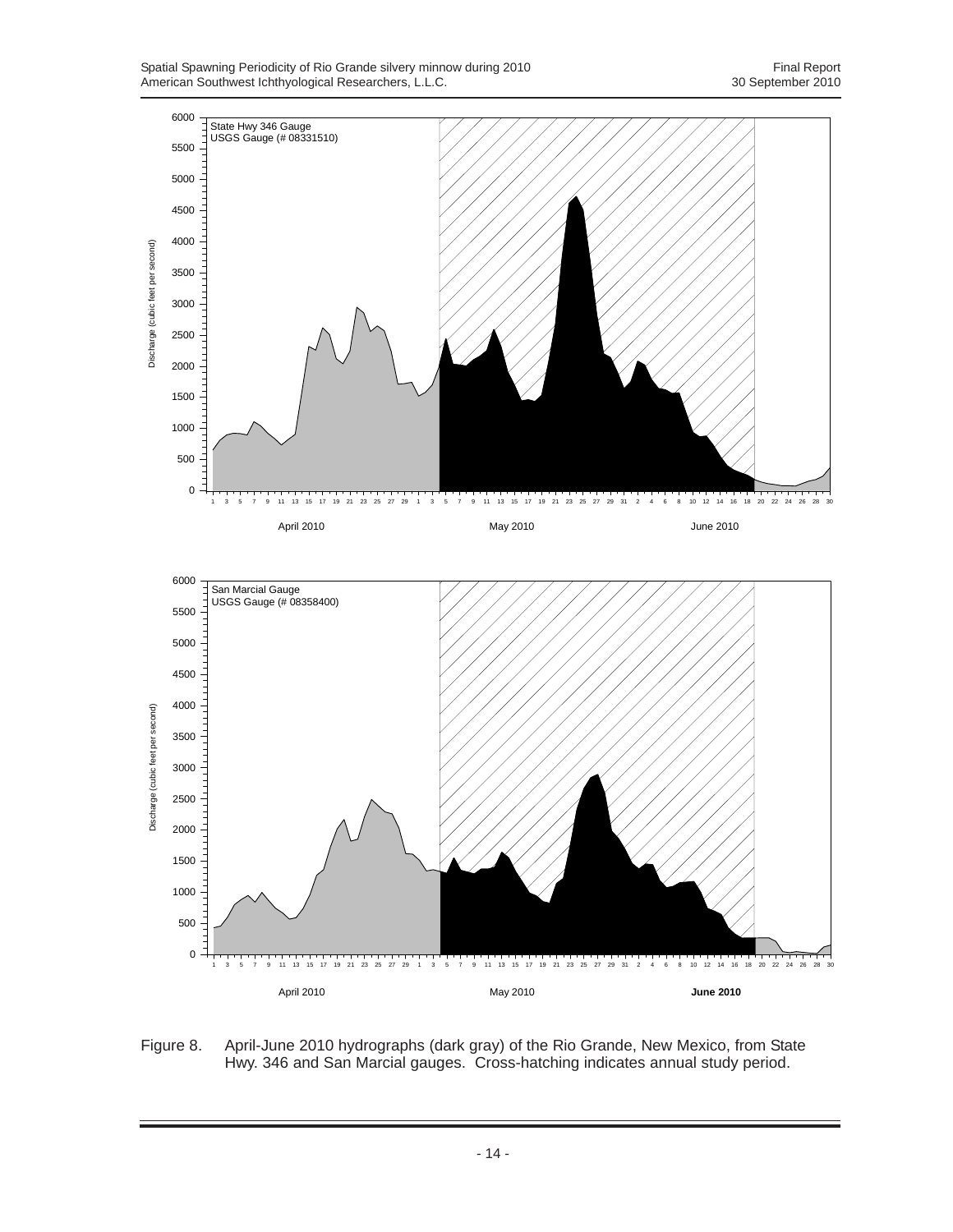Figure 8. April-June 2010 hydrographs (dark gray) of the Rio Grande, New Mexico, from State Hwy. 346 and San Marcial gauges. Cross-hatching indicates annual study period.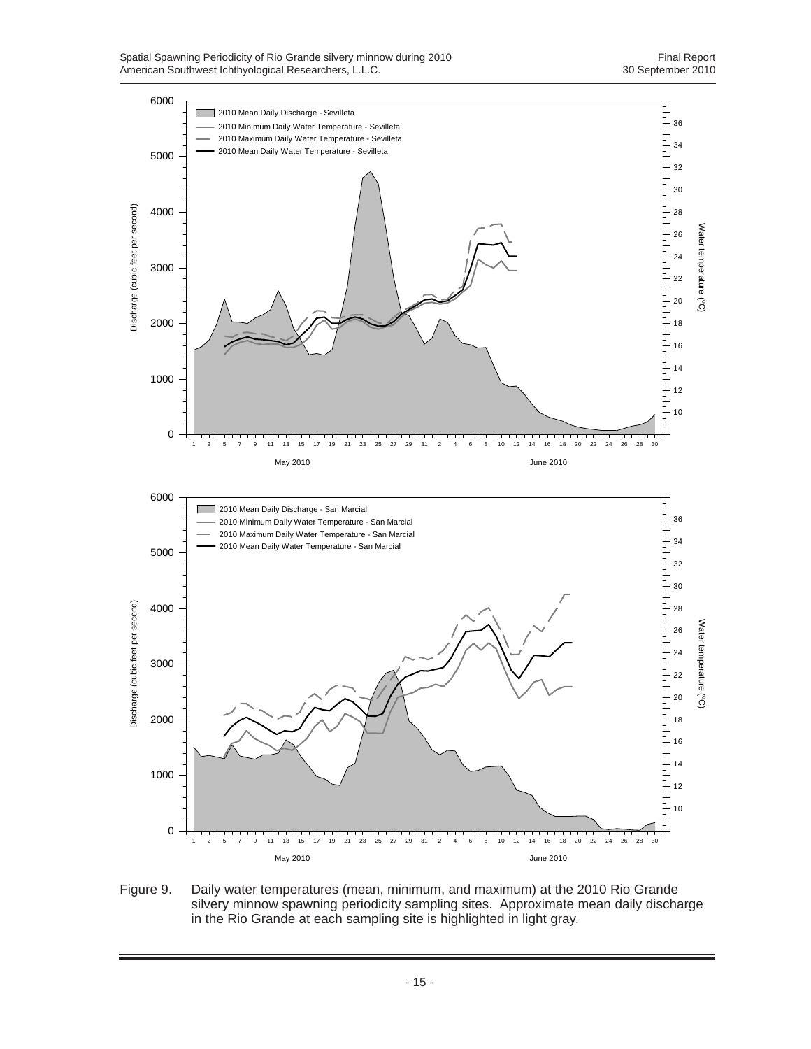Figure 9. Daily water temperatures (mean, minimum, and maximum) at the 2010 Rio Grande silvery minnow spawning periodicity sampling sites. Approximate mean daily discharge in the Rio Grande at each sampling site is highlighted in light gray.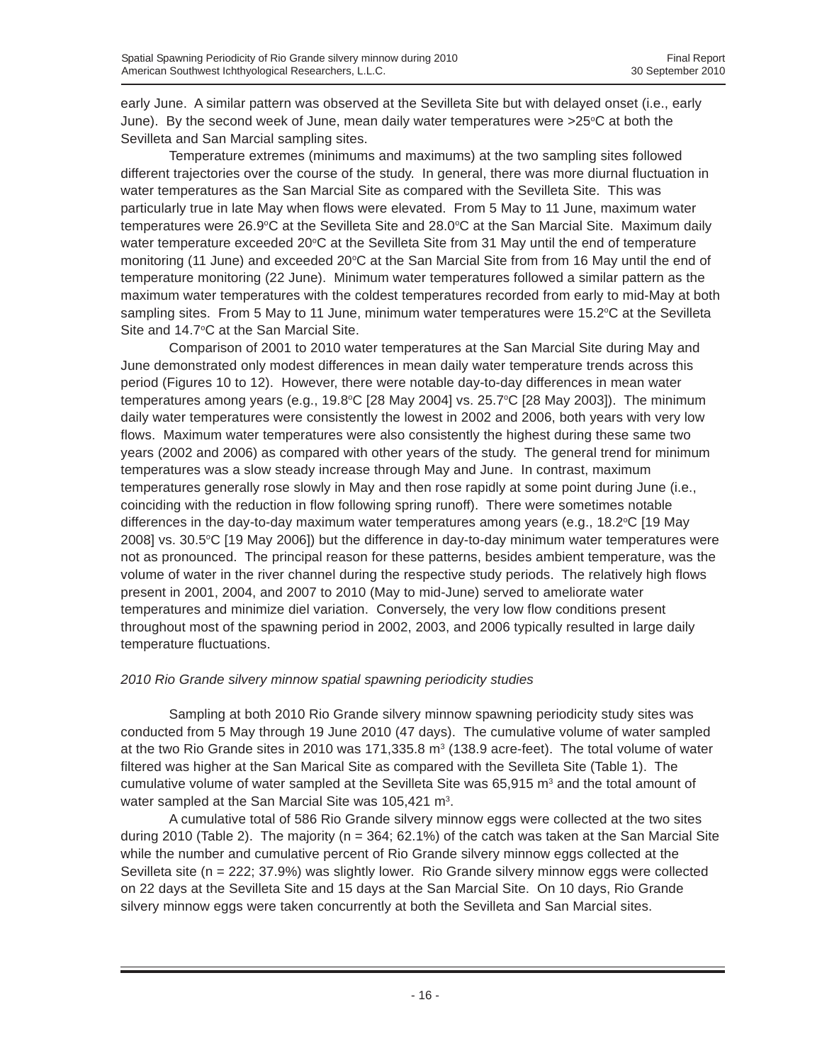early June. A similar pattern was observed at the Sevilleta Site but with delayed onset (i.e., early June). By the second week of June, mean daily water temperatures were >25°C at both the Sevilleta and San Marcial sampling sites.

Temperature extremes (minimums and maximums) at the two sampling sites followed different trajectories over the course of the study. In general, there was more diurnal fluctuation in water temperatures as the San Marcial Site as compared with the Sevilleta Site. This was particularly true in late May when flows were elevated. From 5 May to 11 June, maximum water temperatures were 26.9°C at the Sevilleta Site and 28.0°C at the San Marcial Site. Maximum daily water temperature exceeded 20°C at the Sevilleta Site from 31 May until the end of temperature monitoring (11 June) and exceeded 20°C at the San Marcial Site from from 16 May until the end of temperature monitoring (22 June). Minimum water temperatures followed a similar pattern as the maximum water temperatures with the coldest temperatures recorded from early to mid-May at both sampling sites. From 5 May to 11 June, minimum water temperatures were 15.2°C at the Sevilleta Site and 14.7°C at the San Marcial Site.

Comparison of 2001 to 2010 water temperatures at the San Marcial Site during May and June demonstrated only modest differences in mean daily water temperature trends across this period (Figures 10 to 12). However, there were notable day-to-day differences in mean water temperatures among years (e.g., 19.8°C [28 May 2004] vs. 25.7°C [28 May 2003]). The minimum daily water temperatures were consistently the lowest in 2002 and 2006, both years with very low flows. Maximum water temperatures were also consistently the highest during these same two years (2002 and 2006) as compared with other years of the study. The general trend for minimum temperatures was a slow steady increase through May and June. In contrast, maximum temperatures generally rose slowly in May and then rose rapidly at some point during June (i.e., coinciding with the reduction in flow following spring runoff). There were sometimes notable differences in the day-to-day maximum water temperatures among years (e.g., 18.2°C [19 May 2008] vs. 30.5°C [19 May 2006]) but the difference in day-to-day minimum water temperatures were not as pronounced. The principal reason for these patterns, besides ambient temperature, was the volume of water in the river channel during the respective study periods. The relatively high flows present in 2001, 2004, and 2007 to 2010 (May to mid-June) served to ameliorate water temperatures and minimize diel variation. Conversely, the very low flow conditions present throughout most of the spawning period in 2002, 2003, and 2006 typically resulted in large daily temperature fluctuations.

*2010 Rio Grande silvery minnow spatial spawning periodicity studies*

Sampling at both 2010 Rio Grande silvery minnow spawning periodicity study sites was conducted from 5 May through 19 June 2010 (47 days). The cumulative volume of water sampled at the two Rio Grande sites in 2010 was 171,335.8 m$^3$ (138.9 acre-feet). The total volume of water filtered was higher at the San Marical Site as compared with the Sevilleta Site (Table 1). The cumulative volume of water sampled at the Sevilleta Site was 65,915 m$^3$ and the total amount of water sampled at the San Marcial Site was 105,421 m$^3$.

A cumulative total of 586 Rio Grande silvery minnow eggs were collected at the two sites during 2010 (Table 2). The majority (n = 364; 62.1%) of the catch was taken at the San Marcial Site while the number and cumulative percent of Rio Grande silvery minnow eggs collected at the Sevilleta site (n = 222; 37.9%) was slightly lower. Rio Grande silvery minnow eggs were collected on 22 days at the Sevilleta Site and 15 days at the San Marcial Site. On 10 days, Rio Grande silvery minnow eggs were taken concurrently at both the Sevilleta and San Marcial sites.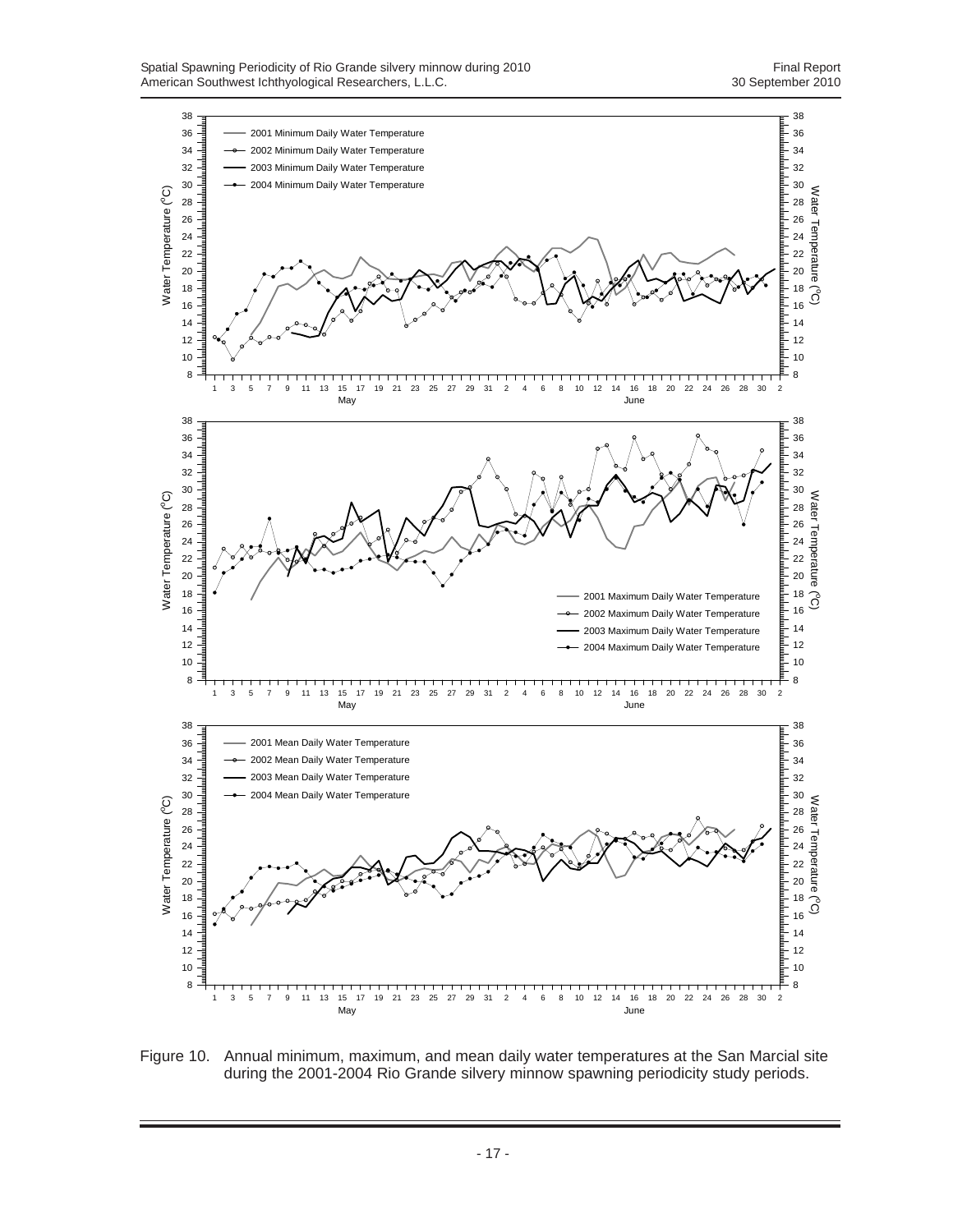Figure 10. Annual minimum, maximum, and mean daily water temperatures at the San Marcial site during the 2001-2004 Rio Grande silvery minnow spawning periodicity study periods.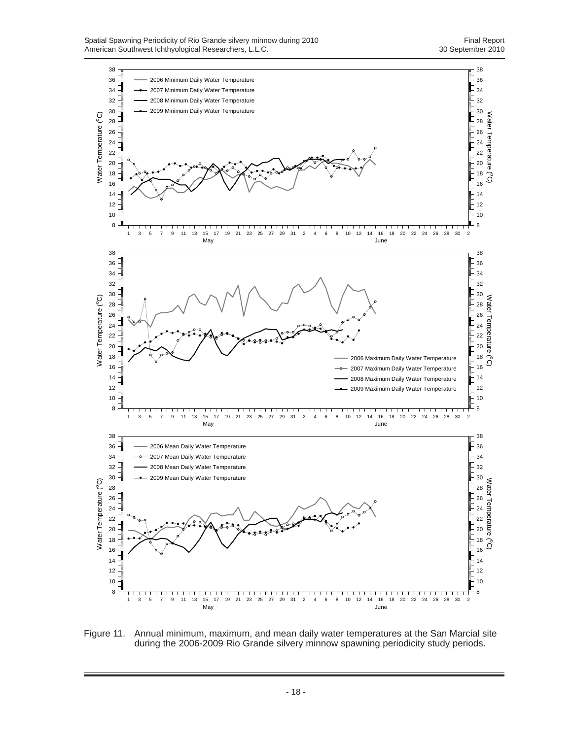Figure 11. Annual minimum, maximum, and mean daily water temperatures at the San Marcial site during the 2006-2009 Rio Grande silvery minnow spawning periodicity study periods.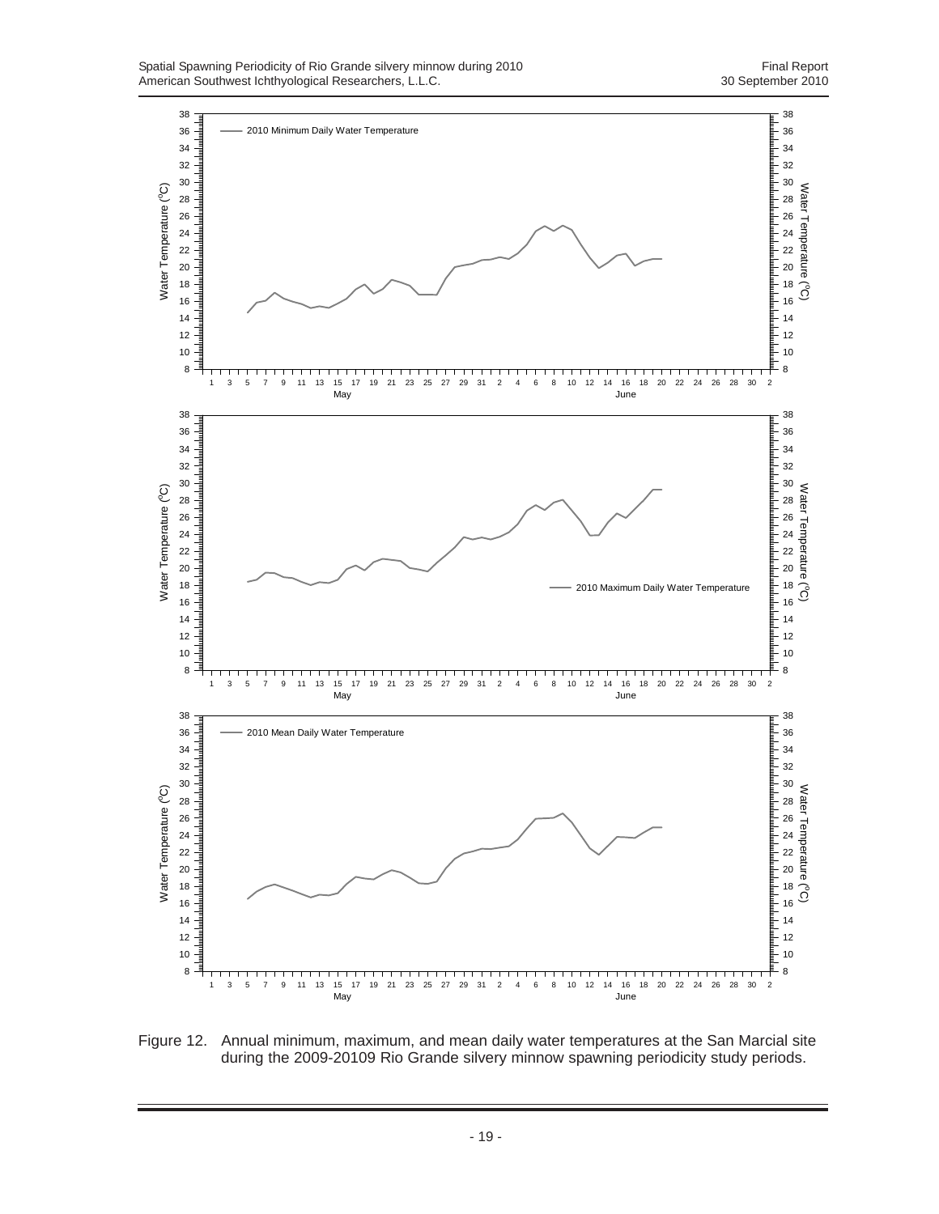Figure 12. Annual minimum, maximum, and mean daily water temperatures at the San Marcial site during the 2009-20109 Rio Grande silvery minnow spawning periodicity study periods.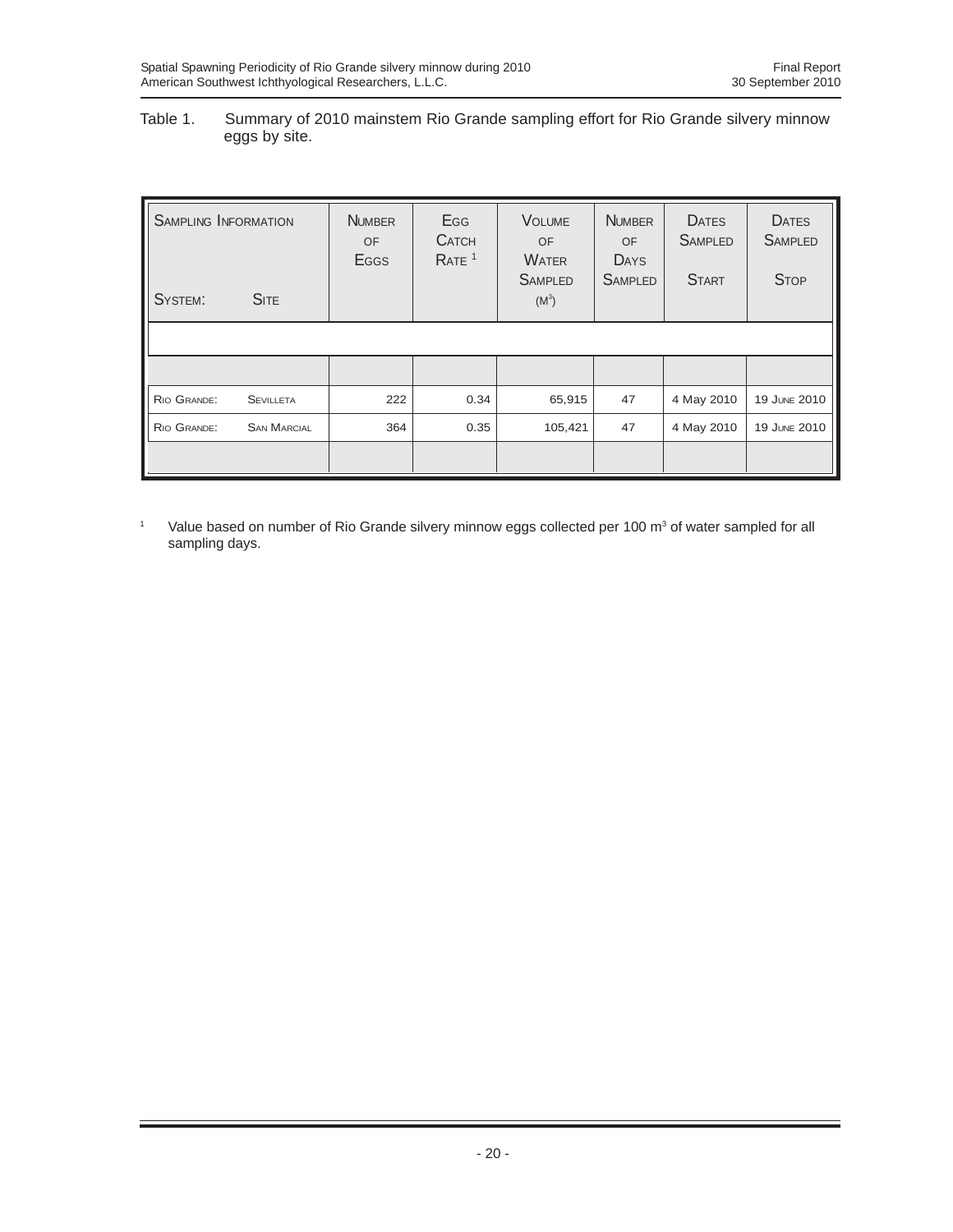Table 1. Summary of 2010 mainstem Rio Grande sampling effort for Rio Grande silvery minnow eggs by site.

| Sampling Information | | Number of Eggs | Egg Catch Rate [1] | Volume of Water Sampled ($m^3$) | Number of Days Sampled | Dates Sampled Start | Dates Sampled Stop |
|---|---|---|---|---|---|---|---|
| System: | Site | | | | | | |
| Rio Grande: | Sevilleta | 222 | 0.34 | 65,915 | 47 | 4 May 2010 | 19 June 2010 |
| Rio Grande: | San Marcial | 364 | 0.35 | 105,421 | 47 | 4 May 2010 | 19 June 2010 |

[1] Value based on number of Rio Grande silvery minnow eggs collected per 100 $m^3$ of water sampled for all sampling days.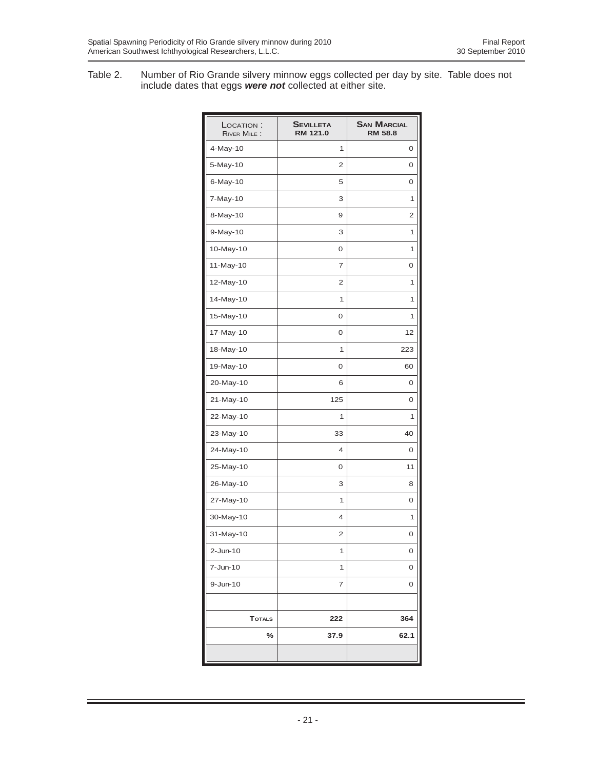Table 2. Number of Rio Grande silvery minnow eggs collected per day by site. Table does not include dates that eggs ***were not*** collected at either site.

| LOCATION : RIVER MILE : | SEVILLETA RM 121.0 | SAN MARCIAL RM 58.8 |
|---|---|---|
| 4-May-10 | 1 | 0 |
| 5-May-10 | 2 | 0 |
| 6-May-10 | 5 | 0 |
| 7-May-10 | 3 | 1 |
| 8-May-10 | 9 | 2 |
| 9-May-10 | 3 | 1 |
| 10-May-10 | 0 | 1 |
| 11-May-10 | 7 | 0 |
| 12-May-10 | 2 | 1 |
| 14-May-10 | 1 | 1 |
| 15-May-10 | 0 | 1 |
| 17-May-10 | 0 | 12 |
| 18-May-10 | 1 | 223 |
| 19-May-10 | 0 | 60 |
| 20-May-10 | 6 | 0 |
| 21-May-10 | 125 | 0 |
| 22-May-10 | 1 | 1 |
| 23-May-10 | 33 | 40 |
| 24-May-10 | 4 | 0 |
| 25-May-10 | 0 | 11 |
| 26-May-10 | 3 | 8 |
| 27-May-10 | 1 | 0 |
| 30-May-10 | 4 | 1 |
| 31-May-10 | 2 | 0 |
| 2-Jun-10 | 1 | 0 |
| 7-Jun-10 | 1 | 0 |
| 9-Jun-10 | 7 | 0 |
| | | |
| **TOTALS** | **222** | **364** |
| **%** | **37.9** | **62.1** |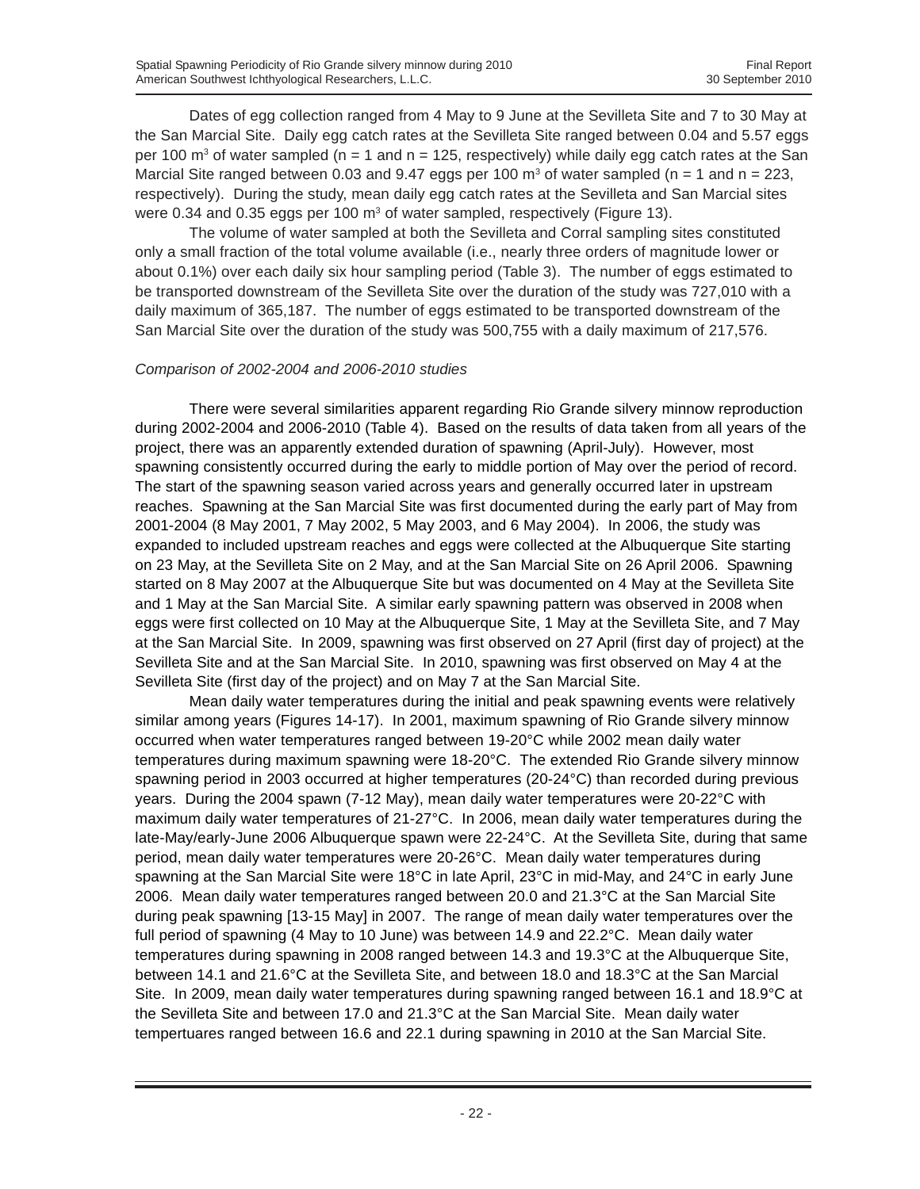Dates of egg collection ranged from 4 May to 9 June at the Sevilleta Site and 7 to 30 May at the San Marcial Site. Daily egg catch rates at the Sevilleta Site ranged between 0.04 and 5.57 eggs per 100 $m^3$ of water sampled (n = 1 and n = 125, respectively) while daily egg catch rates at the San Marcial Site ranged between 0.03 and 9.47 eggs per 100 $m^3$ of water sampled (n = 1 and n = 223, respectively). During the study, mean daily egg catch rates at the Sevilleta and San Marcial sites were 0.34 and 0.35 eggs per 100 $m^3$ of water sampled, respectively (Figure 13).

The volume of water sampled at both the Sevilleta and Corral sampling sites constituted only a small fraction of the total volume available (i.e., nearly three orders of magnitude lower or about 0.1%) over each daily six hour sampling period (Table 3). The number of eggs estimated to be transported downstream of the Sevilleta Site over the duration of the study was 727,010 with a daily maximum of 365,187. The number of eggs estimated to be transported downstream of the San Marcial Site over the duration of the study was 500,755 with a daily maximum of 217,576.

*Comparison of 2002-2004 and 2006-2010 studies*

There were several similarities apparent regarding Rio Grande silvery minnow reproduction during 2002-2004 and 2006-2010 (Table 4). Based on the results of data taken from all years of the project, there was an apparently extended duration of spawning (April-July). However, most spawning consistently occurred during the early to middle portion of May over the period of record. The start of the spawning season varied across years and generally occurred later in upstream reaches. Spawning at the San Marcial Site was first documented during the early part of May from 2001-2004 (8 May 2001, 7 May 2002, 5 May 2003, and 6 May 2004). In 2006, the study was expanded to included upstream reaches and eggs were collected at the Albuquerque Site starting on 23 May, at the Sevilleta Site on 2 May, and at the San Marcial Site on 26 April 2006. Spawning started on 8 May 2007 at the Albuquerque Site but was documented on 4 May at the Sevilleta Site and 1 May at the San Marcial Site. A similar early spawning pattern was observed in 2008 when eggs were first collected on 10 May at the Albuquerque Site, 1 May at the Sevilleta Site, and 7 May at the San Marcial Site. In 2009, spawning was first observed on 27 April (first day of project) at the Sevilleta Site and at the San Marcial Site. In 2010, spawning was first observed on May 4 at the Sevilleta Site (first day of the project) and on May 7 at the San Marcial Site.

Mean daily water temperatures during the initial and peak spawning events were relatively similar among years (Figures 14-17). In 2001, maximum spawning of Rio Grande silvery minnow occurred when water temperatures ranged between 19-20°C while 2002 mean daily water temperatures during maximum spawning were 18-20°C. The extended Rio Grande silvery minnow spawning period in 2003 occurred at higher temperatures (20-24°C) than recorded during previous years. During the 2004 spawn (7-12 May), mean daily water temperatures were 20-22°C with maximum daily water temperatures of 21-27°C. In 2006, mean daily water temperatures during the late-May/early-June 2006 Albuquerque spawn were 22-24°C. At the Sevilleta Site, during that same period, mean daily water temperatures were 20-26°C. Mean daily water temperatures during spawning at the San Marcial Site were 18°C in late April, 23°C in mid-May, and 24°C in early June 2006. Mean daily water temperatures ranged between 20.0 and 21.3°C at the San Marcial Site during peak spawning [13-15 May] in 2007. The range of mean daily water temperatures over the full period of spawning (4 May to 10 June) was between 14.9 and 22.2°C. Mean daily water temperatures during spawning in 2008 ranged between 14.3 and 19.3°C at the Albuquerque Site, between 14.1 and 21.6°C at the Sevilleta Site, and between 18.0 and 18.3°C at the San Marcial Site. In 2009, mean daily water temperatures during spawning ranged between 16.1 and 18.9°C at the Sevilleta Site and between 17.0 and 21.3°C at the San Marcial Site. Mean daily water tempertuares ranged between 16.6 and 22.1 during spawning in 2010 at the San Marcial Site.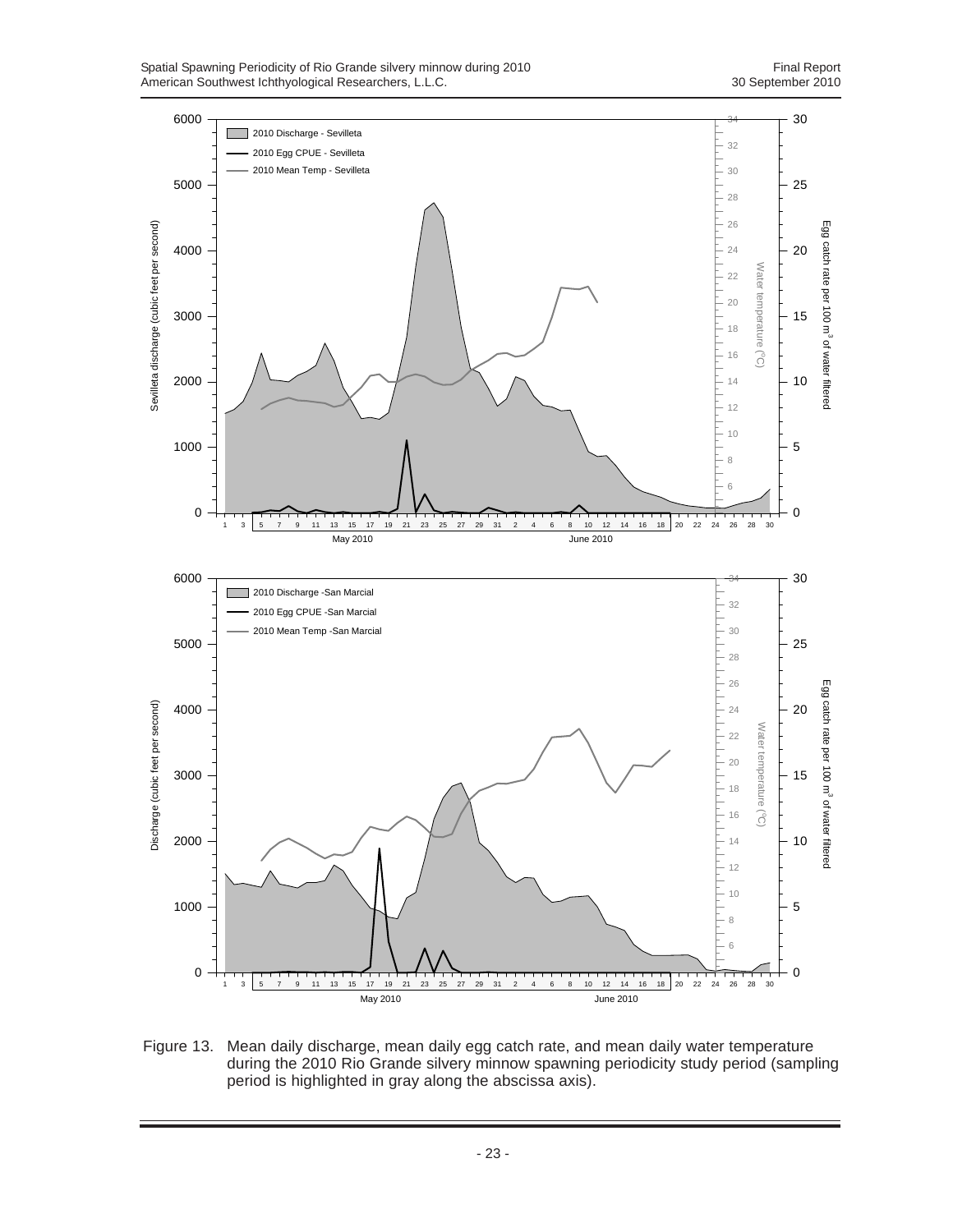Figure 13. Mean daily discharge, mean daily egg catch rate, and mean daily water temperature during the 2010 Rio Grande silvery minnow spawning periodicity study period (sampling period is highlighted in gray along the abscissa axis).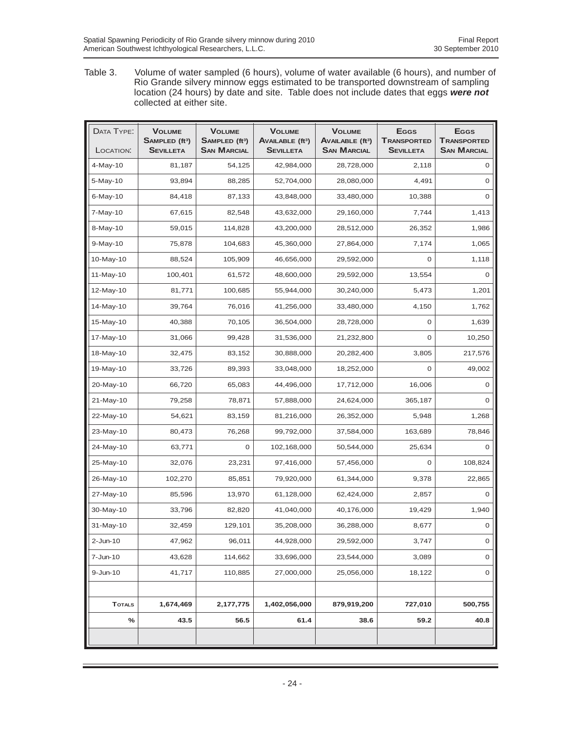Table 3. Volume of water sampled (6 hours), volume of water available (6 hours), and number of Rio Grande silvery minnow eggs estimated to be transported downstream of sampling location (24 hours) by date and site. Table does not include dates that eggs ***were not*** collected at either site.

| Data Type: / Location: | Volume Sampled ($ft^3$) Sevilleta | Volume Sampled ($ft^3$) San Marcial | Volume Available ($ft^3$) Sevilleta | Volume Available ($ft^3$) San Marcial | Eggs Transported Sevilleta | Eggs Transported San Marcial |
|---|---|---|---|---|---|---|
| 4-May-10 | 81,187 | 54,125 | 42,984,000 | 28,728,000 | 2,118 | 0 |
| 5-May-10 | 93,894 | 88,285 | 52,704,000 | 28,080,000 | 4,491 | 0 |
| 6-May-10 | 84,418 | 87,133 | 43,848,000 | 33,480,000 | 10,388 | 0 |
| 7-May-10 | 67,615 | 82,548 | 43,632,000 | 29,160,000 | 7,744 | 1,413 |
| 8-May-10 | 59,015 | 114,828 | 43,200,000 | 28,512,000 | 26,352 | 1,986 |
| 9-May-10 | 75,878 | 104,683 | 45,360,000 | 27,864,000 | 7,174 | 1,065 |
| 10-May-10 | 88,524 | 105,909 | 46,656,000 | 29,592,000 | 0 | 1,118 |
| 11-May-10 | 100,401 | 61,572 | 48,600,000 | 29,592,000 | 13,554 | 0 |
| 12-May-10 | 81,771 | 100,685 | 55,944,000 | 30,240,000 | 5,473 | 1,201 |
| 14-May-10 | 39,764 | 76,016 | 41,256,000 | 33,480,000 | 4,150 | 1,762 |
| 15-May-10 | 40,388 | 70,105 | 36,504,000 | 28,728,000 | 0 | 1,639 |
| 17-May-10 | 31,066 | 99,428 | 31,536,000 | 21,232,800 | 0 | 10,250 |
| 18-May-10 | 32,475 | 83,152 | 30,888,000 | 20,282,400 | 3,805 | 217,576 |
| 19-May-10 | 33,726 | 89,393 | 33,048,000 | 18,252,000 | 0 | 49,002 |
| 20-May-10 | 66,720 | 65,083 | 44,496,000 | 17,712,000 | 16,006 | 0 |
| 21-May-10 | 79,258 | 78,871 | 57,888,000 | 24,624,000 | 365,187 | 0 |
| 22-May-10 | 54,621 | 83,159 | 81,216,000 | 26,352,000 | 5,948 | 1,268 |
| 23-May-10 | 80,473 | 76,268 | 99,792,000 | 37,584,000 | 163,689 | 78,846 |
| 24-May-10 | 63,771 | 0 | 102,168,000 | 50,544,000 | 25,634 | 0 |
| 25-May-10 | 32,076 | 23,231 | 97,416,000 | 57,456,000 | 0 | 108,824 |
| 26-May-10 | 102,270 | 85,851 | 79,920,000 | 61,344,000 | 9,378 | 22,865 |
| 27-May-10 | 85,596 | 13,970 | 61,128,000 | 62,424,000 | 2,857 | 0 |
| 30-May-10 | 33,796 | 82,820 | 41,040,000 | 40,176,000 | 19,429 | 1,940 |
| 31-May-10 | 32,459 | 129,101 | 35,208,000 | 36,288,000 | 8,677 | 0 |
| 2-Jun-10 | 47,962 | 96,011 | 44,928,000 | 29,592,000 | 3,747 | 0 |
| 7-Jun-10 | 43,628 | 114,662 | 33,696,000 | 23,544,000 | 3,089 | 0 |
| 9-Jun-10 | 41,717 | 110,885 | 27,000,000 | 25,056,000 | 18,122 | 0 |
| | | | | | | |
| **Totals** | **1,674,469** | **2,177,775** | **1,402,056,000** | **879,919,200** | **727,010** | **500,755** |
| **%** | **43.5** | **56.5** | **61.4** | **38.6** | **59.2** | **40.8** |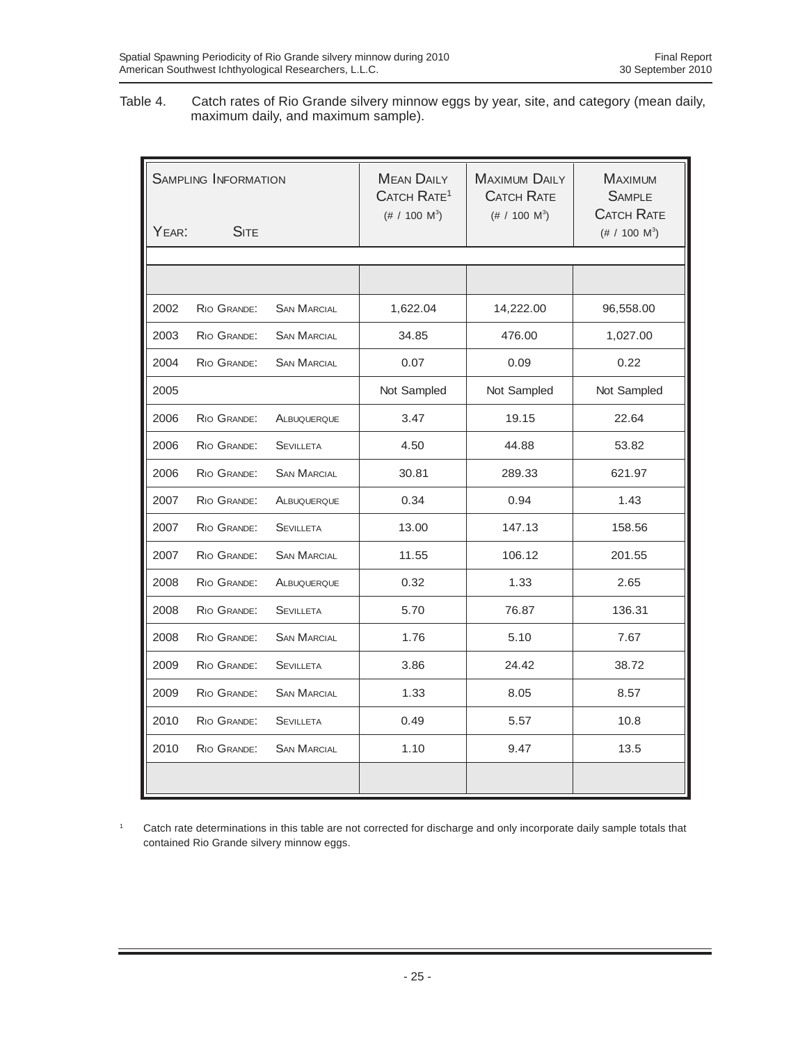Table 4. Catch rates of Rio Grande silvery minnow eggs by year, site, and category (mean daily, maximum daily, and maximum sample).

| Sampling Information Year: Site | | | Mean Daily Catch Rate[1] (# / 100 m$^3$) | Maximum Daily Catch Rate (# / 100 m$^3$) | Maximum Sample Catch Rate (# / 100 m$^3$) |
|---|---|---|---|---|---|
| 2002 | Rio Grande: | San Marcial | 1,622.04 | 14,222.00 | 96,558.00 |
| 2003 | Rio Grande: | San Marcial | 34.85 | 476.00 | 1,027.00 |
| 2004 | Rio Grande: | San Marcial | 0.07 | 0.09 | 0.22 |
| 2005 | | | Not Sampled | Not Sampled | Not Sampled |
| 2006 | Rio Grande: | Albuquerque | 3.47 | 19.15 | 22.64 |
| 2006 | Rio Grande: | Sevilleta | 4.50 | 44.88 | 53.82 |
| 2006 | Rio Grande: | San Marcial | 30.81 | 289.33 | 621.97 |
| 2007 | Rio Grande: | Albuquerque | 0.34 | 0.94 | 1.43 |
| 2007 | Rio Grande: | Sevilleta | 13.00 | 147.13 | 158.56 |
| 2007 | Rio Grande: | San Marcial | 11.55 | 106.12 | 201.55 |
| 2008 | Rio Grande: | Albuquerque | 0.32 | 1.33 | 2.65 |
| 2008 | Rio Grande: | Sevilleta | 5.70 | 76.87 | 136.31 |
| 2008 | Rio Grande: | San Marcial | 1.76 | 5.10 | 7.67 |
| 2009 | Rio Grande: | Sevilleta | 3.86 | 24.42 | 38.72 |
| 2009 | Rio Grande: | San Marcial | 1.33 | 8.05 | 8.57 |
| 2010 | Rio Grande: | Sevilleta | 0.49 | 5.57 | 10.8 |
| 2010 | Rio Grande: | San Marcial | 1.10 | 9.47 | 13.5 |

[1] Catch rate determinations in this table are not corrected for discharge and only incorporate daily sample totals that contained Rio Grande silvery minnow eggs.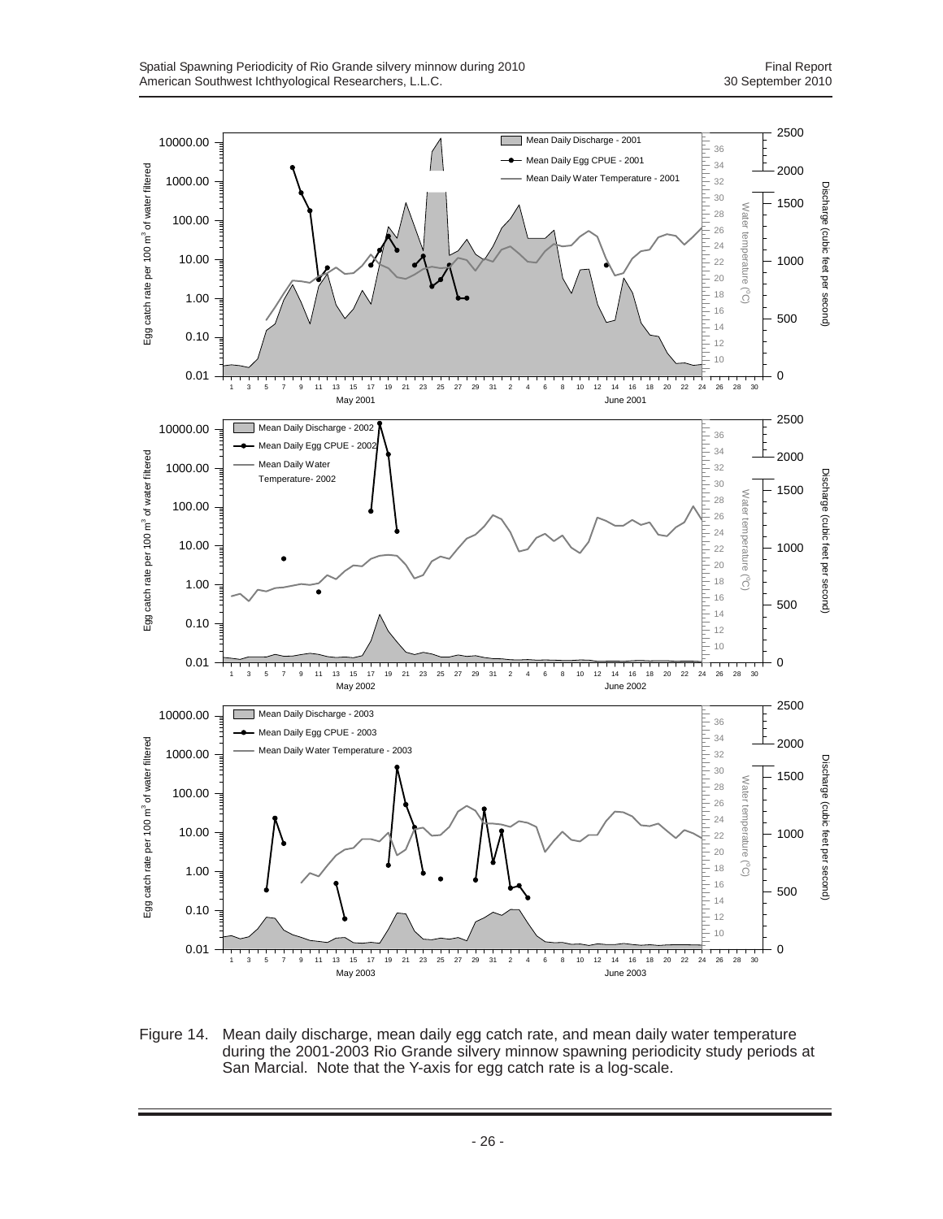Figure 14. Mean daily discharge, mean daily egg catch rate, and mean daily water temperature during the 2001-2003 Rio Grande silvery minnow spawning periodicity study periods at San Marcial. Note that the Y-axis for egg catch rate is a log-scale.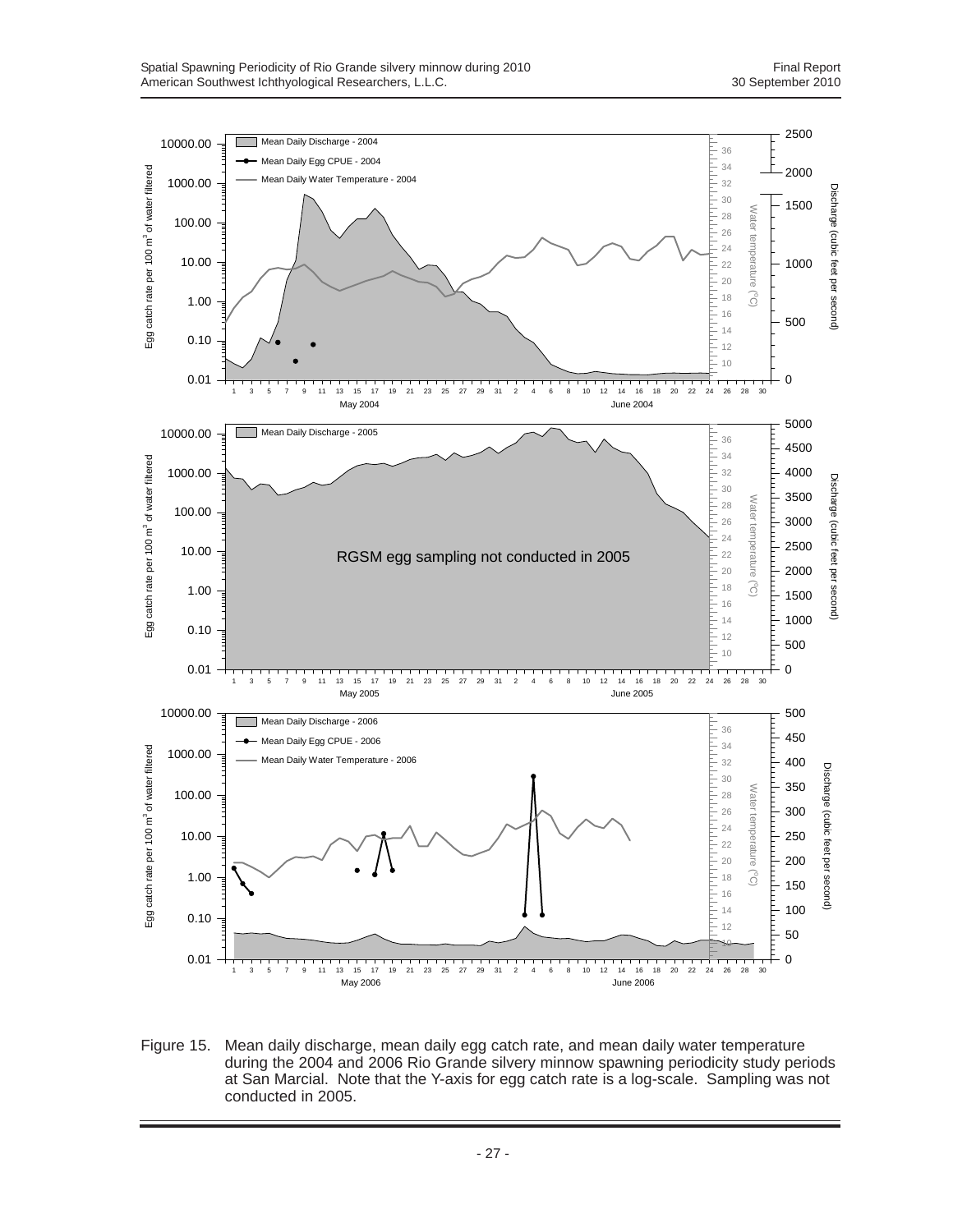Figure 15. Mean daily discharge, mean daily egg catch rate, and mean daily water temperature during the 2004 and 2006 Rio Grande silvery minnow spawning periodicity study periods at San Marcial. Note that the Y-axis for egg catch rate is a log-scale. Sampling was not conducted in 2005.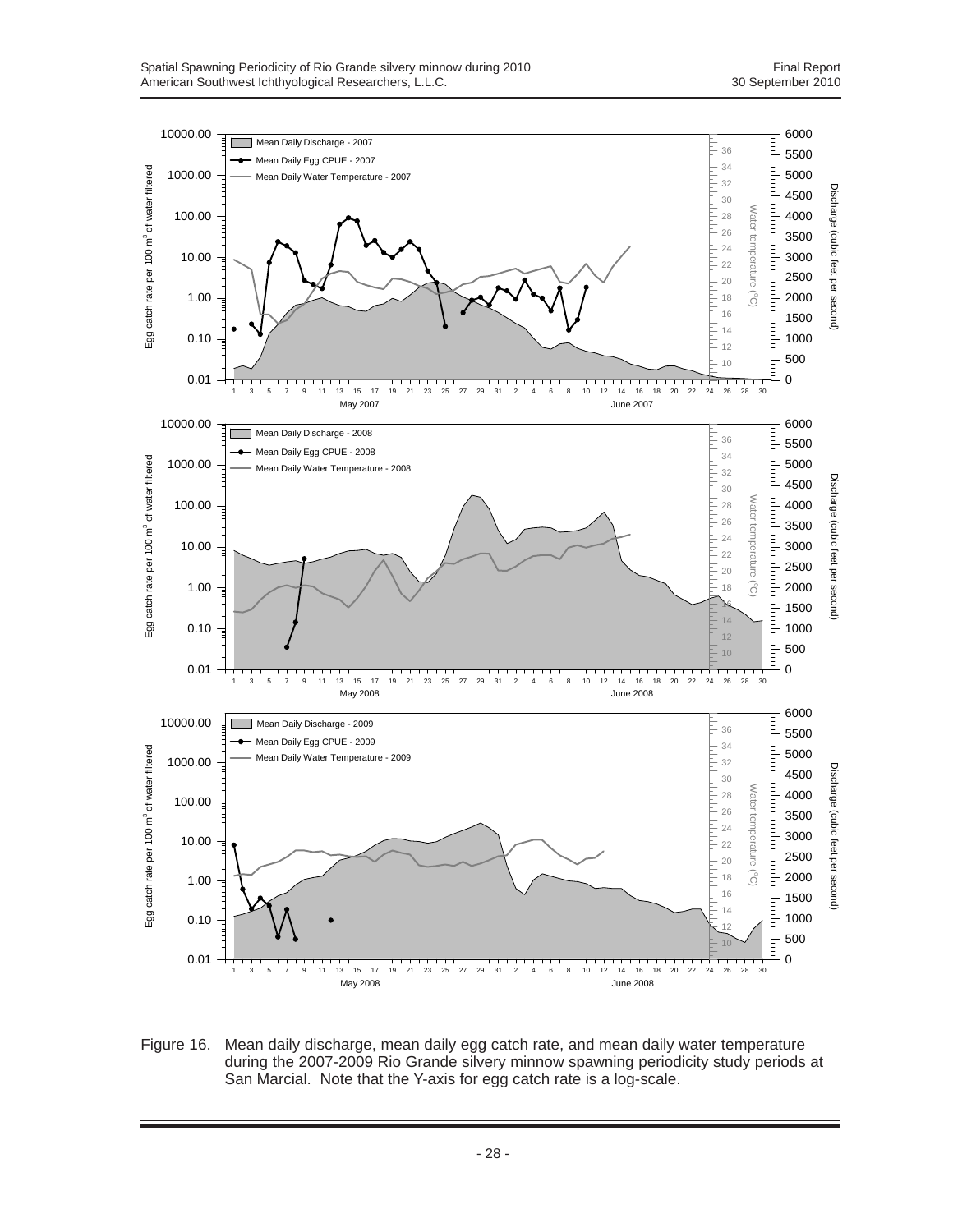Figure 16. Mean daily discharge, mean daily egg catch rate, and mean daily water temperature during the 2007-2009 Rio Grande silvery minnow spawning periodicity study periods at San Marcial. Note that the Y-axis for egg catch rate is a log-scale.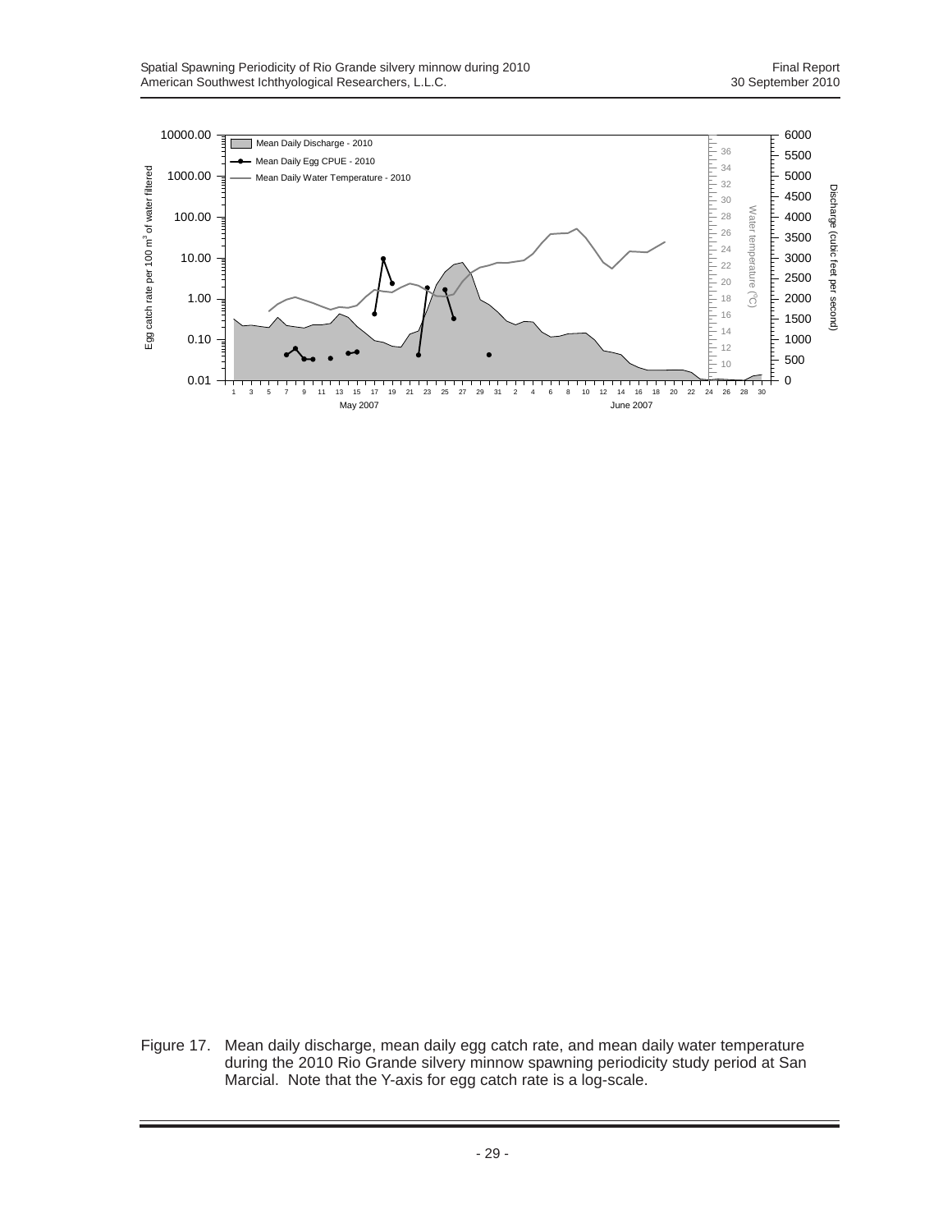Figure 17. Mean daily discharge, mean daily egg catch rate, and mean daily water temperature during the 2010 Rio Grande silvery minnow spawning periodicity study period at San Marcial. Note that the Y-axis for egg catch rate is a log-scale.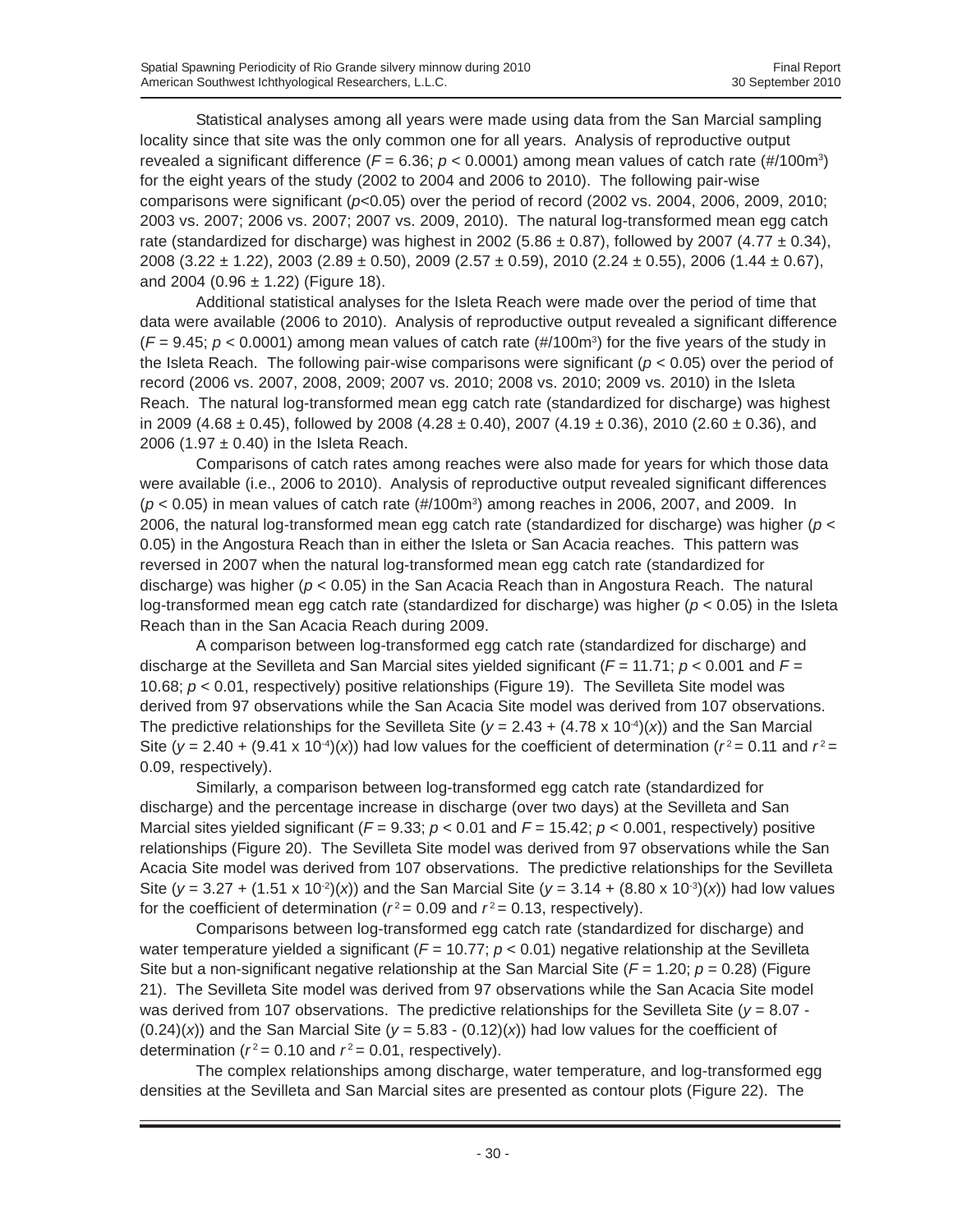Statistical analyses among all years were made using data from the San Marcial sampling locality since that site was the only common one for all years. Analysis of reproductive output revealed a significant difference ($F = 6.36$; $p < 0.0001$) among mean values of catch rate (#/100m$^3$) for the eight years of the study (2002 to 2004 and 2006 to 2010). The following pair-wise comparisons were significant ($p<0.05$) over the period of record (2002 vs. 2004, 2006, 2009, 2010; 2003 vs. 2007; 2006 vs. 2007; 2007 vs. 2009, 2010). The natural log-transformed mean egg catch rate (standardized for discharge) was highest in 2002 (5.86 ± 0.87), followed by 2007 (4.77 ± 0.34), 2008 (3.22 ± 1.22), 2003 (2.89 ± 0.50), 2009 (2.57 ± 0.59), 2010 (2.24 ± 0.55), 2006 (1.44 ± 0.67), and 2004 (0.96 ± 1.22) (Figure 18).

Additional statistical analyses for the Isleta Reach were made over the period of time that data were available (2006 to 2010). Analysis of reproductive output revealed a significant difference ($F = 9.45$; $p < 0.0001$) among mean values of catch rate (#/100m$^3$) for the five years of the study in the Isleta Reach. The following pair-wise comparisons were significant ($p < 0.05$) over the period of record (2006 vs. 2007, 2008, 2009; 2007 vs. 2010; 2008 vs. 2010; 2009 vs. 2010) in the Isleta Reach. The natural log-transformed mean egg catch rate (standardized for discharge) was highest in 2009 (4.68 ± 0.45), followed by 2008 (4.28 ± 0.40), 2007 (4.19 ± 0.36), 2010 (2.60 ± 0.36), and 2006 (1.97 ± 0.40) in the Isleta Reach.

Comparisons of catch rates among reaches were also made for years for which those data were available (i.e., 2006 to 2010). Analysis of reproductive output revealed significant differences ($p < 0.05$) in mean values of catch rate (#/100m$^3$) among reaches in 2006, 2007, and 2009. In 2006, the natural log-transformed mean egg catch rate (standardized for discharge) was higher ($p < 0.05$) in the Angostura Reach than in either the Isleta or San Acacia reaches. This pattern was reversed in 2007 when the natural log-transformed mean egg catch rate (standardized for discharge) was higher ($p < 0.05$) in the San Acacia Reach than in Angostura Reach. The natural log-transformed mean egg catch rate (standardized for discharge) was higher ($p < 0.05$) in the Isleta Reach than in the San Acacia Reach during 2009.

A comparison between log-transformed egg catch rate (standardized for discharge) and discharge at the Sevilleta and San Marcial sites yielded significant ($F = 11.71$; $p < 0.001$ and $F = 10.68$; $p < 0.01$, respectively) positive relationships (Figure 19). The Sevilleta Site model was derived from 97 observations while the San Acacia Site model was derived from 107 observations. The predictive relationships for the Sevilleta Site ($y = 2.43 + (4.78 \times 10^{-4})(x)$) and the San Marcial Site ($y = 2.40 + (9.41 \times 10^{-4})(x)$) had low values for the coefficient of determination ($r^2 = 0.11$ and $r^2 = 0.09$, respectively).

Similarly, a comparison between log-transformed egg catch rate (standardized for discharge) and the percentage increase in discharge (over two days) at the Sevilleta and San Marcial sites yielded significant ($F = 9.33$; $p < 0.01$ and $F = 15.42$; $p < 0.001$, respectively) positive relationships (Figure 20). The Sevilleta Site model was derived from 97 observations while the San Acacia Site model was derived from 107 observations. The predictive relationships for the Sevilleta Site ($y = 3.27 + (1.51 \times 10^{-2})(x)$) and the San Marcial Site ($y = 3.14 + (8.80 \times 10^{-3})(x)$) had low values for the coefficient of determination ($r^2 = 0.09$ and $r^2 = 0.13$, respectively).

Comparisons between log-transformed egg catch rate (standardized for discharge) and water temperature yielded a significant ($F = 10.77$; $p < 0.01$) negative relationship at the Sevilleta Site but a non-significant negative relationship at the San Marcial Site ($F = 1.20$; $p = 0.28$) (Figure 21). The Sevilleta Site model was derived from 97 observations while the San Acacia Site model was derived from 107 observations. The predictive relationships for the Sevilleta Site ($y = 8.07 - (0.24)(x)$) and the San Marcial Site ($y = 5.83 - (0.12)(x)$) had low values for the coefficient of determination ($r^2 = 0.10$ and $r^2 = 0.01$, respectively).

The complex relationships among discharge, water temperature, and log-transformed egg densities at the Sevilleta and San Marcial sites are presented as contour plots (Figure 22). The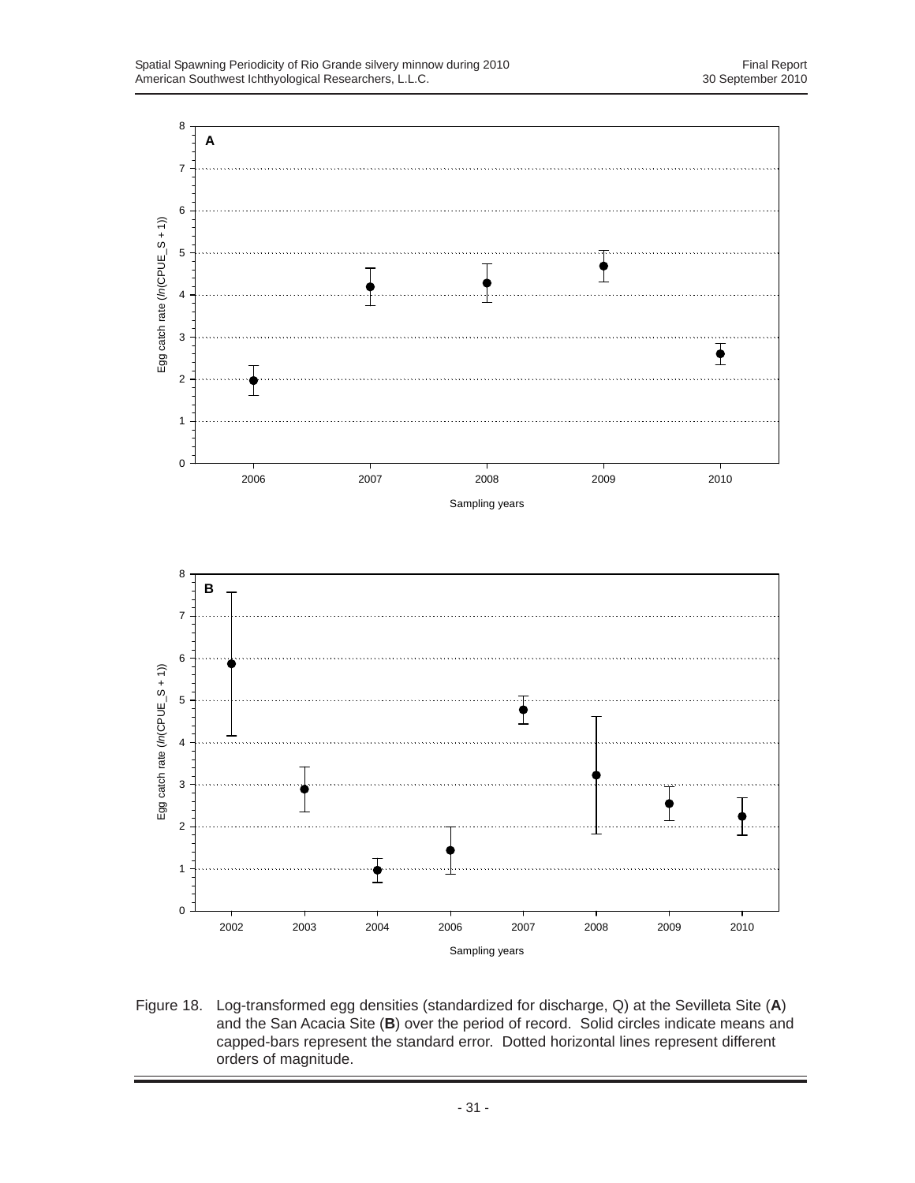Figure 18. Log-transformed egg densities (standardized for discharge, Q) at the Sevilleta Site (**A**) and the San Acacia Site (**B**) over the period of record. Solid circles indicate means and capped-bars represent the standard error. Dotted horizontal lines represent different orders of magnitude.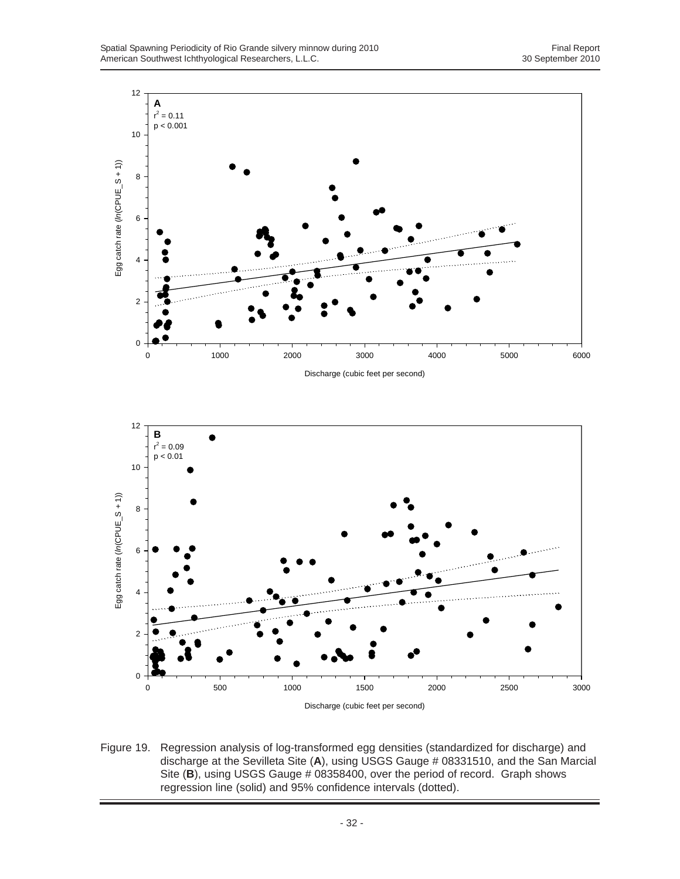Figure 19. Regression analysis of log-transformed egg densities (standardized for discharge) and discharge at the Sevilleta Site (**A**), using USGS Gauge # 08331510, and the San Marcial Site (**B**), using USGS Gauge # 08358400, over the period of record. Graph shows regression line (solid) and 95% confidence intervals (dotted).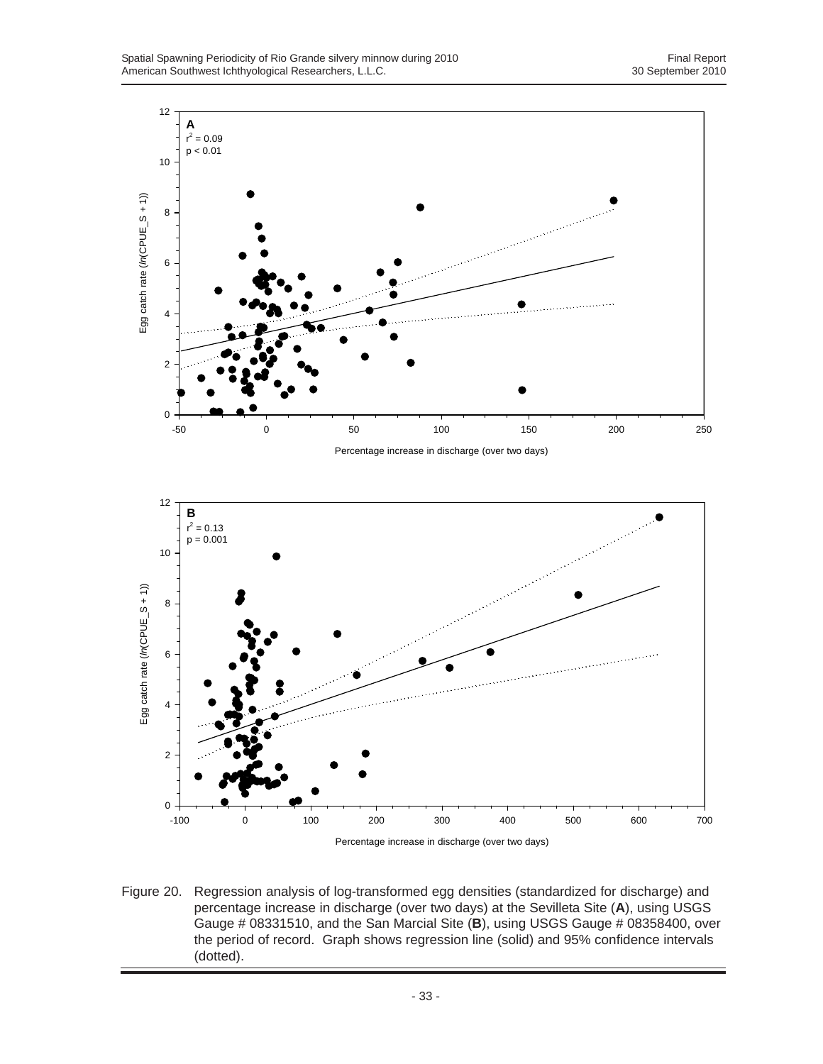Figure 20. Regression analysis of log-transformed egg densities (standardized for discharge) and percentage increase in discharge (over two days) at the Sevilleta Site (**A**), using USGS Gauge # 08331510, and the San Marcial Site (**B**), using USGS Gauge # 08358400, over the period of record. Graph shows regression line (solid) and 95% confidence intervals (dotted).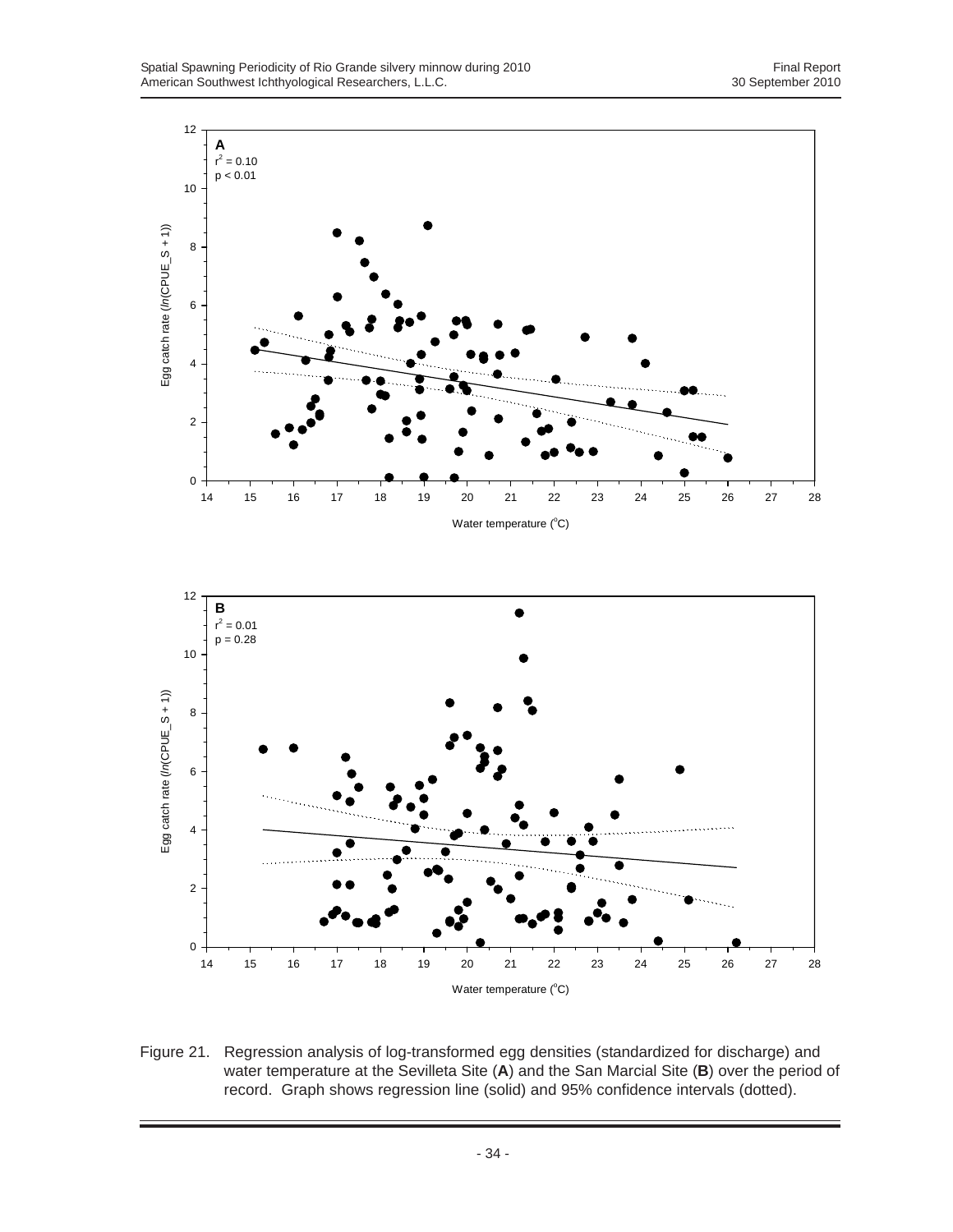Figure 21. Regression analysis of log-transformed egg densities (standardized for discharge) and water temperature at the Sevilleta Site (**A**) and the San Marcial Site (**B**) over the period of record. Graph shows regression line (solid) and 95% confidence intervals (dotted).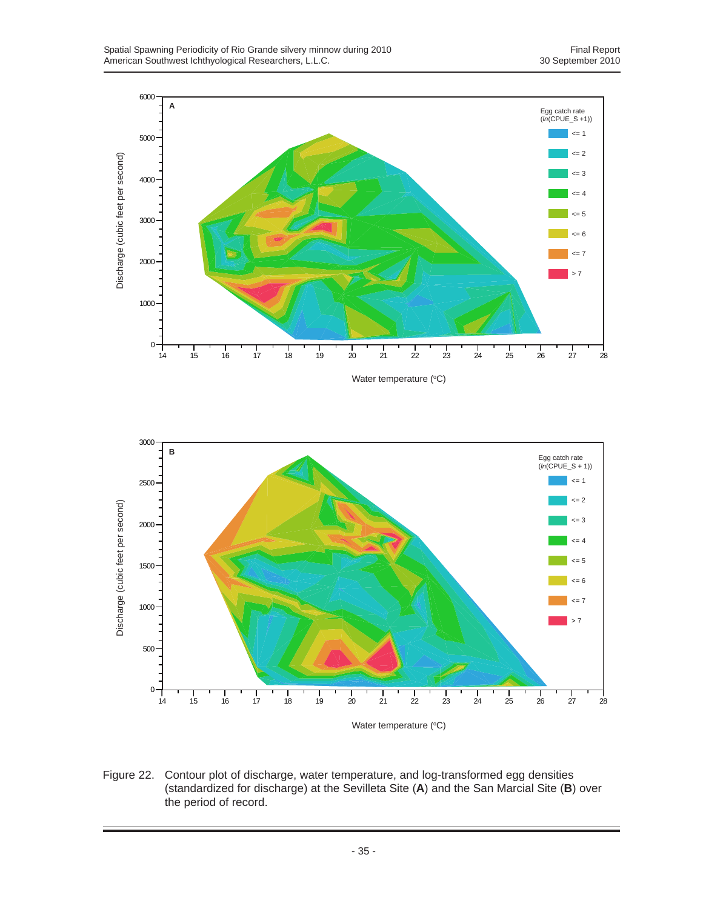Figure 22. Contour plot of discharge, water temperature, and log-transformed egg densities (standardized for discharge) at the Sevilleta Site (**A**) and the San Marcial Site (**B**) over the period of record.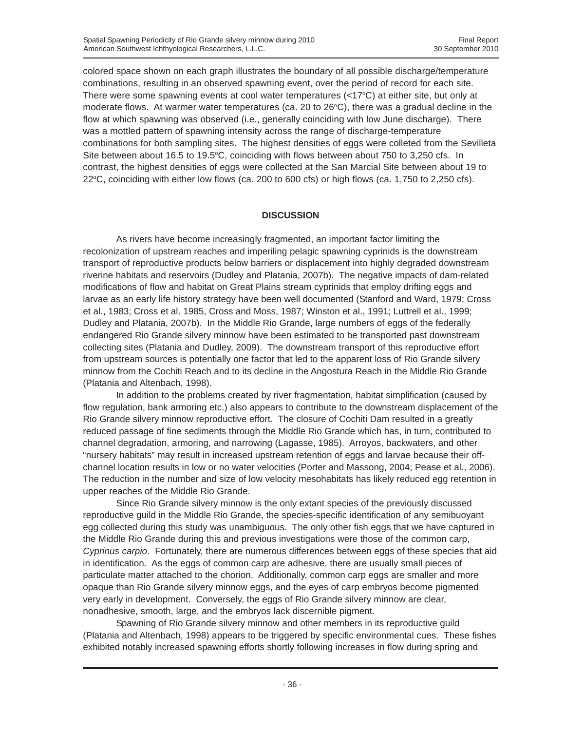colored space shown on each graph illustrates the boundary of all possible discharge/temperature combinations, resulting in an observed spawning event, over the period of record for each site. There were some spawning events at cool water temperatures (<17°C) at either site, but only at moderate flows. At warmer water temperatures (ca. 20 to 26°C), there was a gradual decline in the flow at which spawning was observed (i.e., generally coinciding with low June discharge). There was a mottled pattern of spawning intensity across the range of discharge-temperature combinations for both sampling sites. The highest densities of eggs were colleted from the Sevilleta Site between about 16.5 to 19.5°C, coinciding with flows between about 750 to 3,250 cfs. In contrast, the highest densities of eggs were collected at the San Marcial Site between about 19 to 22°C, coinciding with either low flows (ca. 200 to 600 cfs) or high flows (ca. 1,750 to 2,250 cfs).

## DISCUSSION

As rivers have become increasingly fragmented, an important factor limiting the recolonization of upstream reaches and imperiling pelagic spawning cyprinids is the downstream transport of reproductive products below barriers or displacement into highly degraded downstream riverine habitats and reservoirs (Dudley and Platania, 2007b). The negative impacts of dam-related modifications of flow and habitat on Great Plains stream cyprinids that employ drifting eggs and larvae as an early life history strategy have been well documented (Stanford and Ward, 1979; Cross et al., 1983; Cross et al. 1985, Cross and Moss, 1987; Winston et al., 1991; Luttrell et al., 1999; Dudley and Platania, 2007b). In the Middle Rio Grande, large numbers of eggs of the federally endangered Rio Grande silvery minnow have been estimated to be transported past downstream collecting sites (Platania and Dudley, 2009). The downstream transport of this reproductive effort from upstream sources is potentially one factor that led to the apparent loss of Rio Grande silvery minnow from the Cochiti Reach and to its decline in the Angostura Reach in the Middle Rio Grande (Platania and Altenbach, 1998).

In addition to the problems created by river fragmentation, habitat simplification (caused by flow regulation, bank armoring etc.) also appears to contribute to the downstream displacement of the Rio Grande silvery minnow reproductive effort. The closure of Cochiti Dam resulted in a greatly reduced passage of fine sediments through the Middle Rio Grande which has, in turn, contributed to channel degradation, armoring, and narrowing (Lagasse, 1985). Arroyos, backwaters, and other "nursery habitats" may result in increased upstream retention of eggs and larvae because their off-channel location results in low or no water velocities (Porter and Massong, 2004; Pease et al., 2006). The reduction in the number and size of low velocity mesohabitats has likely reduced egg retention in upper reaches of the Middle Rio Grande.

Since Rio Grande silvery minnow is the only extant species of the previously discussed reproductive guild in the Middle Rio Grande, the species-specific identification of any semibuoyant egg collected during this study was unambiguous. The only other fish eggs that we have captured in the Middle Rio Grande during this and previous investigations were those of the common carp, *Cyprinus carpio*. Fortunately, there are numerous differences between eggs of these species that aid in identification. As the eggs of common carp are adhesive, there are usually small pieces of particulate matter attached to the chorion. Additionally, common carp eggs are smaller and more opaque than Rio Grande silvery minnow eggs, and the eyes of carp embryos become pigmented very early in development. Conversely, the eggs of Rio Grande silvery minnow are clear, nonadhesive, smooth, large, and the embryos lack discernible pigment.

Spawning of Rio Grande silvery minnow and other members in its reproductive guild (Platania and Altenbach, 1998) appears to be triggered by specific environmental cues. These fishes exhibited notably increased spawning efforts shortly following increases in flow during spring and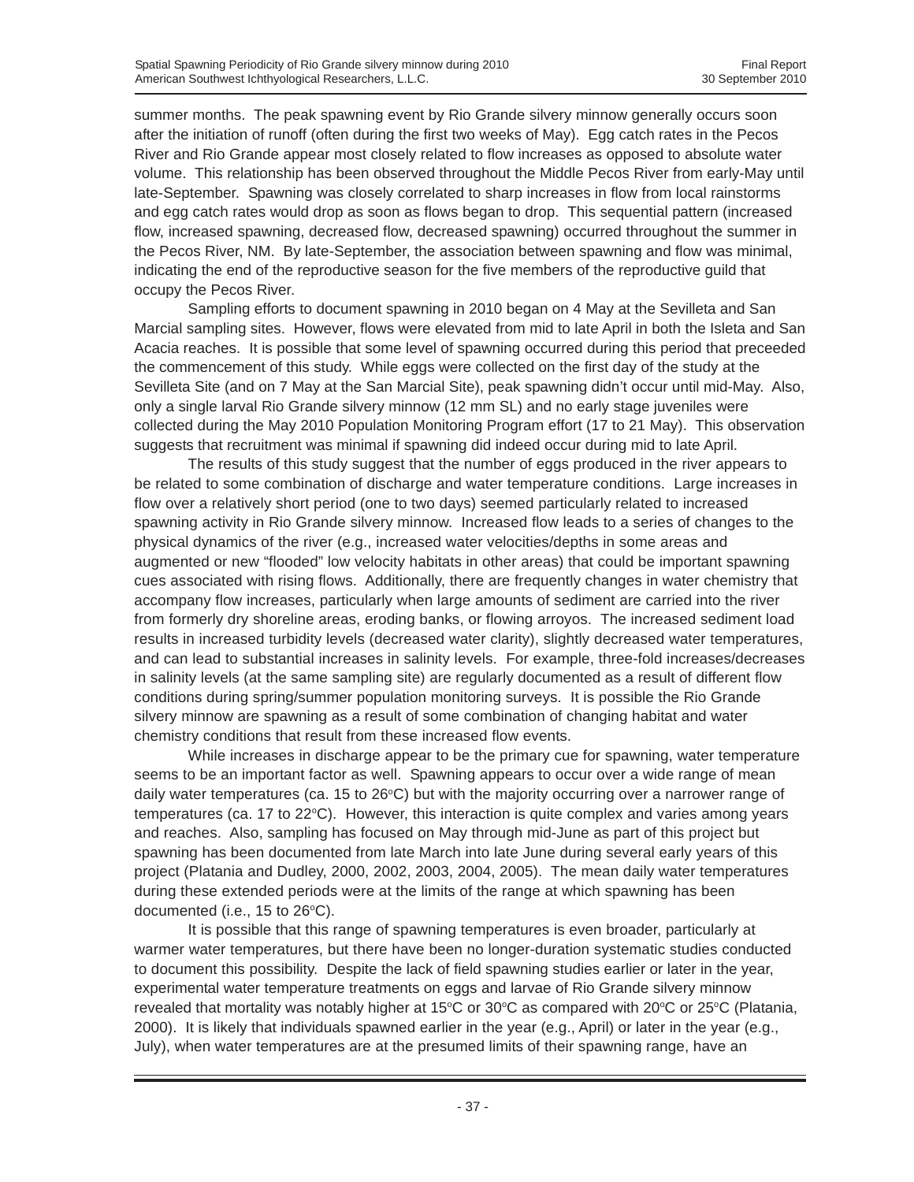summer months. The peak spawning event by Rio Grande silvery minnow generally occurs soon after the initiation of runoff (often during the first two weeks of May). Egg catch rates in the Pecos River and Rio Grande appear most closely related to flow increases as opposed to absolute water volume. This relationship has been observed throughout the Middle Pecos River from early-May until late-September. Spawning was closely correlated to sharp increases in flow from local rainstorms and egg catch rates would drop as soon as flows began to drop. This sequential pattern (increased flow, increased spawning, decreased flow, decreased spawning) occurred throughout the summer in the Pecos River, NM. By late-September, the association between spawning and flow was minimal, indicating the end of the reproductive season for the five members of the reproductive guild that occupy the Pecos River.

Sampling efforts to document spawning in 2010 began on 4 May at the Sevilleta and San Marcial sampling sites. However, flows were elevated from mid to late April in both the Isleta and San Acacia reaches. It is possible that some level of spawning occurred during this period that preceeded the commencement of this study. While eggs were collected on the first day of the study at the Sevilleta Site (and on 7 May at the San Marcial Site), peak spawning didn't occur until mid-May. Also, only a single larval Rio Grande silvery minnow (12 mm SL) and no early stage juveniles were collected during the May 2010 Population Monitoring Program effort (17 to 21 May). This observation suggests that recruitment was minimal if spawning did indeed occur during mid to late April.

The results of this study suggest that the number of eggs produced in the river appears to be related to some combination of discharge and water temperature conditions. Large increases in flow over a relatively short period (one to two days) seemed particularly related to increased spawning activity in Rio Grande silvery minnow. Increased flow leads to a series of changes to the physical dynamics of the river (e.g., increased water velocities/depths in some areas and augmented or new "flooded" low velocity habitats in other areas) that could be important spawning cues associated with rising flows. Additionally, there are frequently changes in water chemistry that accompany flow increases, particularly when large amounts of sediment are carried into the river from formerly dry shoreline areas, eroding banks, or flowing arroyos. The increased sediment load results in increased turbidity levels (decreased water clarity), slightly decreased water temperatures, and can lead to substantial increases in salinity levels. For example, three-fold increases/decreases in salinity levels (at the same sampling site) are regularly documented as a result of different flow conditions during spring/summer population monitoring surveys. It is possible the Rio Grande silvery minnow are spawning as a result of some combination of changing habitat and water chemistry conditions that result from these increased flow events.

While increases in discharge appear to be the primary cue for spawning, water temperature seems to be an important factor as well. Spawning appears to occur over a wide range of mean daily water temperatures (ca. 15 to 26°C) but with the majority occurring over a narrower range of temperatures (ca. 17 to 22°C). However, this interaction is quite complex and varies among years and reaches. Also, sampling has focused on May through mid-June as part of this project but spawning has been documented from late March into late June during several early years of this project (Platania and Dudley, 2000, 2002, 2003, 2004, 2005). The mean daily water temperatures during these extended periods were at the limits of the range at which spawning has been documented (i.e., 15 to 26°C).

It is possible that this range of spawning temperatures is even broader, particularly at warmer water temperatures, but there have been no longer-duration systematic studies conducted to document this possibility. Despite the lack of field spawning studies earlier or later in the year, experimental water temperature treatments on eggs and larvae of Rio Grande silvery minnow revealed that mortality was notably higher at 15°C or 30°C as compared with 20°C or 25°C (Platania, 2000). It is likely that individuals spawned earlier in the year (e.g., April) or later in the year (e.g., July), when water temperatures are at the presumed limits of their spawning range, have an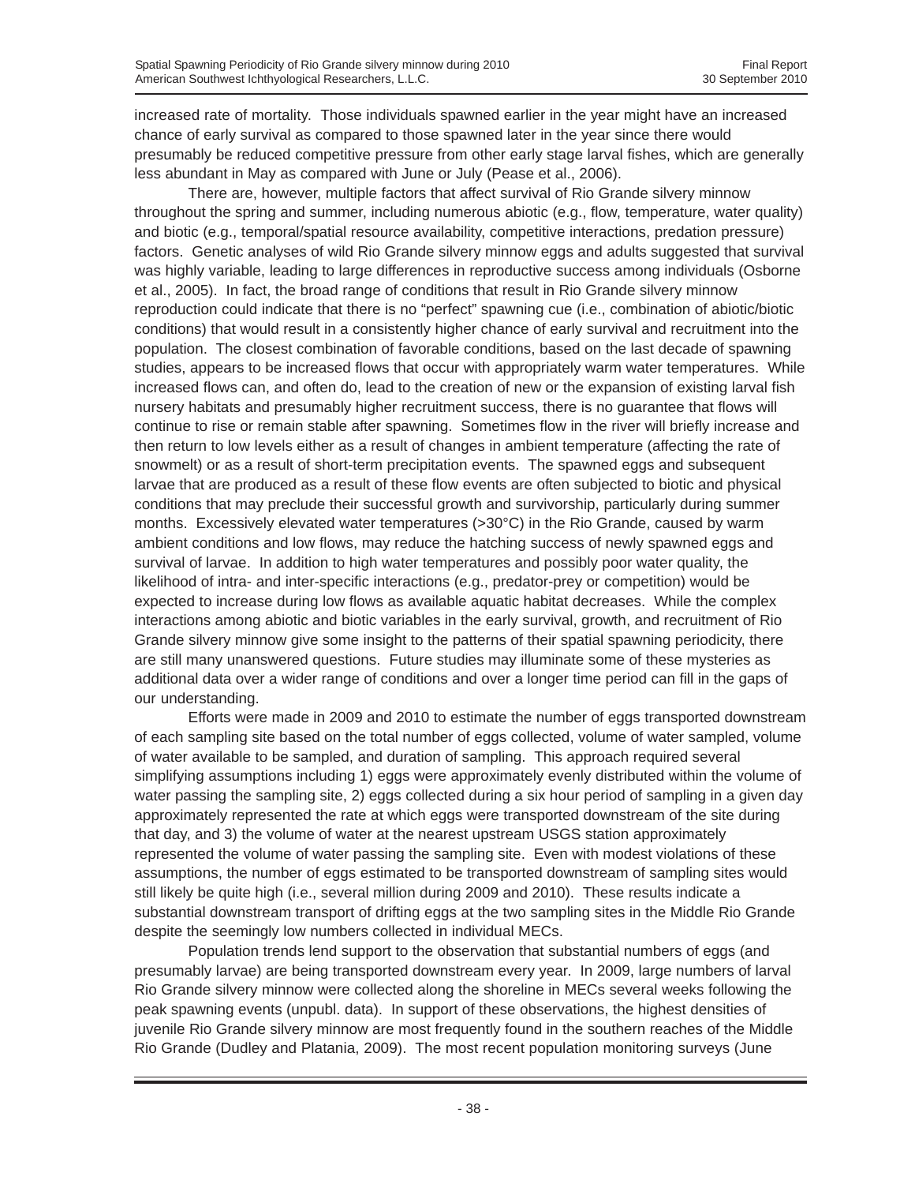increased rate of mortality. Those individuals spawned earlier in the year might have an increased chance of early survival as compared to those spawned later in the year since there would presumably be reduced competitive pressure from other early stage larval fishes, which are generally less abundant in May as compared with June or July (Pease et al., 2006).

There are, however, multiple factors that affect survival of Rio Grande silvery minnow throughout the spring and summer, including numerous abiotic (e.g., flow, temperature, water quality) and biotic (e.g., temporal/spatial resource availability, competitive interactions, predation pressure) factors. Genetic analyses of wild Rio Grande silvery minnow eggs and adults suggested that survival was highly variable, leading to large differences in reproductive success among individuals (Osborne et al., 2005). In fact, the broad range of conditions that result in Rio Grande silvery minnow reproduction could indicate that there is no "perfect" spawning cue (i.e., combination of abiotic/biotic conditions) that would result in a consistently higher chance of early survival and recruitment into the population. The closest combination of favorable conditions, based on the last decade of spawning studies, appears to be increased flows that occur with appropriately warm water temperatures. While increased flows can, and often do, lead to the creation of new or the expansion of existing larval fish nursery habitats and presumably higher recruitment success, there is no guarantee that flows will continue to rise or remain stable after spawning. Sometimes flow in the river will briefly increase and then return to low levels either as a result of changes in ambient temperature (affecting the rate of snowmelt) or as a result of short-term precipitation events. The spawned eggs and subsequent larvae that are produced as a result of these flow events are often subjected to biotic and physical conditions that may preclude their successful growth and survivorship, particularly during summer months. Excessively elevated water temperatures (>30°C) in the Rio Grande, caused by warm ambient conditions and low flows, may reduce the hatching success of newly spawned eggs and survival of larvae. In addition to high water temperatures and possibly poor water quality, the likelihood of intra- and inter-specific interactions (e.g., predator-prey or competition) would be expected to increase during low flows as available aquatic habitat decreases. While the complex interactions among abiotic and biotic variables in the early survival, growth, and recruitment of Rio Grande silvery minnow give some insight to the patterns of their spatial spawning periodicity, there are still many unanswered questions. Future studies may illuminate some of these mysteries as additional data over a wider range of conditions and over a longer time period can fill in the gaps of our understanding.

Efforts were made in 2009 and 2010 to estimate the number of eggs transported downstream of each sampling site based on the total number of eggs collected, volume of water sampled, volume of water available to be sampled, and duration of sampling. This approach required several simplifying assumptions including 1) eggs were approximately evenly distributed within the volume of water passing the sampling site, 2) eggs collected during a six hour period of sampling in a given day approximately represented the rate at which eggs were transported downstream of the site during that day, and 3) the volume of water at the nearest upstream USGS station approximately represented the volume of water passing the sampling site. Even with modest violations of these assumptions, the number of eggs estimated to be transported downstream of sampling sites would still likely be quite high (i.e., several million during 2009 and 2010). These results indicate a substantial downstream transport of drifting eggs at the two sampling sites in the Middle Rio Grande despite the seemingly low numbers collected in individual MECs.

Population trends lend support to the observation that substantial numbers of eggs (and presumably larvae) are being transported downstream every year. In 2009, large numbers of larval Rio Grande silvery minnow were collected along the shoreline in MECs several weeks following the peak spawning events (unpubl. data). In support of these observations, the highest densities of juvenile Rio Grande silvery minnow are most frequently found in the southern reaches of the Middle Rio Grande (Dudley and Platania, 2009). The most recent population monitoring surveys (June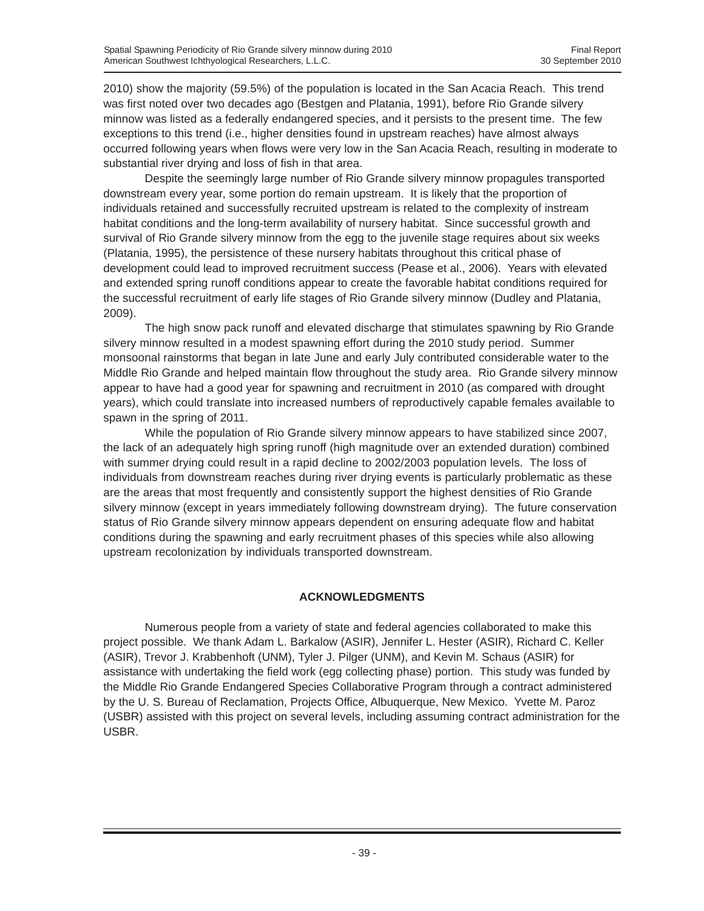2010) show the majority (59.5%) of the population is located in the San Acacia Reach. This trend was first noted over two decades ago (Bestgen and Platania, 1991), before Rio Grande silvery minnow was listed as a federally endangered species, and it persists to the present time. The few exceptions to this trend (i.e., higher densities found in upstream reaches) have almost always occurred following years when flows were very low in the San Acacia Reach, resulting in moderate to substantial river drying and loss of fish in that area.

Despite the seemingly large number of Rio Grande silvery minnow propagules transported downstream every year, some portion do remain upstream. It is likely that the proportion of individuals retained and successfully recruited upstream is related to the complexity of instream habitat conditions and the long-term availability of nursery habitat. Since successful growth and survival of Rio Grande silvery minnow from the egg to the juvenile stage requires about six weeks (Platania, 1995), the persistence of these nursery habitats throughout this critical phase of development could lead to improved recruitment success (Pease et al., 2006). Years with elevated and extended spring runoff conditions appear to create the favorable habitat conditions required for the successful recruitment of early life stages of Rio Grande silvery minnow (Dudley and Platania, 2009).

The high snow pack runoff and elevated discharge that stimulates spawning by Rio Grande silvery minnow resulted in a modest spawning effort during the 2010 study period. Summer monsoonal rainstorms that began in late June and early July contributed considerable water to the Middle Rio Grande and helped maintain flow throughout the study area. Rio Grande silvery minnow appear to have had a good year for spawning and recruitment in 2010 (as compared with drought years), which could translate into increased numbers of reproductively capable females available to spawn in the spring of 2011.

While the population of Rio Grande silvery minnow appears to have stabilized since 2007, the lack of an adequately high spring runoff (high magnitude over an extended duration) combined with summer drying could result in a rapid decline to 2002/2003 population levels. The loss of individuals from downstream reaches during river drying events is particularly problematic as these are the areas that most frequently and consistently support the highest densities of Rio Grande silvery minnow (except in years immediately following downstream drying). The future conservation status of Rio Grande silvery minnow appears dependent on ensuring adequate flow and habitat conditions during the spawning and early recruitment phases of this species while also allowing upstream recolonization by individuals transported downstream.

## ACKNOWLEDGMENTS

Numerous people from a variety of state and federal agencies collaborated to make this project possible. We thank Adam L. Barkalow (ASIR), Jennifer L. Hester (ASIR), Richard C. Keller (ASIR), Trevor J. Krabbenhoft (UNM), Tyler J. Pilger (UNM), and Kevin M. Schaus (ASIR) for assistance with undertaking the field work (egg collecting phase) portion. This study was funded by the Middle Rio Grande Endangered Species Collaborative Program through a contract administered by the U. S. Bureau of Reclamation, Projects Office, Albuquerque, New Mexico. Yvette M. Paroz (USBR) assisted with this project on several levels, including assuming contract administration for the USBR.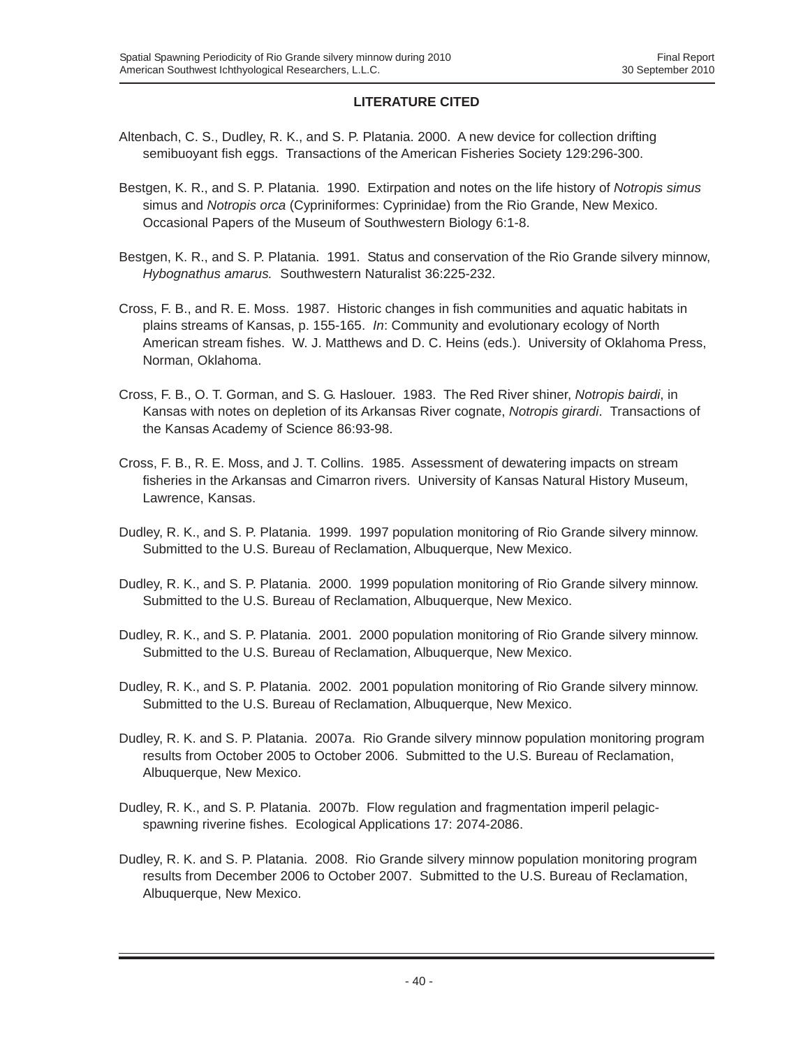## LITERATURE CITED

Altenbach, C. S., Dudley, R. K., and S. P. Platania. 2000. A new device for collection drifting semibuoyant fish eggs. Transactions of the American Fisheries Society 129:296-300.

Bestgen, K. R., and S. P. Platania. 1990. Extirpation and notes on the life history of *Notropis simus* simus and *Notropis orca* (Cypriniformes: Cyprinidae) from the Rio Grande, New Mexico. Occasional Papers of the Museum of Southwestern Biology 6:1-8.

Bestgen, K. R., and S. P. Platania. 1991. Status and conservation of the Rio Grande silvery minnow, *Hybognathus amarus.* Southwestern Naturalist 36:225-232.

Cross, F. B., and R. E. Moss. 1987. Historic changes in fish communities and aquatic habitats in plains streams of Kansas, p. 155-165. *In*: Community and evolutionary ecology of North American stream fishes. W. J. Matthews and D. C. Heins (eds.). University of Oklahoma Press, Norman, Oklahoma.

Cross, F. B., O. T. Gorman, and S. G. Haslouer. 1983. The Red River shiner, *Notropis bairdi*, in Kansas with notes on depletion of its Arkansas River cognate, *Notropis girardi*. Transactions of the Kansas Academy of Science 86:93-98.

Cross, F. B., R. E. Moss, and J. T. Collins. 1985. Assessment of dewatering impacts on stream fisheries in the Arkansas and Cimarron rivers. University of Kansas Natural History Museum, Lawrence, Kansas.

Dudley, R. K., and S. P. Platania. 1999. 1997 population monitoring of Rio Grande silvery minnow. Submitted to the U.S. Bureau of Reclamation, Albuquerque, New Mexico.

Dudley, R. K., and S. P. Platania. 2000. 1999 population monitoring of Rio Grande silvery minnow. Submitted to the U.S. Bureau of Reclamation, Albuquerque, New Mexico.

Dudley, R. K., and S. P. Platania. 2001. 2000 population monitoring of Rio Grande silvery minnow. Submitted to the U.S. Bureau of Reclamation, Albuquerque, New Mexico.

Dudley, R. K., and S. P. Platania. 2002. 2001 population monitoring of Rio Grande silvery minnow. Submitted to the U.S. Bureau of Reclamation, Albuquerque, New Mexico.

Dudley, R. K. and S. P. Platania. 2007a. Rio Grande silvery minnow population monitoring program results from October 2005 to October 2006. Submitted to the U.S. Bureau of Reclamation, Albuquerque, New Mexico.

Dudley, R. K., and S. P. Platania. 2007b. Flow regulation and fragmentation imperil pelagic-spawning riverine fishes. Ecological Applications 17: 2074-2086.

Dudley, R. K. and S. P. Platania. 2008. Rio Grande silvery minnow population monitoring program results from December 2006 to October 2007. Submitted to the U.S. Bureau of Reclamation, Albuquerque, New Mexico.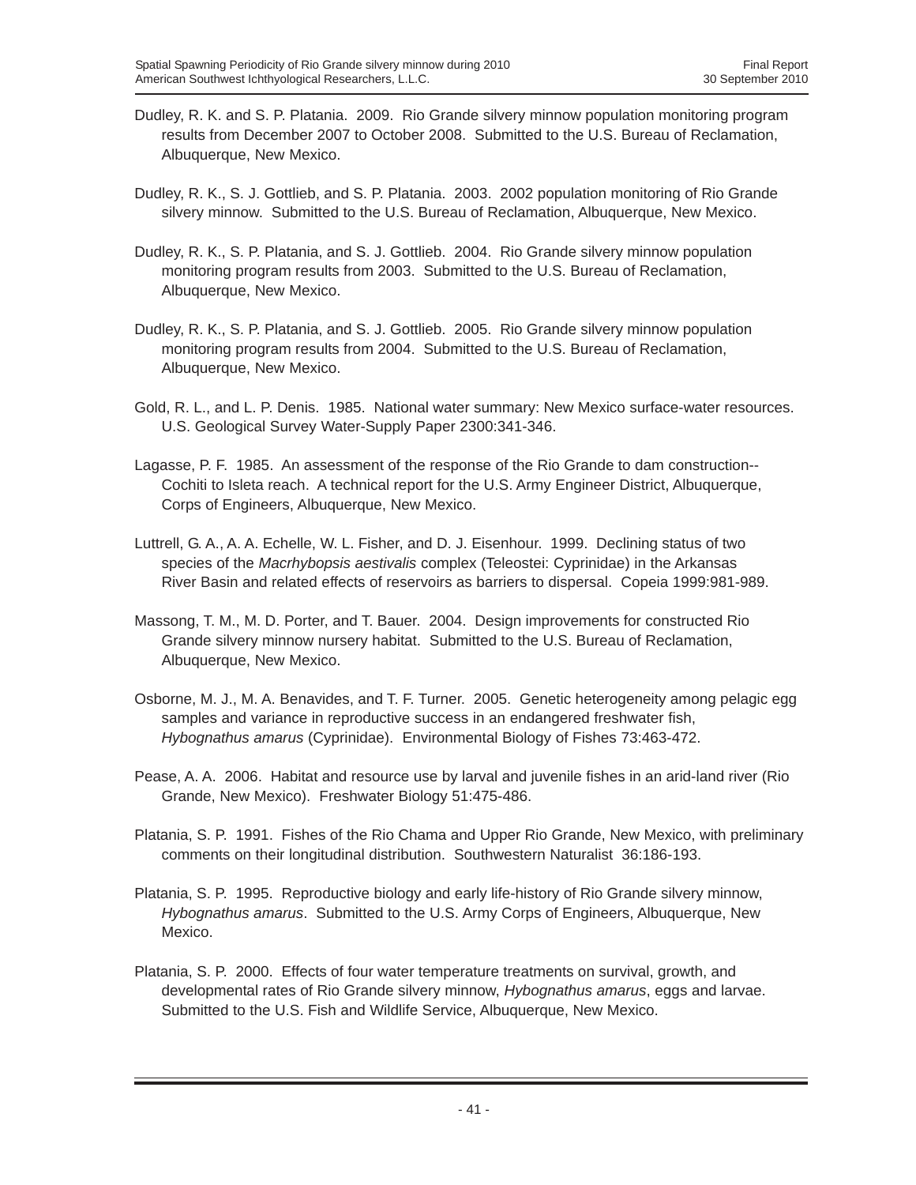Dudley, R. K. and S. P. Platania. 2009. Rio Grande silvery minnow population monitoring program results from December 2007 to October 2008. Submitted to the U.S. Bureau of Reclamation, Albuquerque, New Mexico.

Dudley, R. K., S. J. Gottlieb, and S. P. Platania. 2003. 2002 population monitoring of Rio Grande silvery minnow. Submitted to the U.S. Bureau of Reclamation, Albuquerque, New Mexico.

Dudley, R. K., S. P. Platania, and S. J. Gottlieb. 2004. Rio Grande silvery minnow population monitoring program results from 2003. Submitted to the U.S. Bureau of Reclamation, Albuquerque, New Mexico.

Dudley, R. K., S. P. Platania, and S. J. Gottlieb. 2005. Rio Grande silvery minnow population monitoring program results from 2004. Submitted to the U.S. Bureau of Reclamation, Albuquerque, New Mexico.

Gold, R. L., and L. P. Denis. 1985. National water summary: New Mexico surface-water resources. U.S. Geological Survey Water-Supply Paper 2300:341-346.

Lagasse, P. F. 1985. An assessment of the response of the Rio Grande to dam construction--Cochiti to Isleta reach. A technical report for the U.S. Army Engineer District, Albuquerque, Corps of Engineers, Albuquerque, New Mexico.

Luttrell, G. A., A. A. Echelle, W. L. Fisher, and D. J. Eisenhour. 1999. Declining status of two species of the *Macrhybopsis aestivalis* complex (Teleostei: Cyprinidae) in the Arkansas River Basin and related effects of reservoirs as barriers to dispersal. Copeia 1999:981-989.

Massong, T. M., M. D. Porter, and T. Bauer. 2004. Design improvements for constructed Rio Grande silvery minnow nursery habitat. Submitted to the U.S. Bureau of Reclamation, Albuquerque, New Mexico.

Osborne, M. J., M. A. Benavides, and T. F. Turner. 2005. Genetic heterogeneity among pelagic egg samples and variance in reproductive success in an endangered freshwater fish, *Hybognathus amarus* (Cyprinidae). Environmental Biology of Fishes 73:463-472.

Pease, A. A. 2006. Habitat and resource use by larval and juvenile fishes in an arid-land river (Rio Grande, New Mexico). Freshwater Biology 51:475-486.

Platania, S. P. 1991. Fishes of the Rio Chama and Upper Rio Grande, New Mexico, with preliminary comments on their longitudinal distribution. Southwestern Naturalist 36:186-193.

Platania, S. P. 1995. Reproductive biology and early life-history of Rio Grande silvery minnow, *Hybognathus amarus*. Submitted to the U.S. Army Corps of Engineers, Albuquerque, New Mexico.

Platania, S. P. 2000. Effects of four water temperature treatments on survival, growth, and developmental rates of Rio Grande silvery minnow, *Hybognathus amarus*, eggs and larvae. Submitted to the U.S. Fish and Wildlife Service, Albuquerque, New Mexico.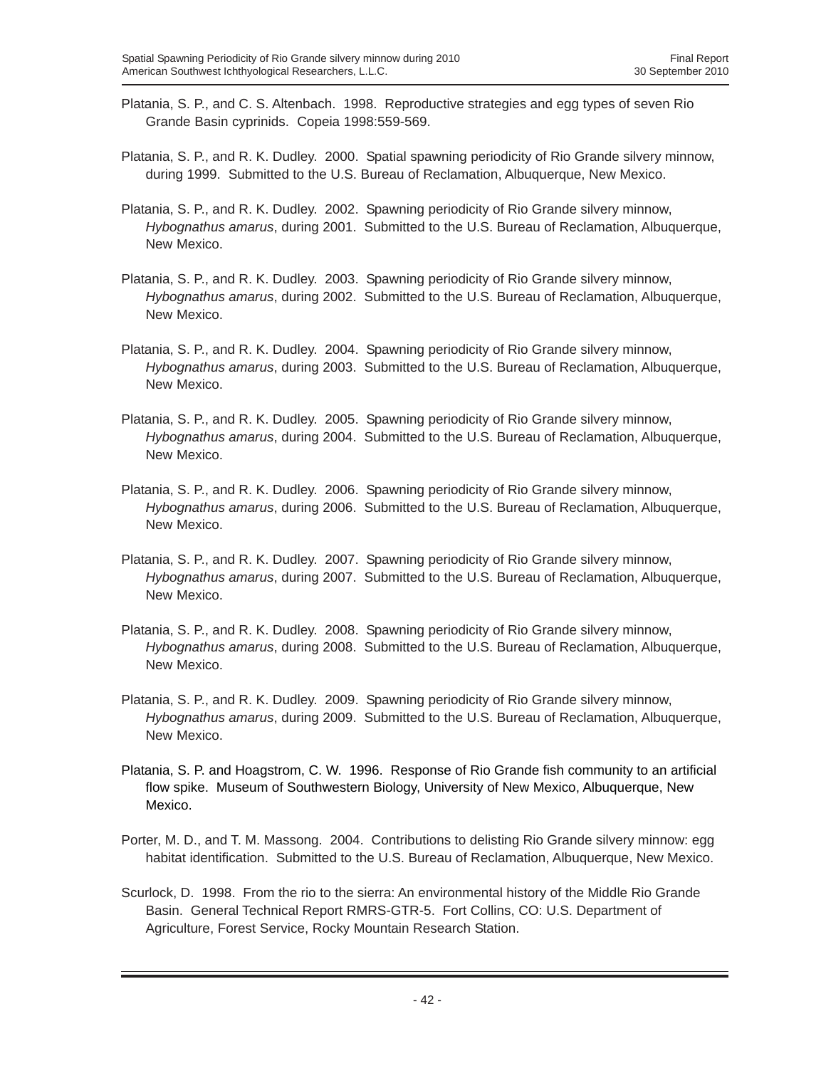Platania, S. P., and C. S. Altenbach. 1998. Reproductive strategies and egg types of seven Rio Grande Basin cyprinids. Copeia 1998:559-569.

Platania, S. P., and R. K. Dudley. 2000. Spatial spawning periodicity of Rio Grande silvery minnow, during 1999. Submitted to the U.S. Bureau of Reclamation, Albuquerque, New Mexico.

Platania, S. P., and R. K. Dudley. 2002. Spawning periodicity of Rio Grande silvery minnow, *Hybognathus amarus*, during 2001. Submitted to the U.S. Bureau of Reclamation, Albuquerque, New Mexico.

Platania, S. P., and R. K. Dudley. 2003. Spawning periodicity of Rio Grande silvery minnow, *Hybognathus amarus*, during 2002. Submitted to the U.S. Bureau of Reclamation, Albuquerque, New Mexico.

Platania, S. P., and R. K. Dudley. 2004. Spawning periodicity of Rio Grande silvery minnow, *Hybognathus amarus*, during 2003. Submitted to the U.S. Bureau of Reclamation, Albuquerque, New Mexico.

Platania, S. P., and R. K. Dudley. 2005. Spawning periodicity of Rio Grande silvery minnow, *Hybognathus amarus*, during 2004. Submitted to the U.S. Bureau of Reclamation, Albuquerque, New Mexico.

Platania, S. P., and R. K. Dudley. 2006. Spawning periodicity of Rio Grande silvery minnow, *Hybognathus amarus*, during 2006. Submitted to the U.S. Bureau of Reclamation, Albuquerque, New Mexico.

Platania, S. P., and R. K. Dudley. 2007. Spawning periodicity of Rio Grande silvery minnow, *Hybognathus amarus*, during 2007. Submitted to the U.S. Bureau of Reclamation, Albuquerque, New Mexico.

Platania, S. P., and R. K. Dudley. 2008. Spawning periodicity of Rio Grande silvery minnow, *Hybognathus amarus*, during 2008. Submitted to the U.S. Bureau of Reclamation, Albuquerque, New Mexico.

Platania, S. P., and R. K. Dudley. 2009. Spawning periodicity of Rio Grande silvery minnow, *Hybognathus amarus*, during 2009. Submitted to the U.S. Bureau of Reclamation, Albuquerque, New Mexico.

Platania, S. P. and Hoagstrom, C. W. 1996. Response of Rio Grande fish community to an artificial flow spike. Museum of Southwestern Biology, University of New Mexico, Albuquerque, New Mexico.

Porter, M. D., and T. M. Massong. 2004. Contributions to delisting Rio Grande silvery minnow: egg habitat identification. Submitted to the U.S. Bureau of Reclamation, Albuquerque, New Mexico.

Scurlock, D. 1998. From the rio to the sierra: An environmental history of the Middle Rio Grande Basin. General Technical Report RMRS-GTR-5. Fort Collins, CO: U.S. Department of Agriculture, Forest Service, Rocky Mountain Research Station.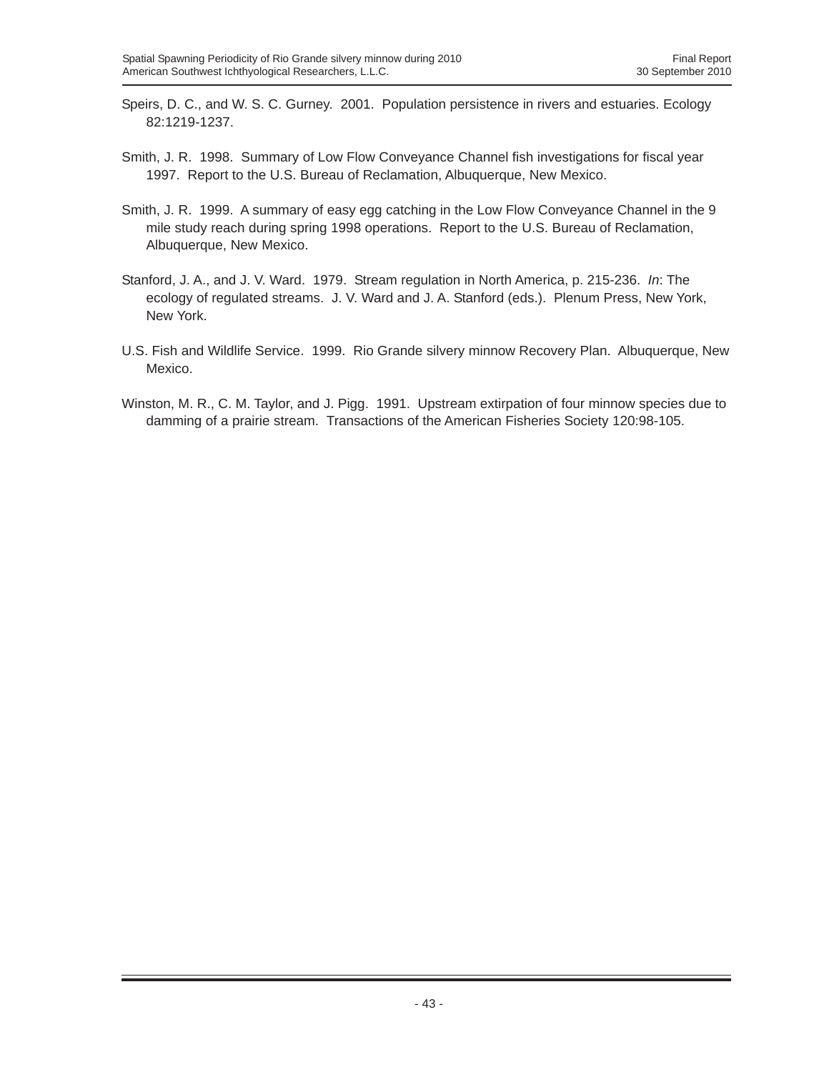Speirs, D. C., and W. S. C. Gurney. 2001. Population persistence in rivers and estuaries. Ecology 82:1219-1237.

Smith, J. R. 1998. Summary of Low Flow Conveyance Channel fish investigations for fiscal year 1997. Report to the U.S. Bureau of Reclamation, Albuquerque, New Mexico.

Smith, J. R. 1999. A summary of easy egg catching in the Low Flow Conveyance Channel in the 9 mile study reach during spring 1998 operations. Report to the U.S. Bureau of Reclamation, Albuquerque, New Mexico.

Stanford, J. A., and J. V. Ward. 1979. Stream regulation in North America, p. 215-236. *In*: The ecology of regulated streams. J. V. Ward and J. A. Stanford (eds.). Plenum Press, New York, New York.

U.S. Fish and Wildlife Service. 1999. Rio Grande silvery minnow Recovery Plan. Albuquerque, New Mexico.

Winston, M. R., C. M. Taylor, and J. Pigg. 1991. Upstream extirpation of four minnow species due to damming of a prairie stream. Transactions of the American Fisheries Society 120:98-105.